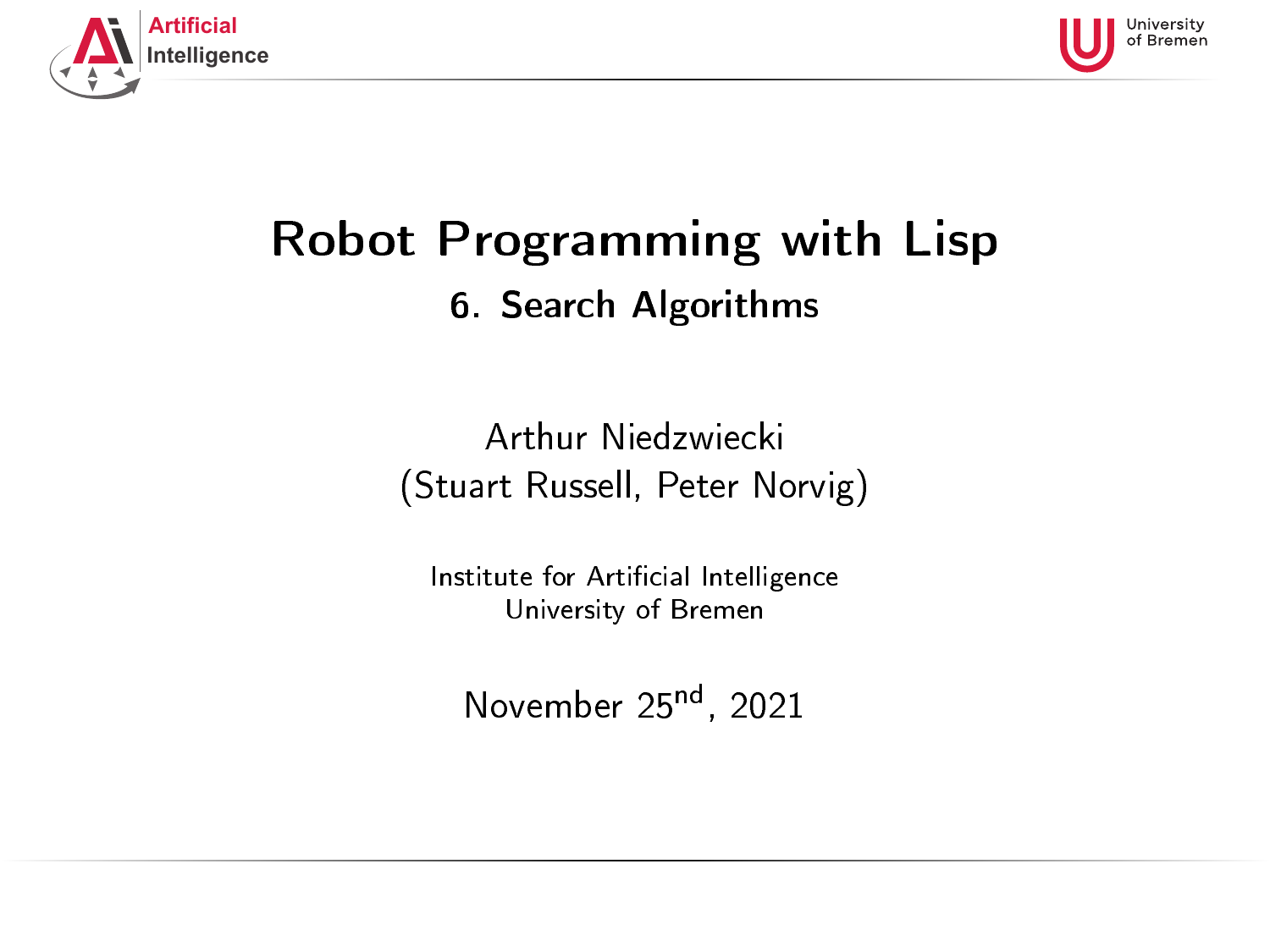# Robot Programming with Lisp

## 6. Search Algorithms

Arthur Niedzwiecki
(Stuart Russell, Peter Norvig)

Institute for Artificial Intelligence
University of Bremen

November 25nd, 2021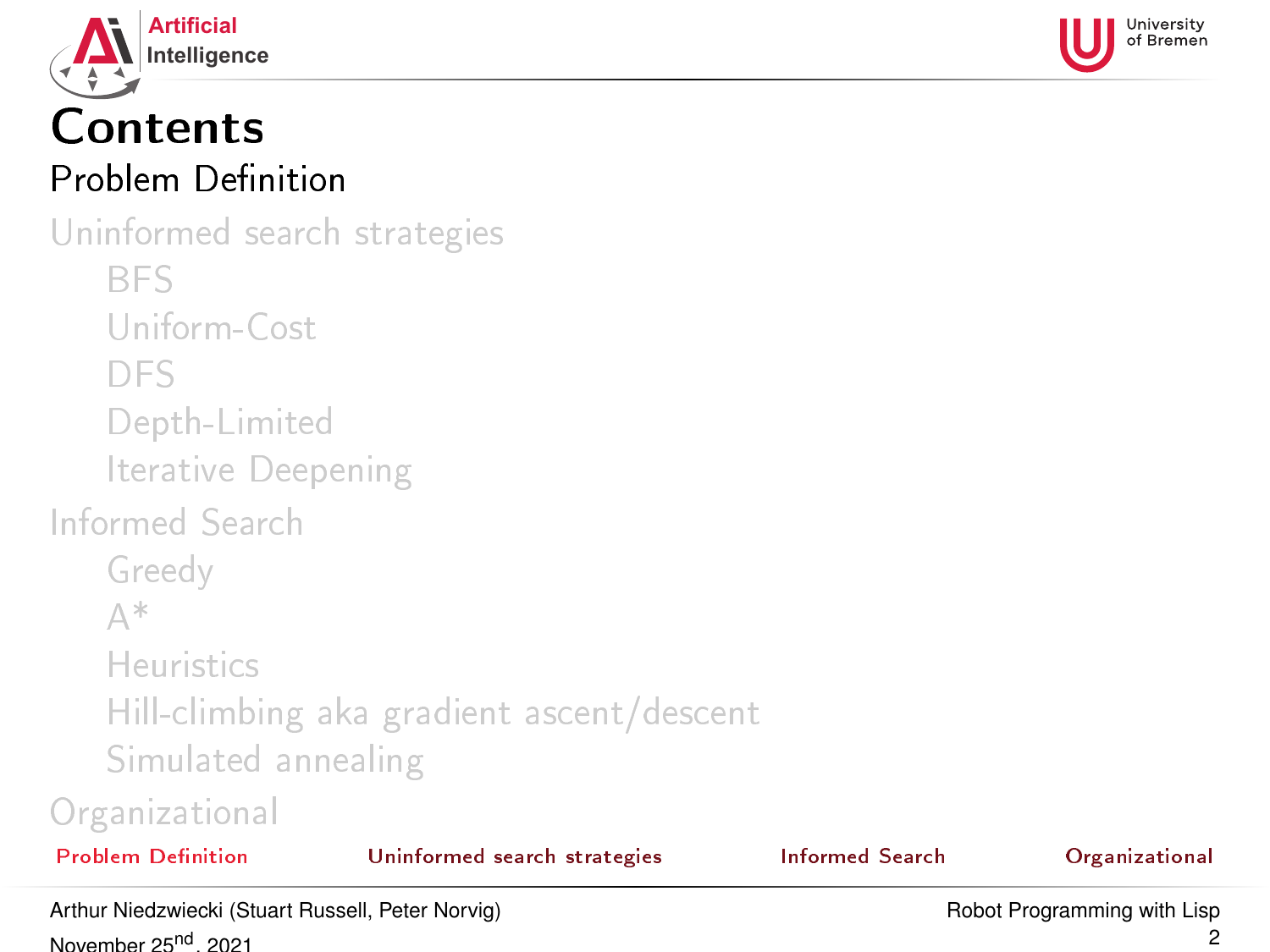# Contents

Problem Definition

Uninformed search strategies

- BFS
- Uniform-Cost
- DFS
- Depth-Limited
- Iterative Deepening

Informed Search

- Greedy
- A*
- Heuristics
- Hill-climbing aka gradient ascent/descent
- Simulated annealing

Organizational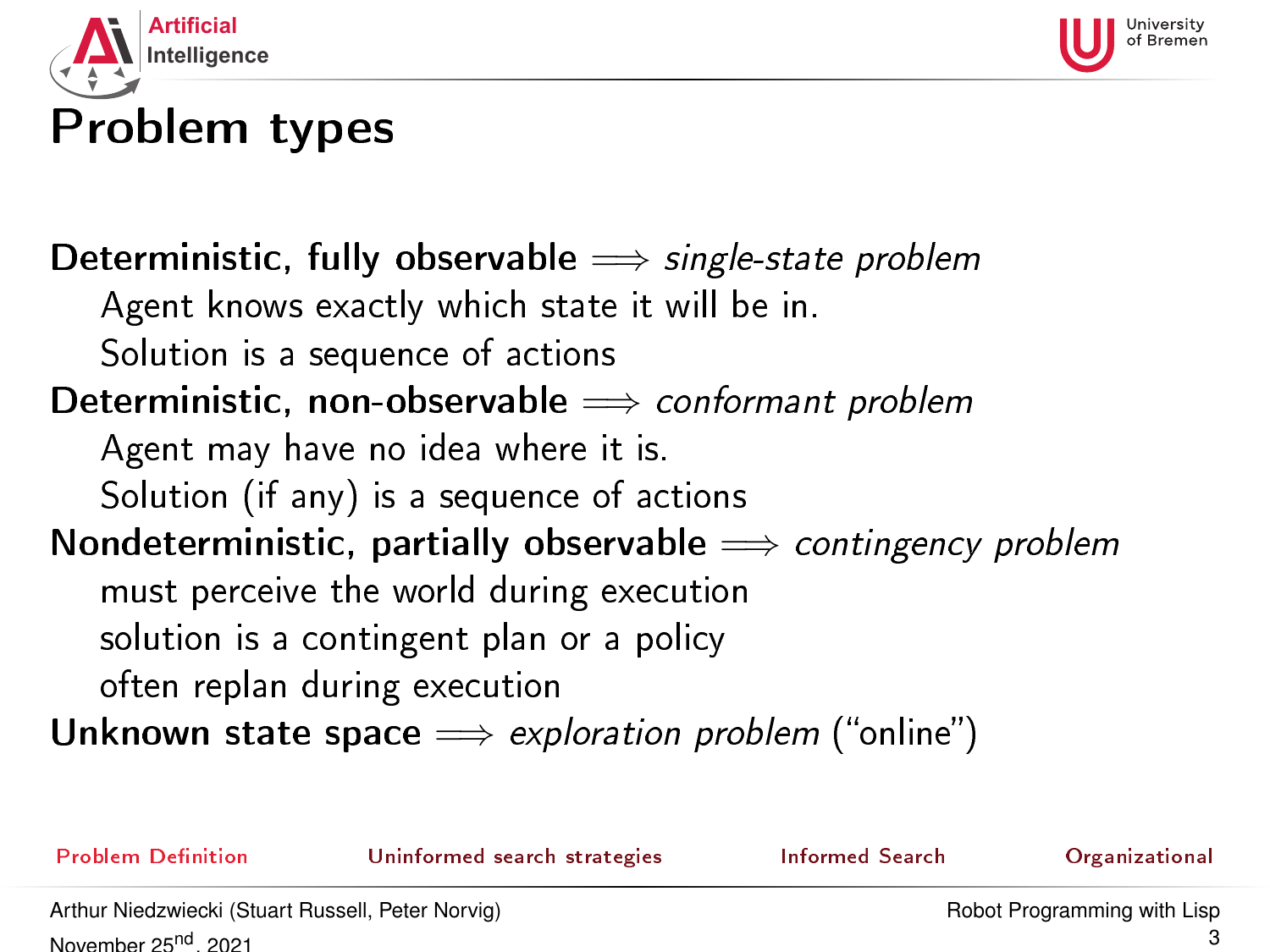# Problem types

**Deterministic, fully observable** $\Longrightarrow$ *single-state problem*

Agent knows exactly which state it will be in.

Solution is a sequence of actions

**Deterministic, non-observable** $\Longrightarrow$ *conformant problem*

Agent may have no idea where it is.

Solution (if any) is a sequence of actions

**Nondeterministic, partially observable** $\Longrightarrow$ *contingency problem*

must perceive the world during execution

solution is a contingent plan or a policy

often replan during execution

**Unknown state space** $\Longrightarrow$ *exploration problem* ("online")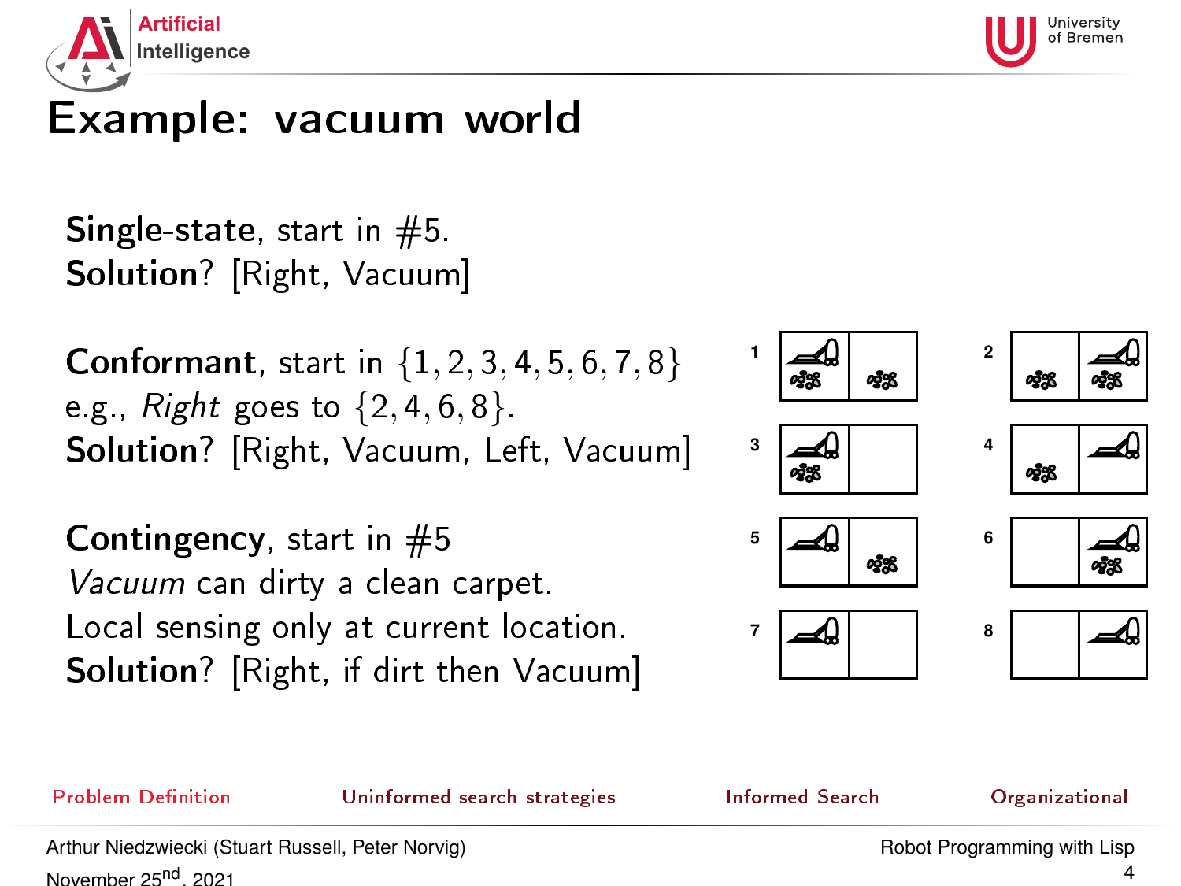# Example: vacuum world

**Single-state**, start in #5.
**Solution**? [Right, Vacuum]

**Conformant**, start in $\{1, 2, 3, 4, 5, 6, 7, 8\}$
e.g., *Right* goes to $\{2, 4, 6, 8\}$.
**Solution**? [Right, Vacuum, Left, Vacuum]

**Contingency**, start in #5
*Vacuum* can dirty a clean carpet.
Local sensing only at current location.
**Solution**? [Right, if dirt then Vacuum]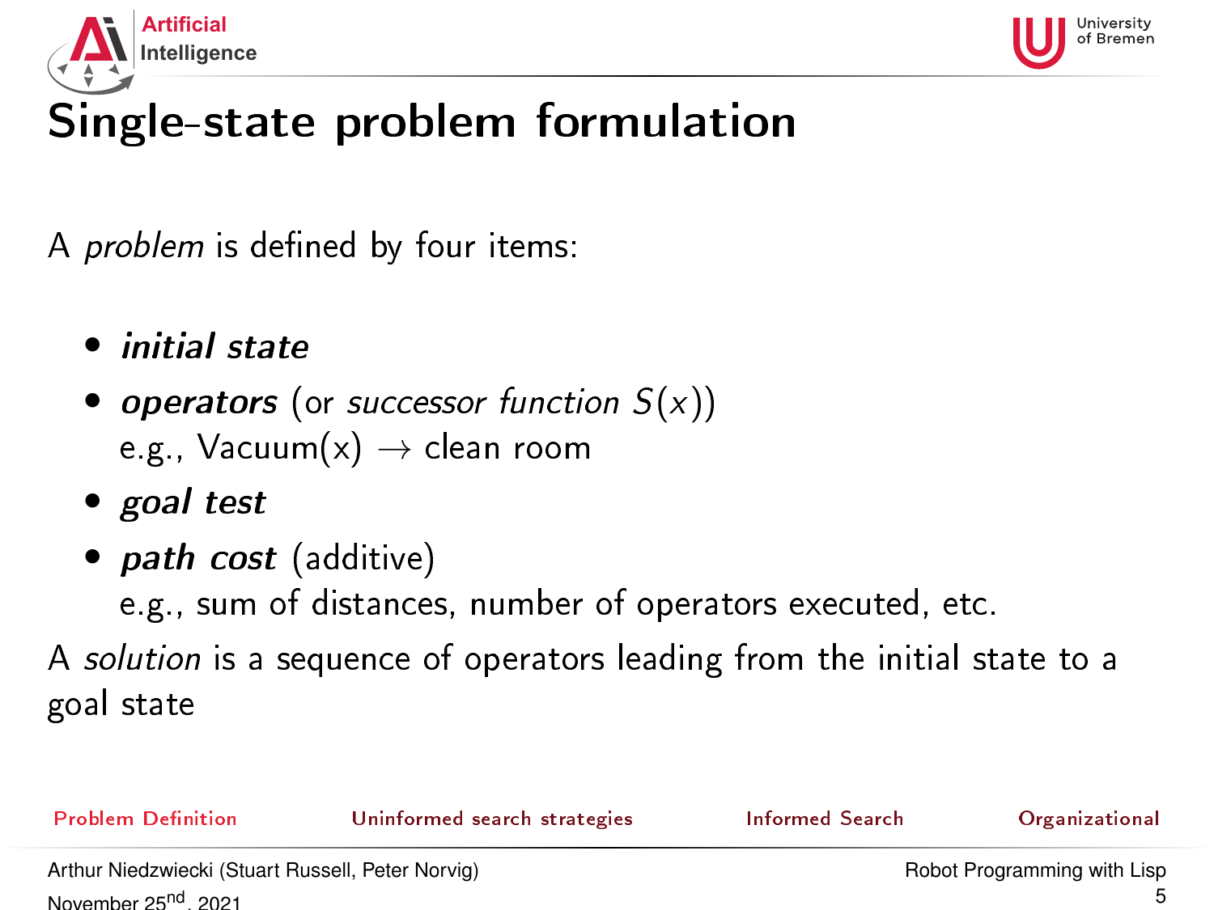# Single-state problem formulation

A *problem* is defined by four items:

- ***initial state***
- ***operators*** (or *successor function* $S(x)$)
  e.g., Vacuum(x) $\rightarrow$ clean room
- ***goal test***
- ***path cost*** (additive)
  e.g., sum of distances, number of operators executed, etc.

A *solution* is a sequence of operators leading from the initial state to a goal state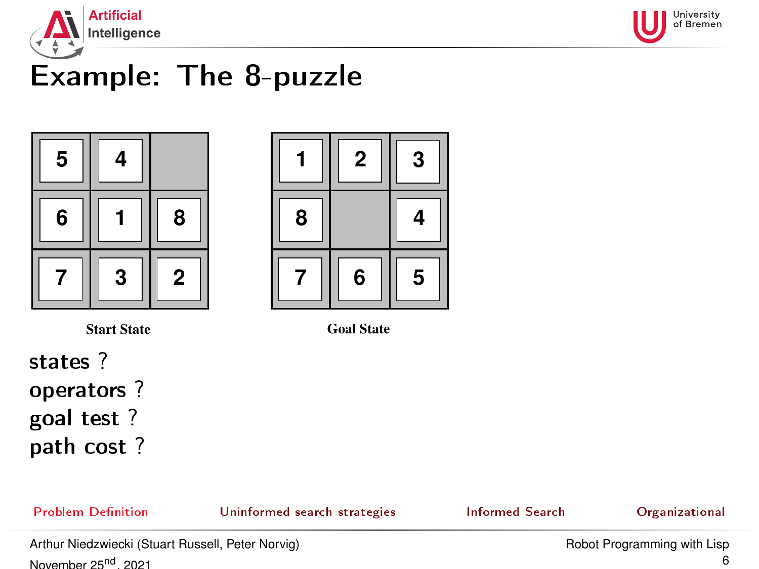# Example: The 8-puzzle

| 5 | 4 |   |
|---|---|---|
| 6 | 1 | 8 |
| 7 | 3 | 2 |

**Start State**

| 1 | 2 | 3 |
|---|---|---|
| 8 |   | 4 |
| 7 | 6 | 5 |

**Goal State**

states ?
operators ?
goal test ?
path cost ?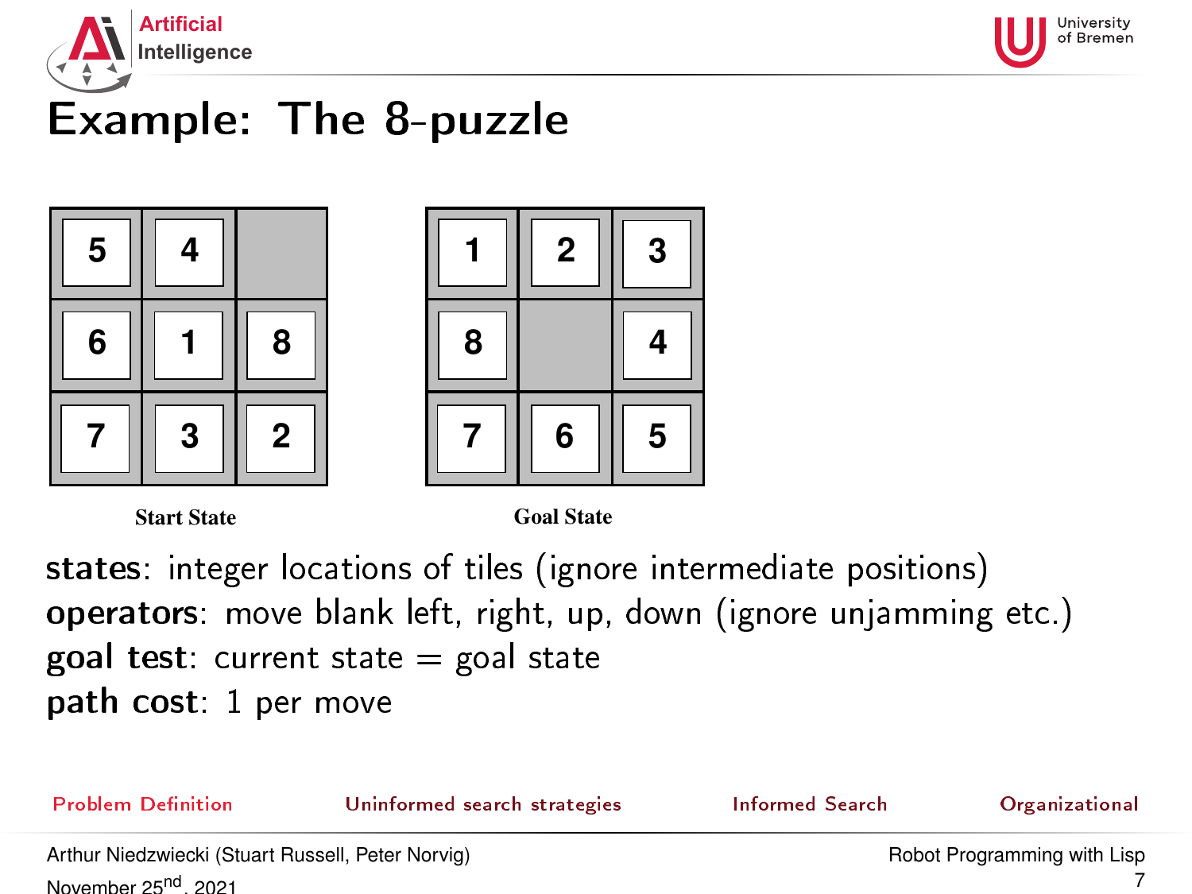# Example: The 8-puzzle

| 5 | 4 |   |
|---|---|---|
| 6 | 1 | 8 |
| 7 | 3 | 2 |

**Start State**

| 1 | 2 | 3 |
|---|---|---|
| 8 |   | 4 |
| 7 | 6 | 5 |

**Goal State**

**states**: integer locations of tiles (ignore intermediate positions)
**operators**: move blank left, right, up, down (ignore unjamming etc.)
**goal test**: current state = goal state
**path cost**: 1 per move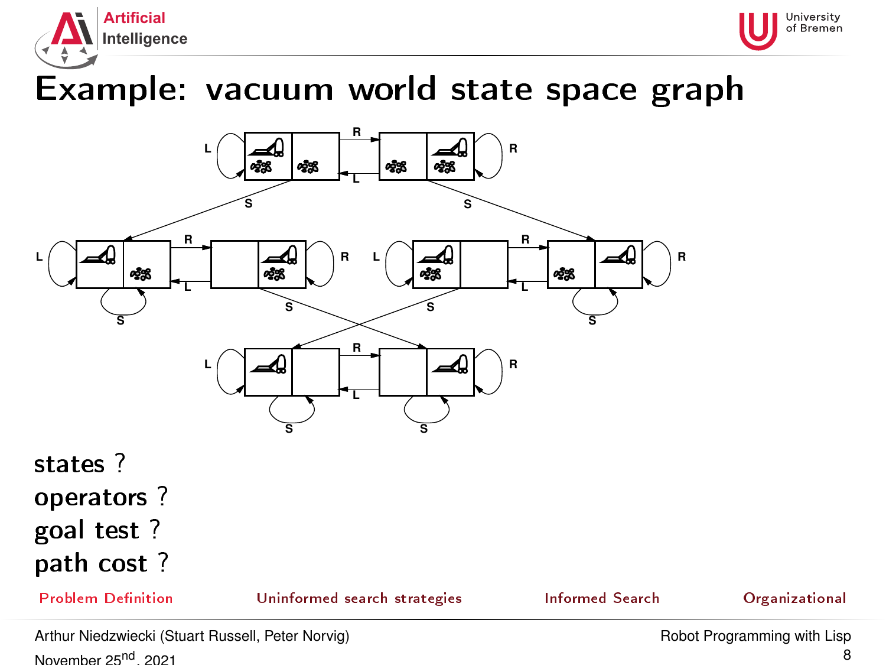# Example: vacuum world state space graph

states ?

operators ?

goal test ?

path cost ?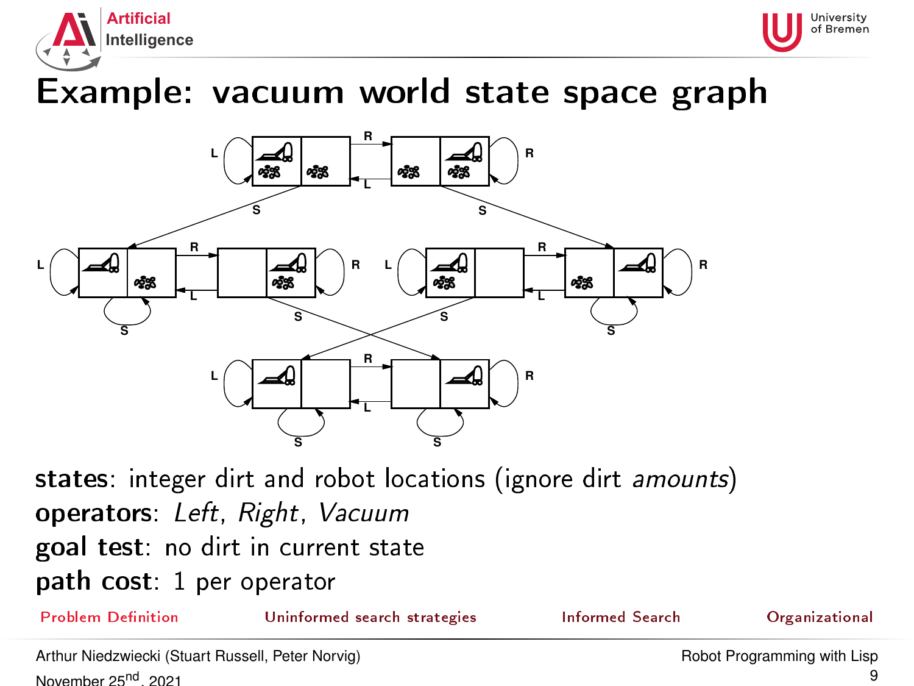# Example: vacuum world state space graph

**states**: integer dirt and robot locations (ignore dirt *amounts*)
**operators**: *Left*, *Right*, *Vacuum*
**goal test**: no dirt in current state
**path cost**: 1 per operator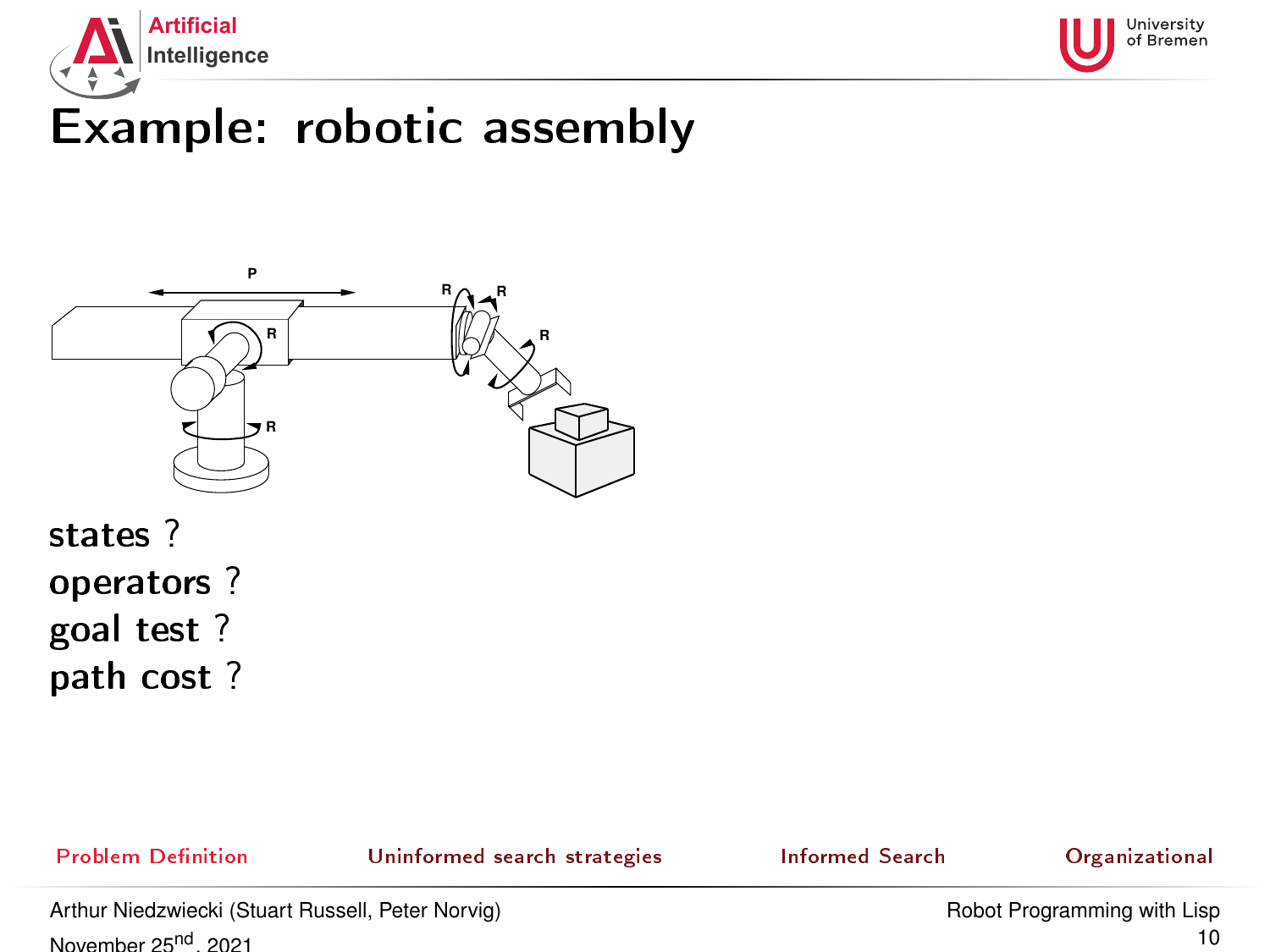# Example: robotic assembly

states ?

operators ?

goal test ?

path cost ?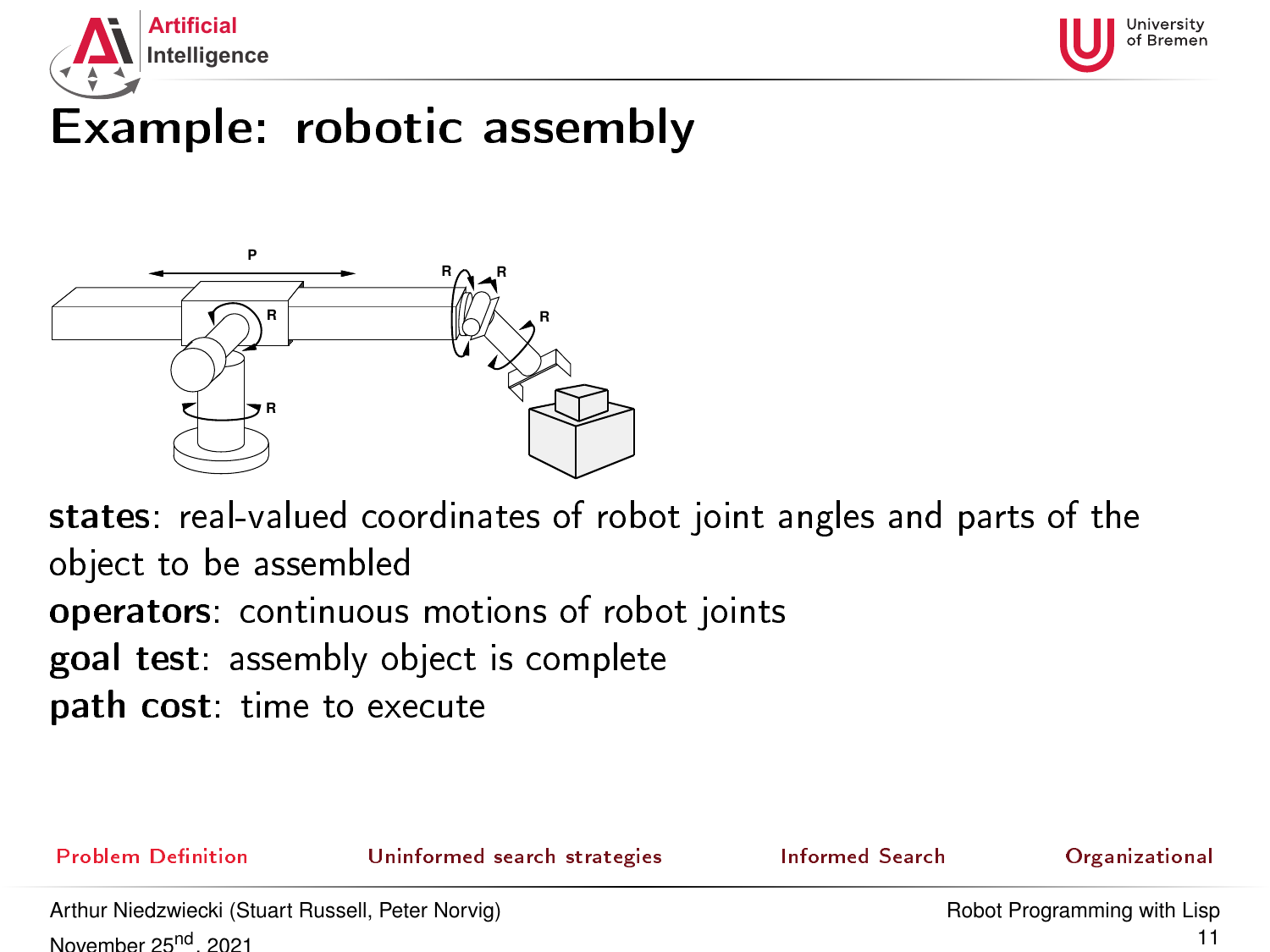# Example: robotic assembly

**states**: real-valued coordinates of robot joint angles and parts of the object to be assembled

**operators**: continuous motions of robot joints

**goal test**: assembly object is complete

**path cost**: time to execute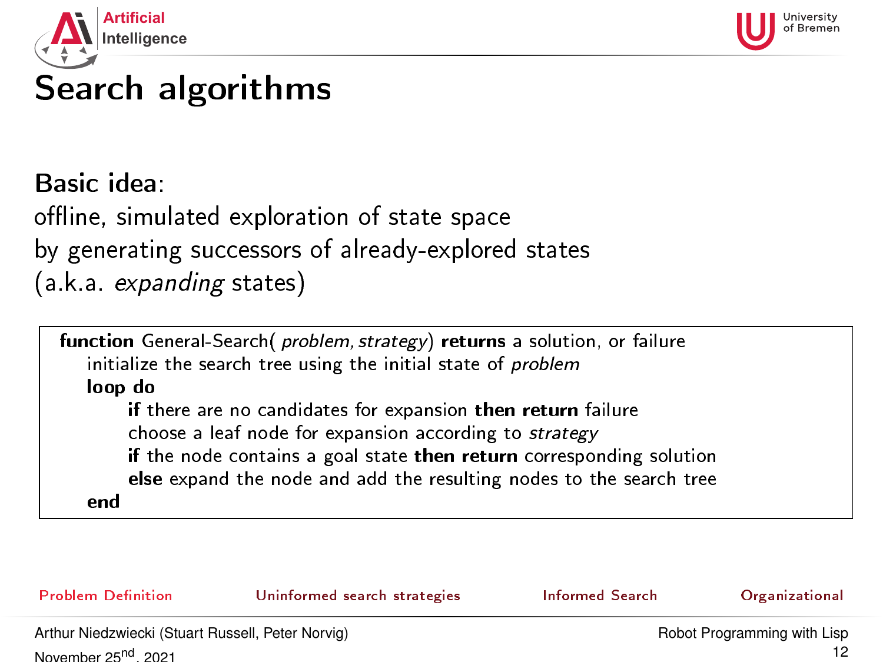# Search algorithms

**Basic idea**:
offline, simulated exploration of state space
by generating successors of already-explored states
(a.k.a. *expanding* states)

```
function General-Search( problem, strategy) returns a solution, or failure
    initialize the search tree using the initial state of problem
    loop do
        if there are no candidates for expansion then return failure
        choose a leaf node for expansion according to strategy
        if the node contains a goal state then return corresponding solution
        else expand the node and add the resulting nodes to the search tree
    end
```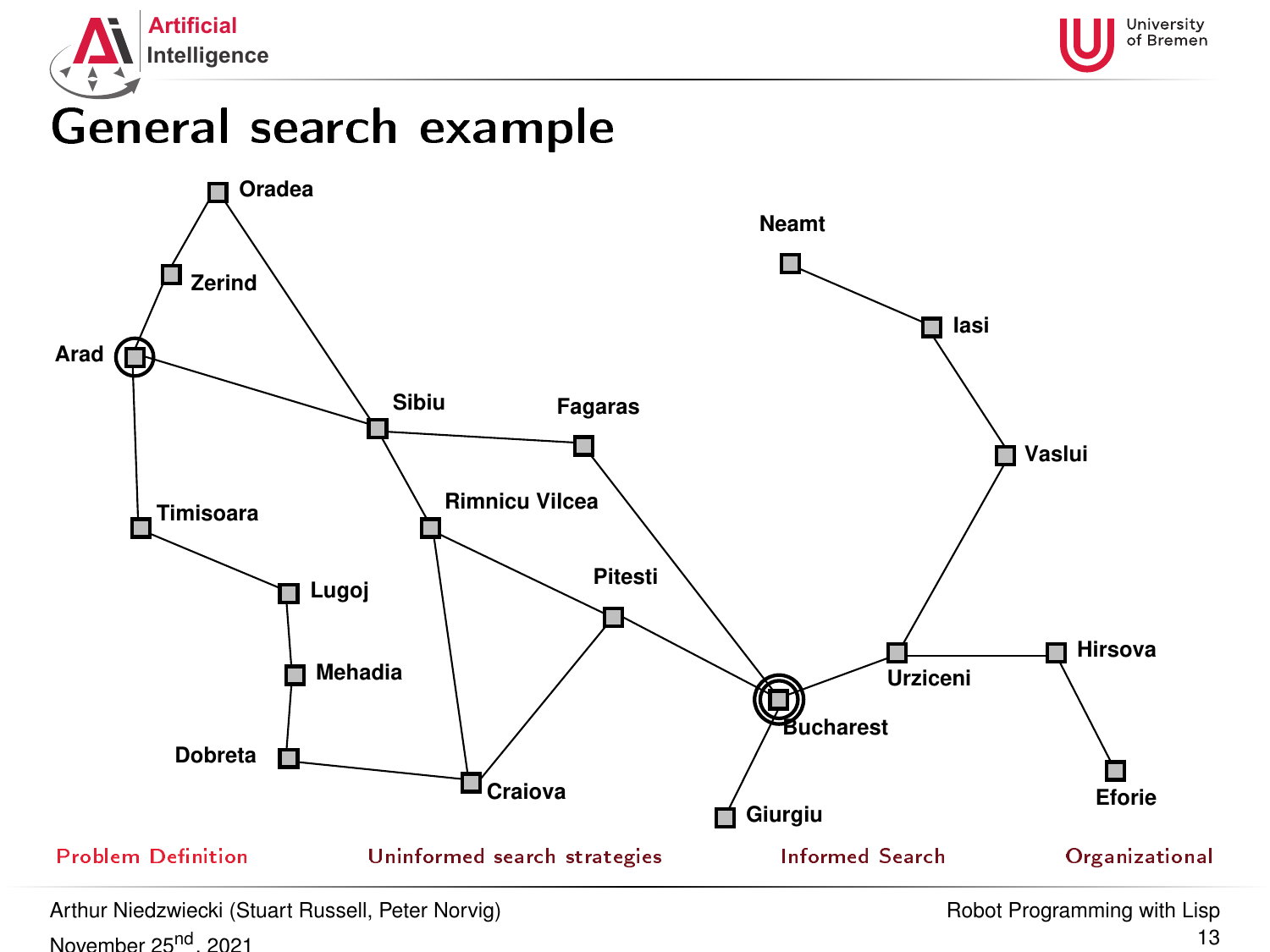# General search example

Oradea

Zerind

Arad

Sibiu

Fagaras

Neamt

Iasi

Vaslui

Timisoara

Rimnicu Vilcea

Lugoj

Pitesti

Mehadia

Urziceni

Hirsova

Bucharest

Dobreta

Craiova

Giurgiu

Eforie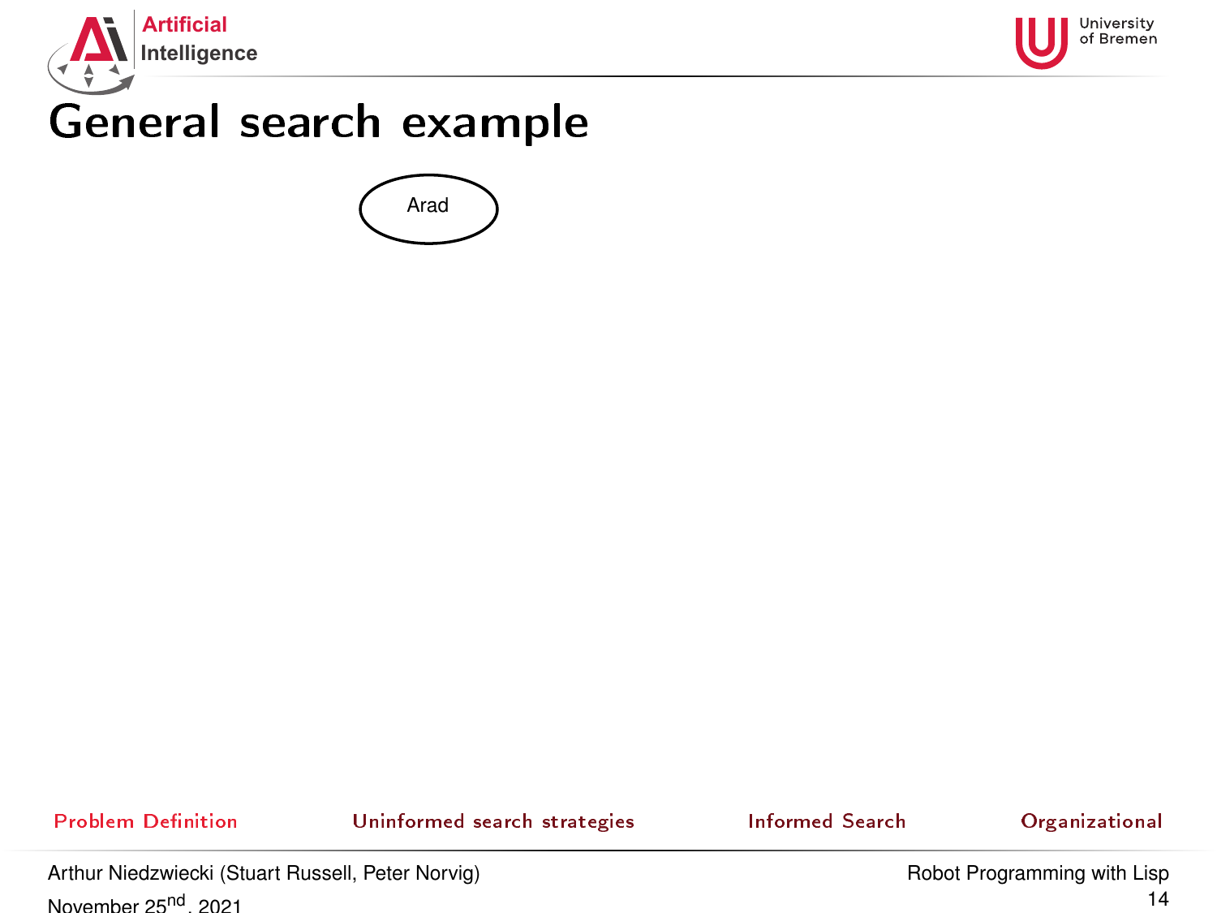# General search example

Arad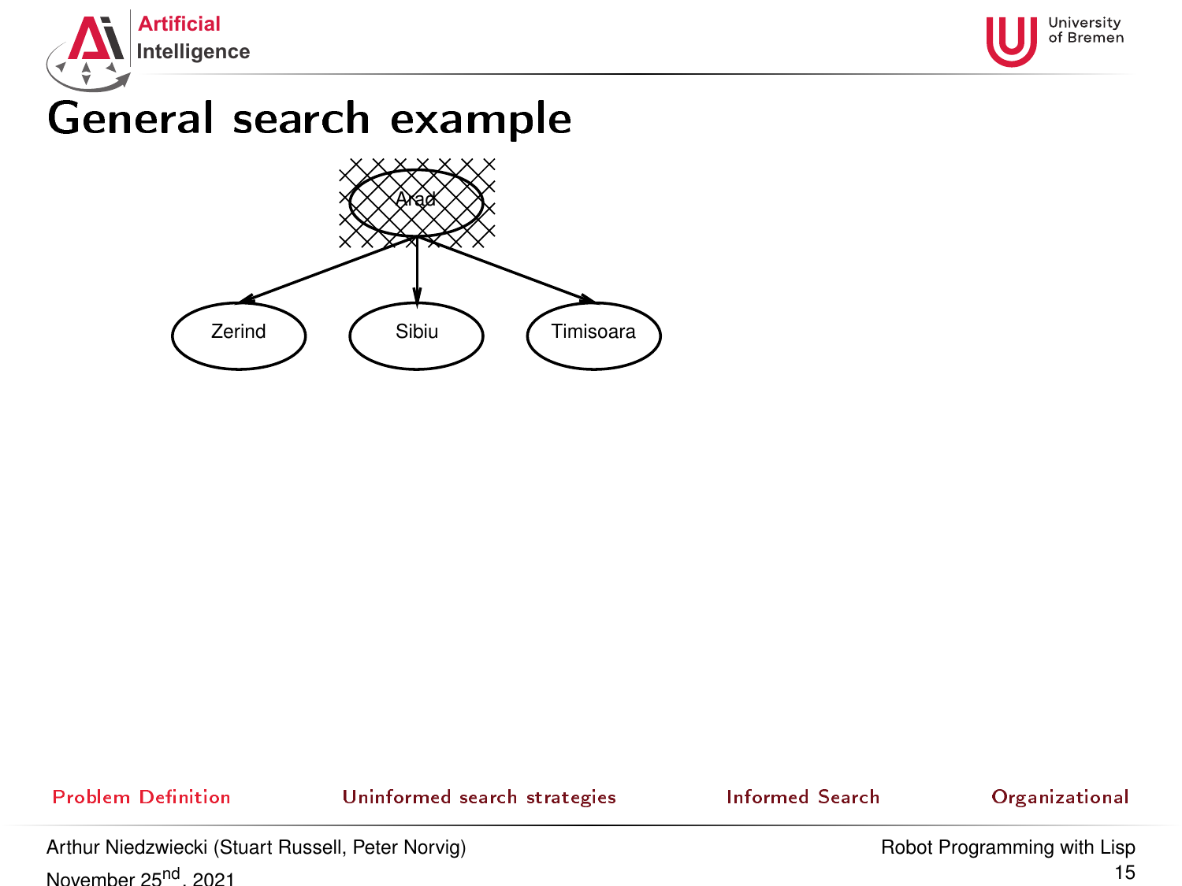# General search example

Arad

Zerind

Sibiu

Timisoara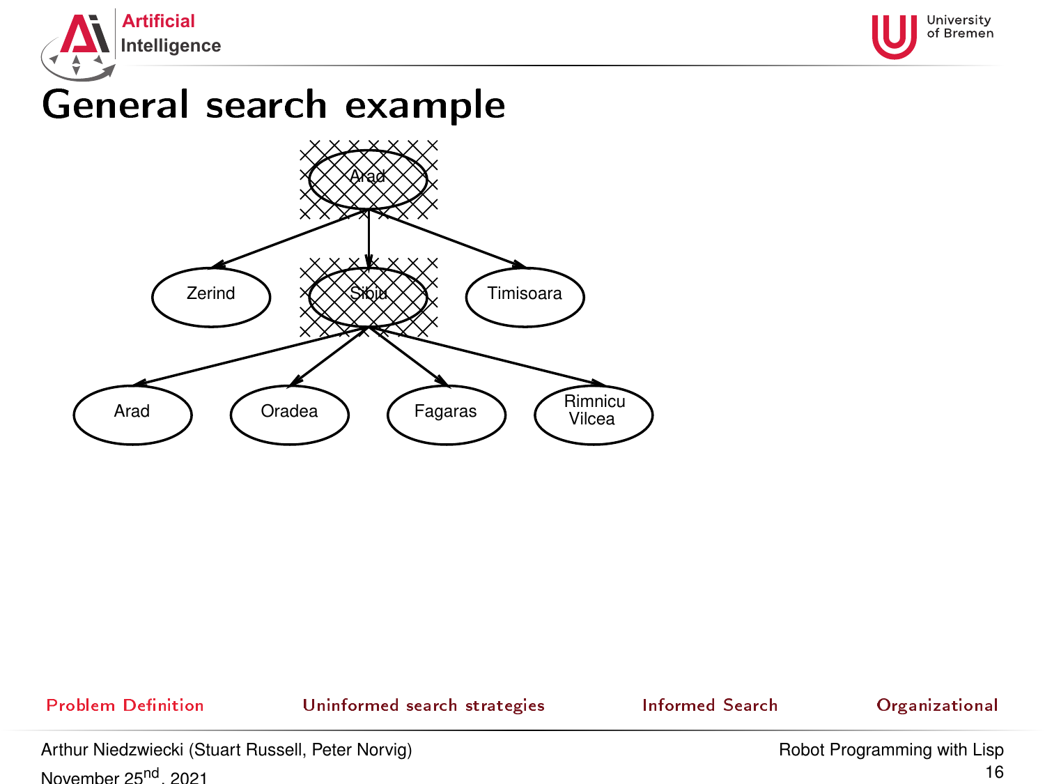# General search example

Arad

Zerind Sibiu Timisoara

Arad Oradea Fagaras Rimnicu Vilcea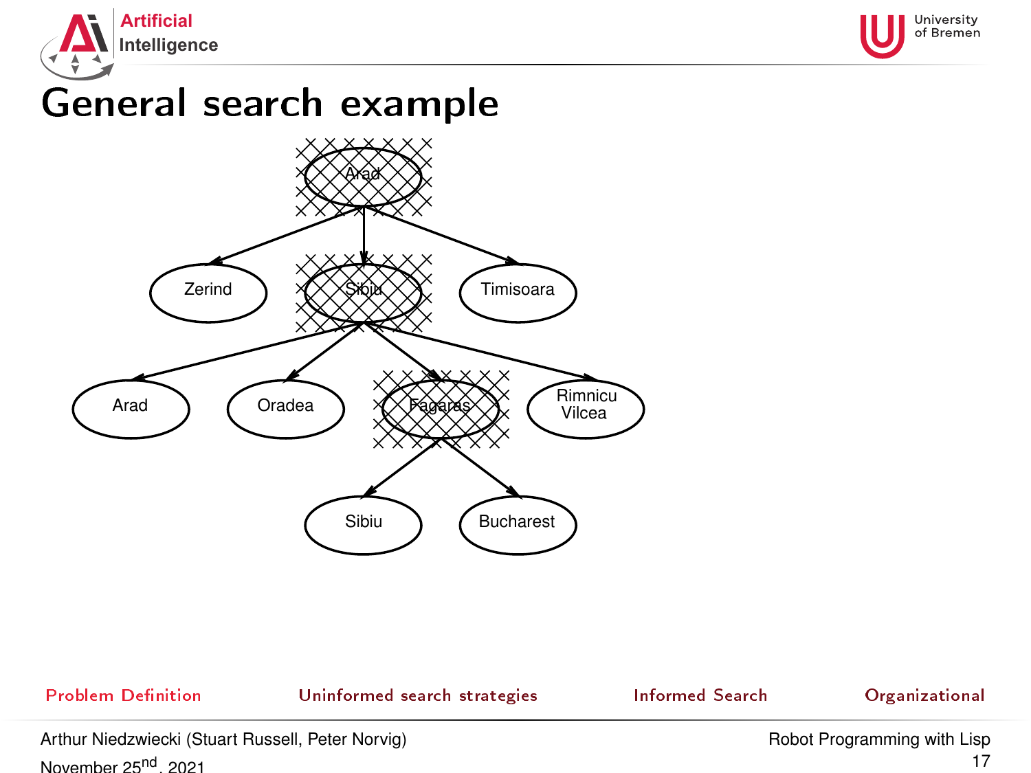# General search example

Arad

Zerind Sibiu Timisoara

Arad Oradea Fagaras Rimnicu Vilcea

Sibiu Bucharest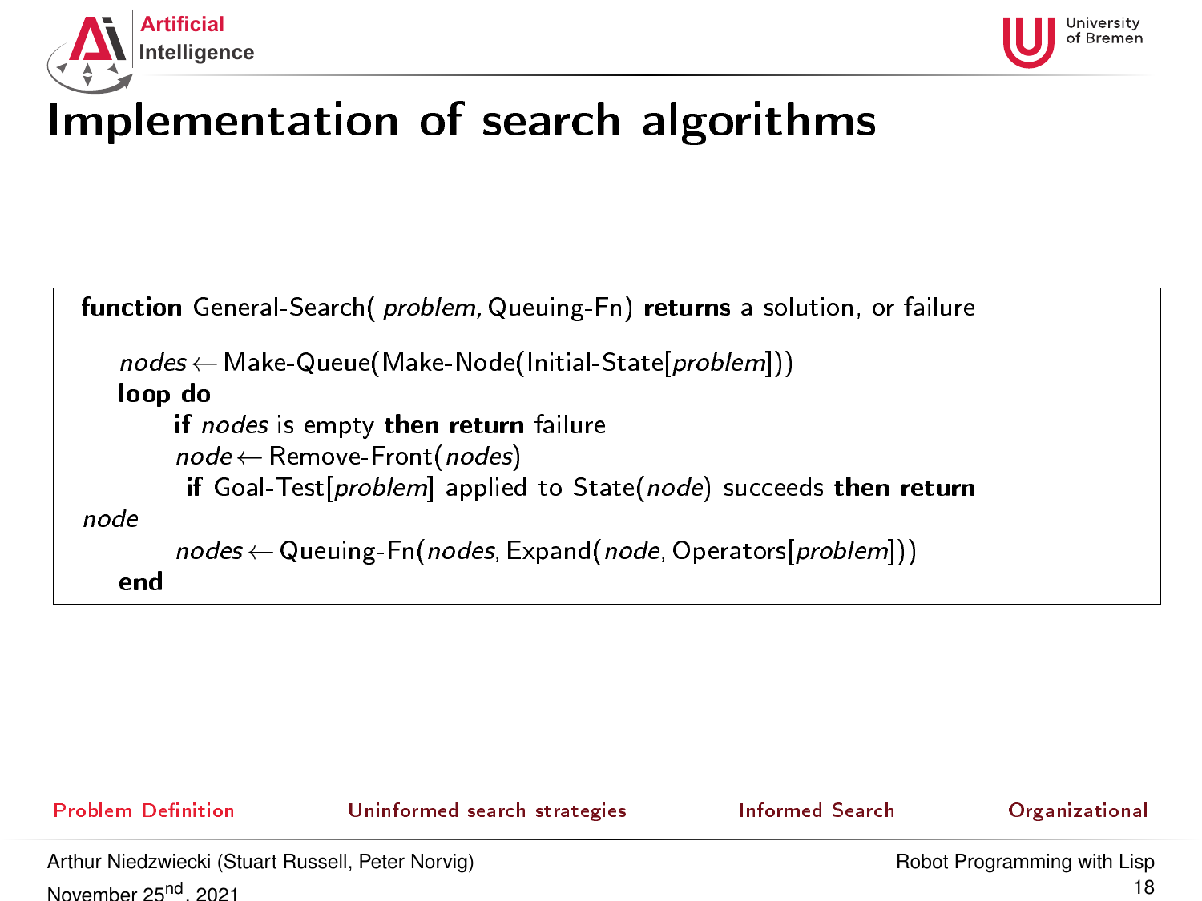# Implementation of search algorithms

```
function General-Search( problem, Queuing-Fn) returns a solution, or failure

    nodes ← Make-Queue(Make-Node(Initial-State[problem]))
    loop do
        if nodes is empty then return failure
        node ← Remove-Front(nodes)
        if Goal-Test[problem] applied to State(node) succeeds then return node
        nodes ← Queuing-Fn(nodes, Expand(node, Operators[problem]))
    end
```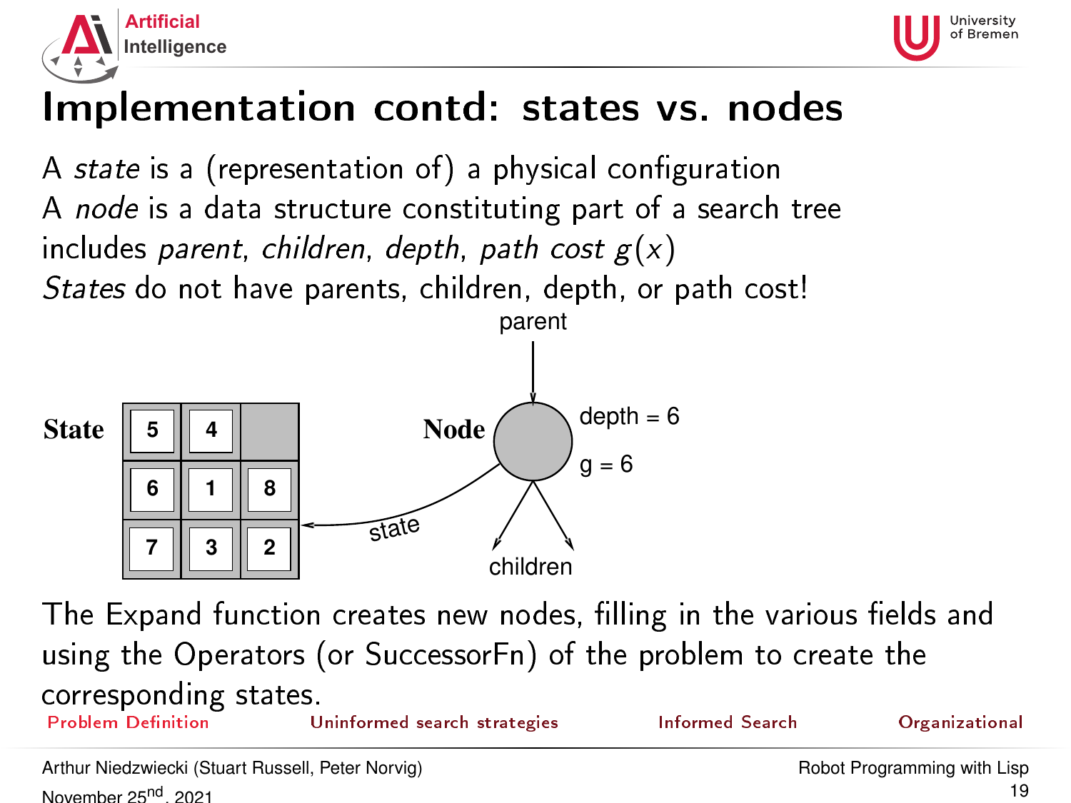# Implementation contd: states vs. nodes

A *state* is a (representation of) a physical configuration
A *node* is a data structure constituting part of a search tree
includes *parent*, *children*, *depth*, *path cost* $g(x)$
*States* do not have parents, children, depth, or path cost!

The Expand function creates new nodes, filling in the various fields and using the Operators (or SuccessorFn) of the problem to create the corresponding states.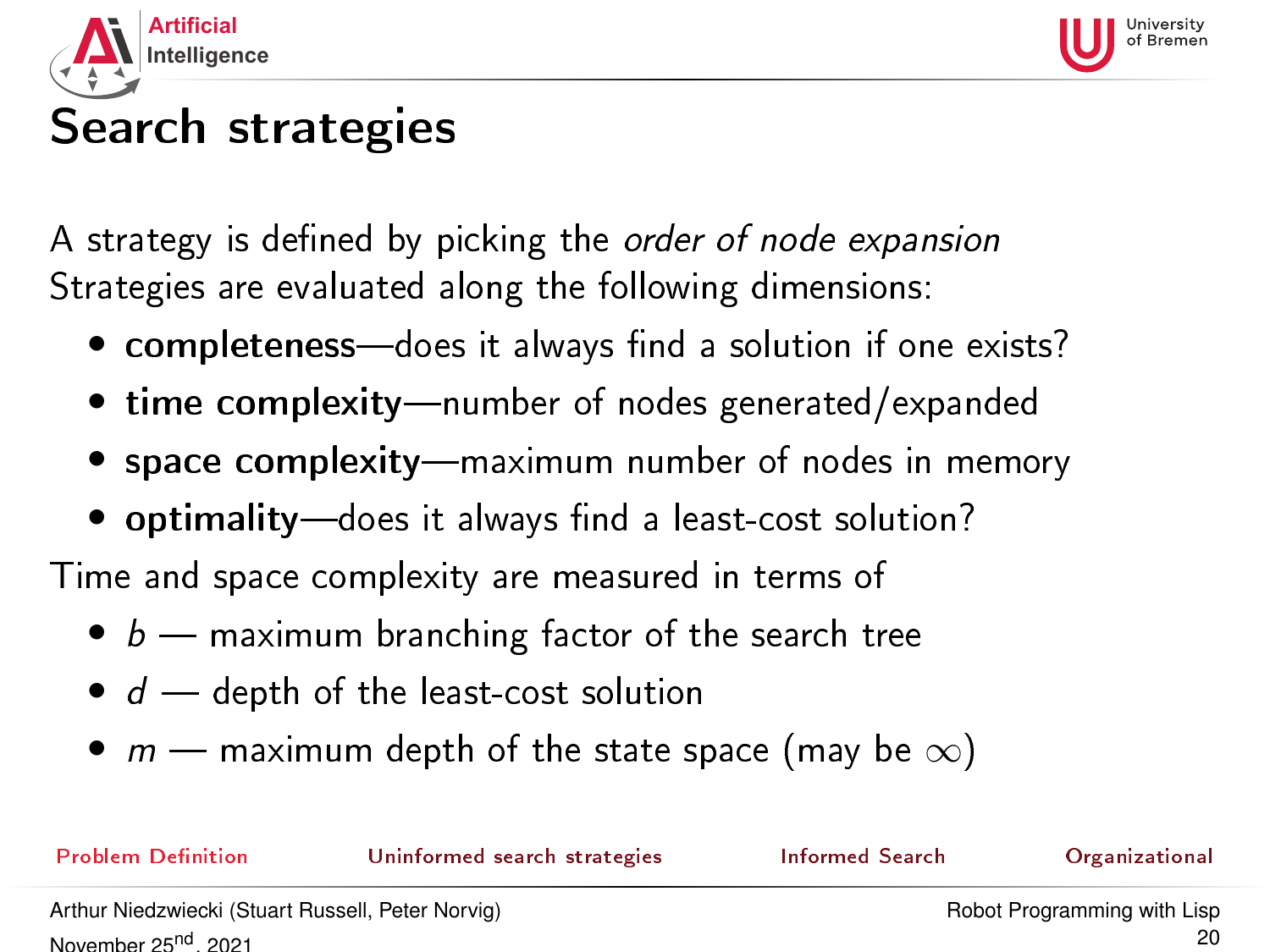# Search strategies

A strategy is defined by picking the *order of node expansion*
Strategies are evaluated along the following dimensions:

- **completeness**—does it always find a solution if one exists?
- **time complexity**—number of nodes generated/expanded
- **space complexity**—maximum number of nodes in memory
- **optimality**—does it always find a least-cost solution?

Time and space complexity are measured in terms of

- $b$ — maximum branching factor of the search tree
- $d$ — depth of the least-cost solution
- $m$ — maximum depth of the state space (may be $\infty$)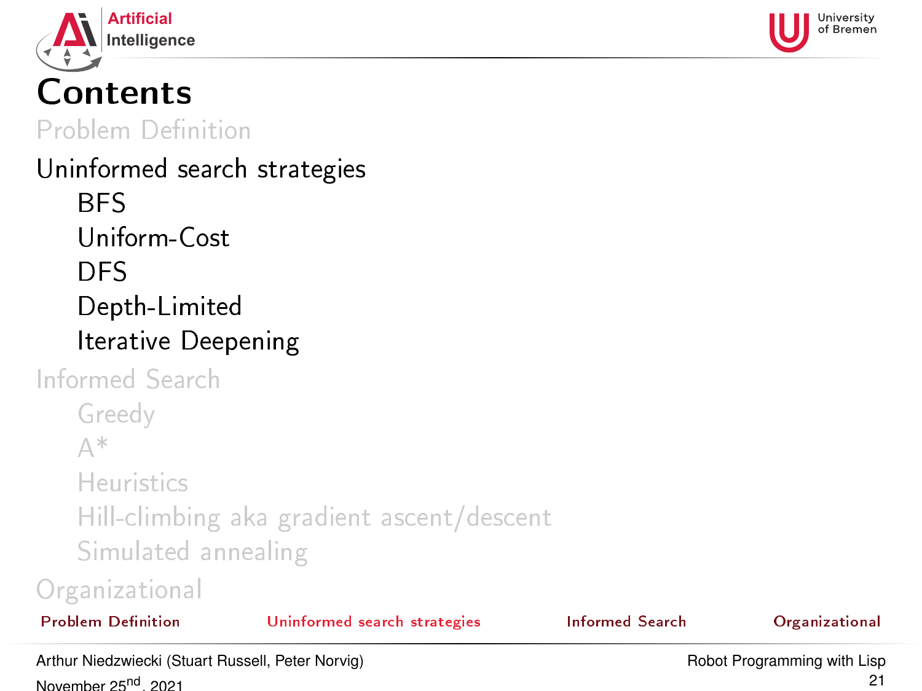# Contents

Problem Definition

Uninformed search strategies

- BFS
- Uniform-Cost
- DFS
- Depth-Limited
- Iterative Deepening

Informed Search

- Greedy
- A*
- Heuristics
- Hill-climbing aka gradient ascent/descent
- Simulated annealing

Organizational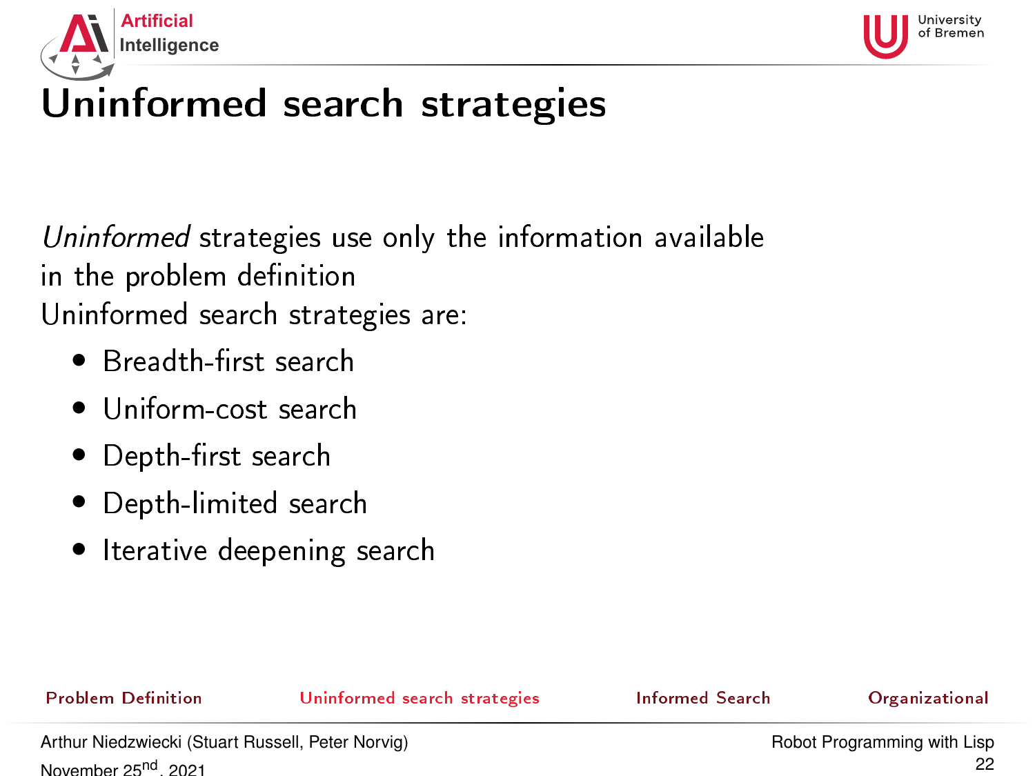# Uninformed search strategies

*Uninformed* strategies use only the information available in the problem definition
Uninformed search strategies are:

- Breadth-first search
- Uniform-cost search
- Depth-first search
- Depth-limited search
- Iterative deepening search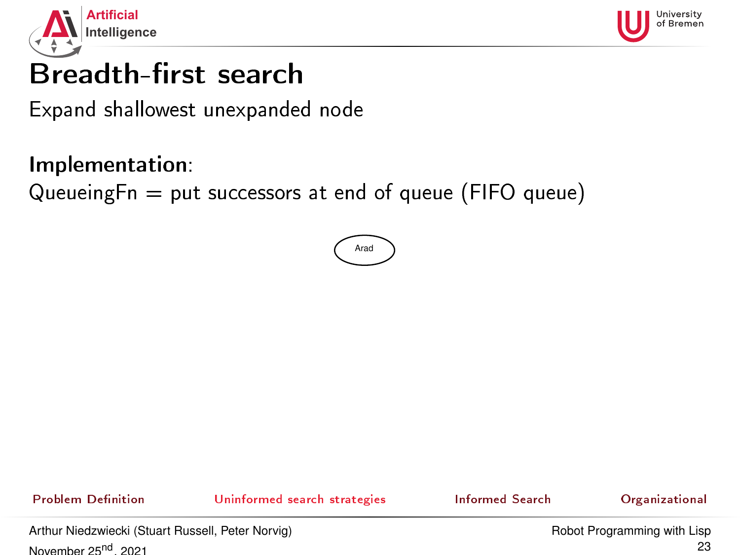# Breadth-first search

Expand shallowest unexpanded node

**Implementation**:
QueueingFn = put successors at end of queue (FIFO queue)

Arad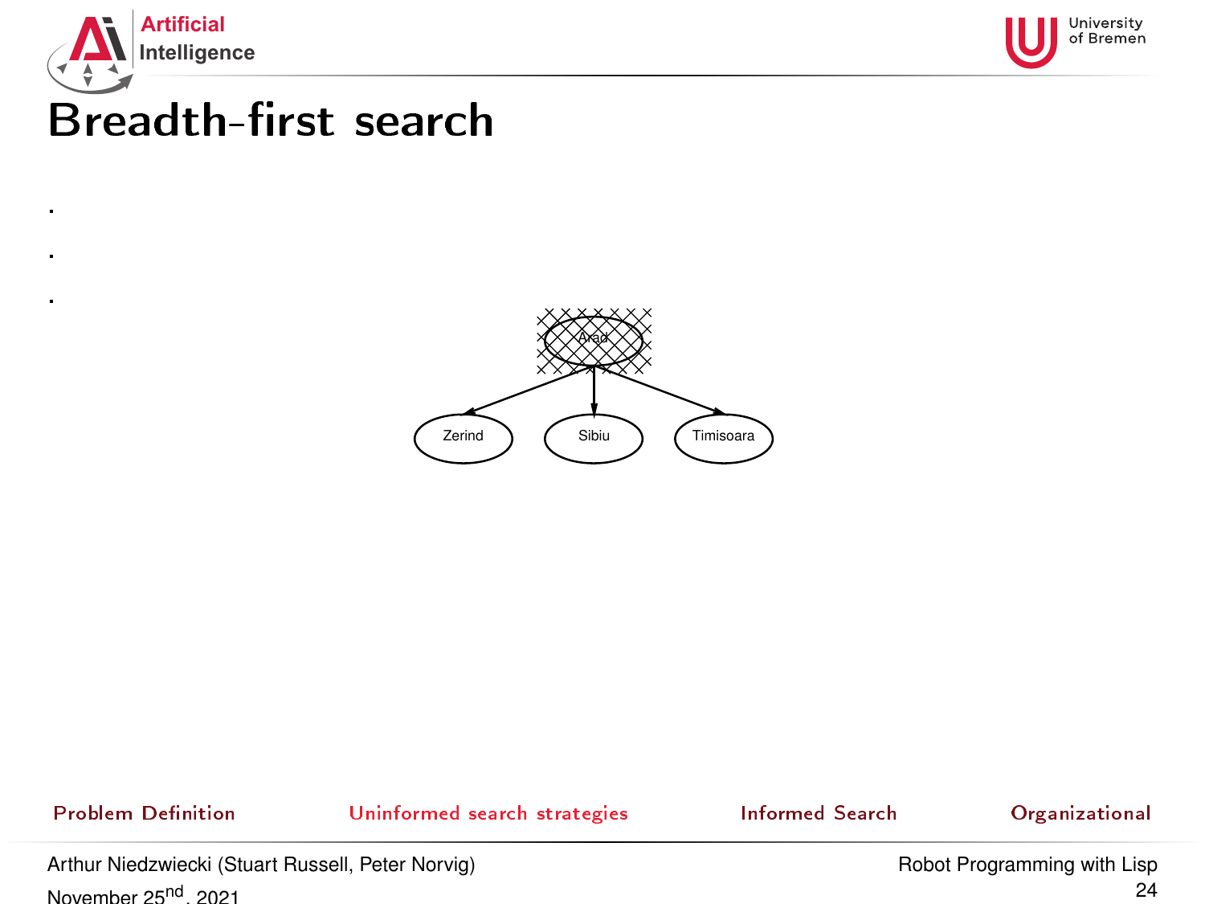# Breadth-first search

.

.

.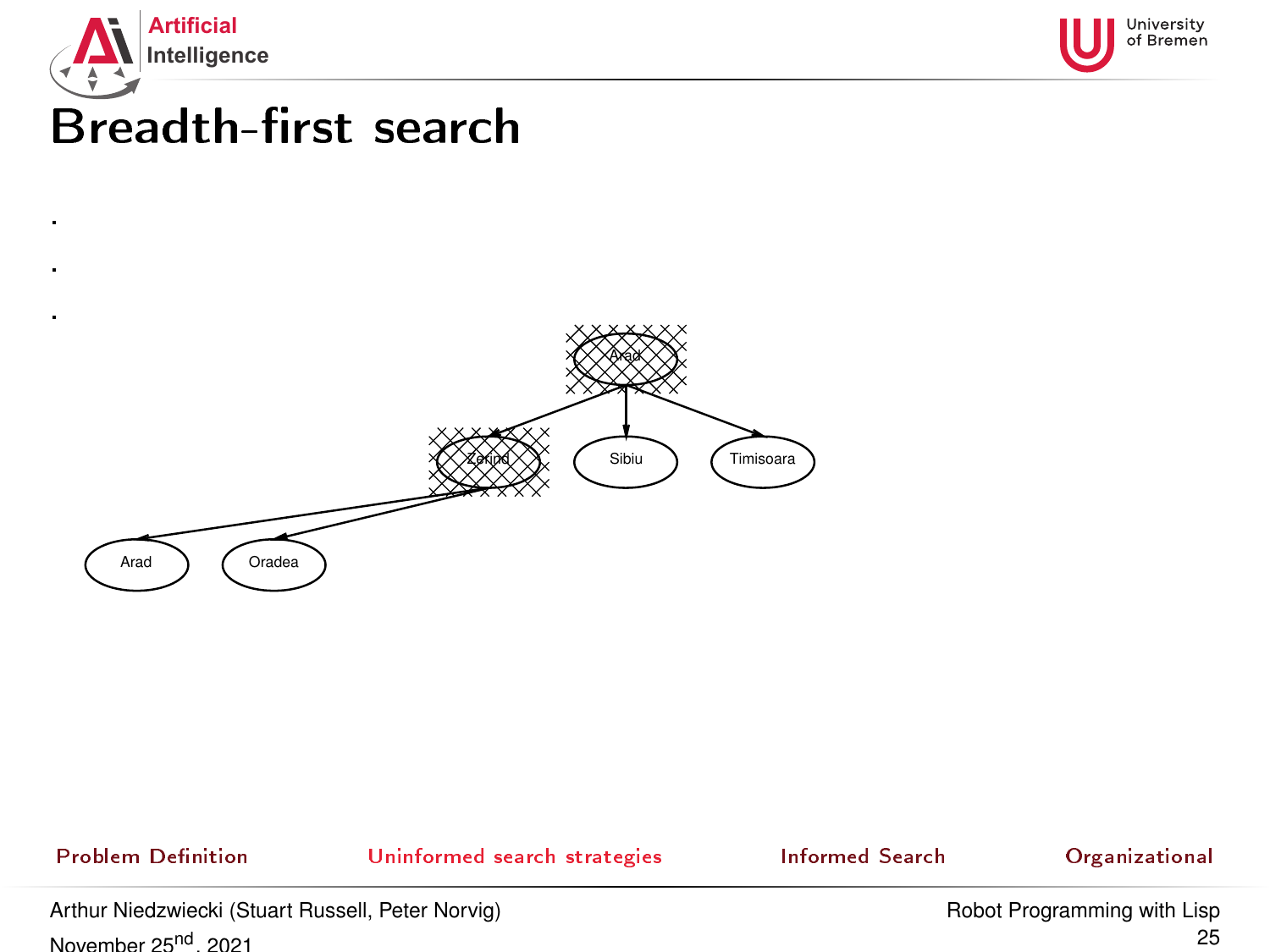# Breadth-first search

.

.

.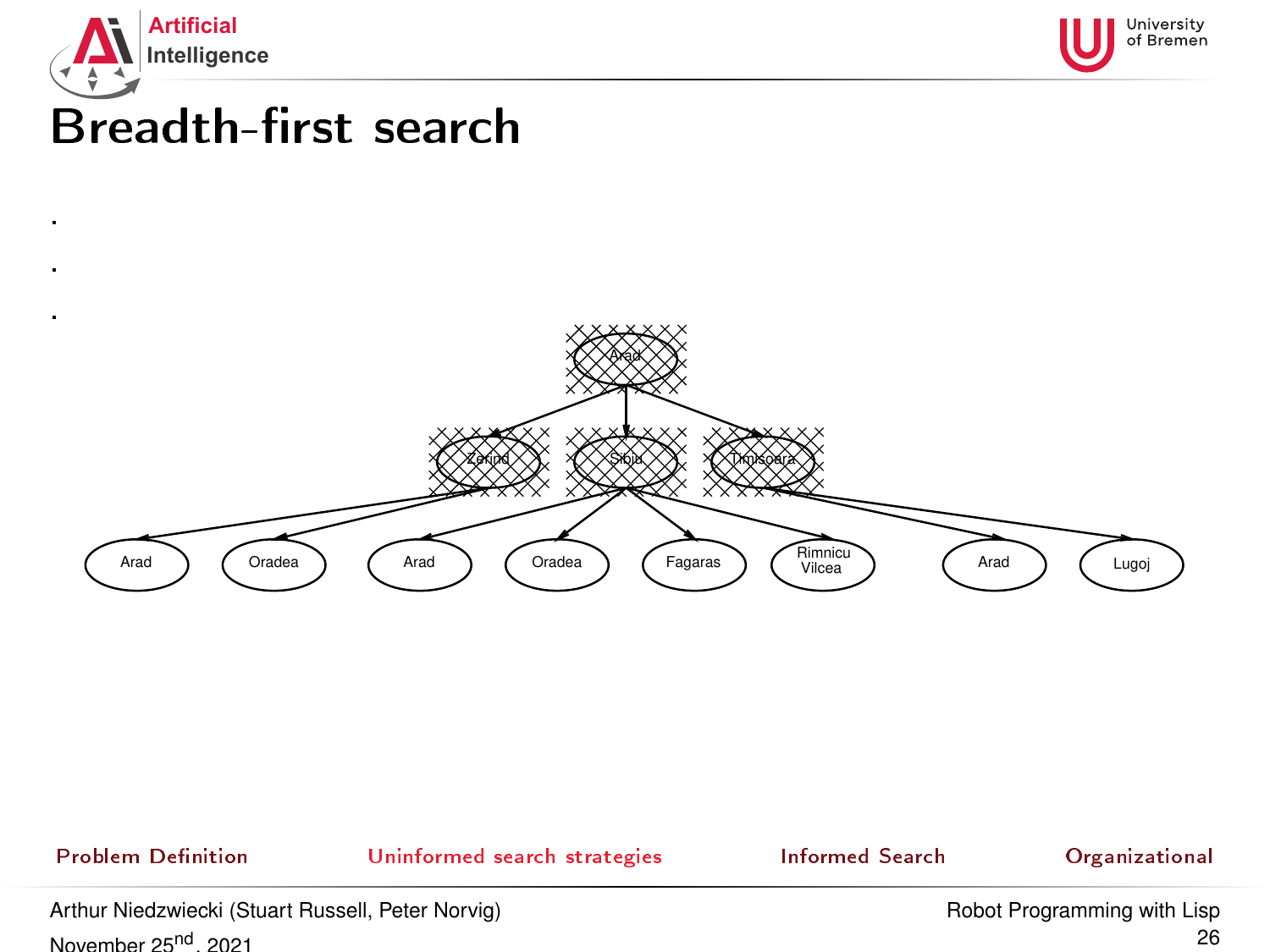# Breadth-first search

Arad

Zerind Sibiu Timisoara

Arad Oradea Arad Oradea Fagaras Rimnicu Vilcea Arad Lugoj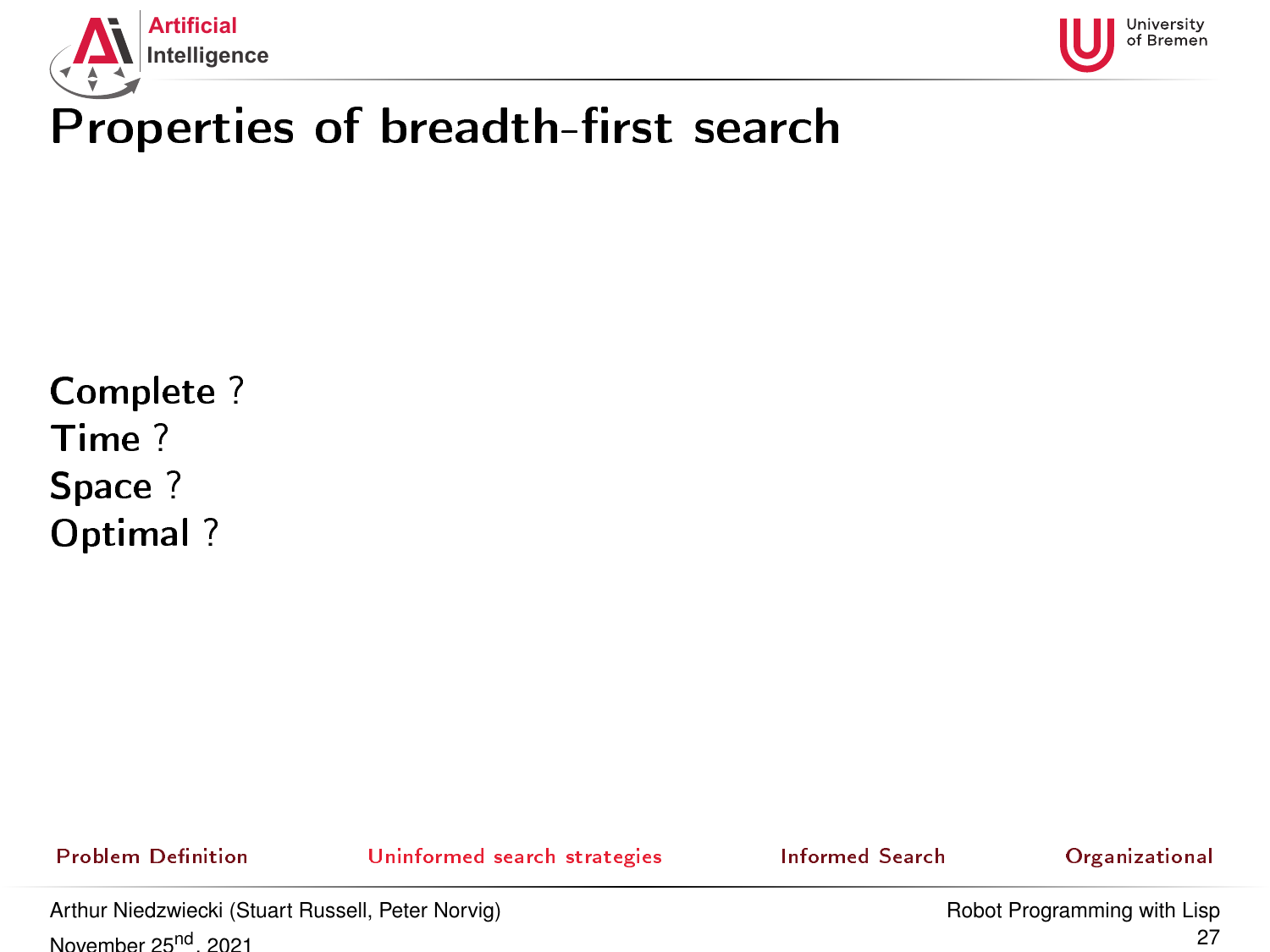# Properties of breadth-first search

**Complete** ?
**Time** ?
**Space** ?
**Optimal** ?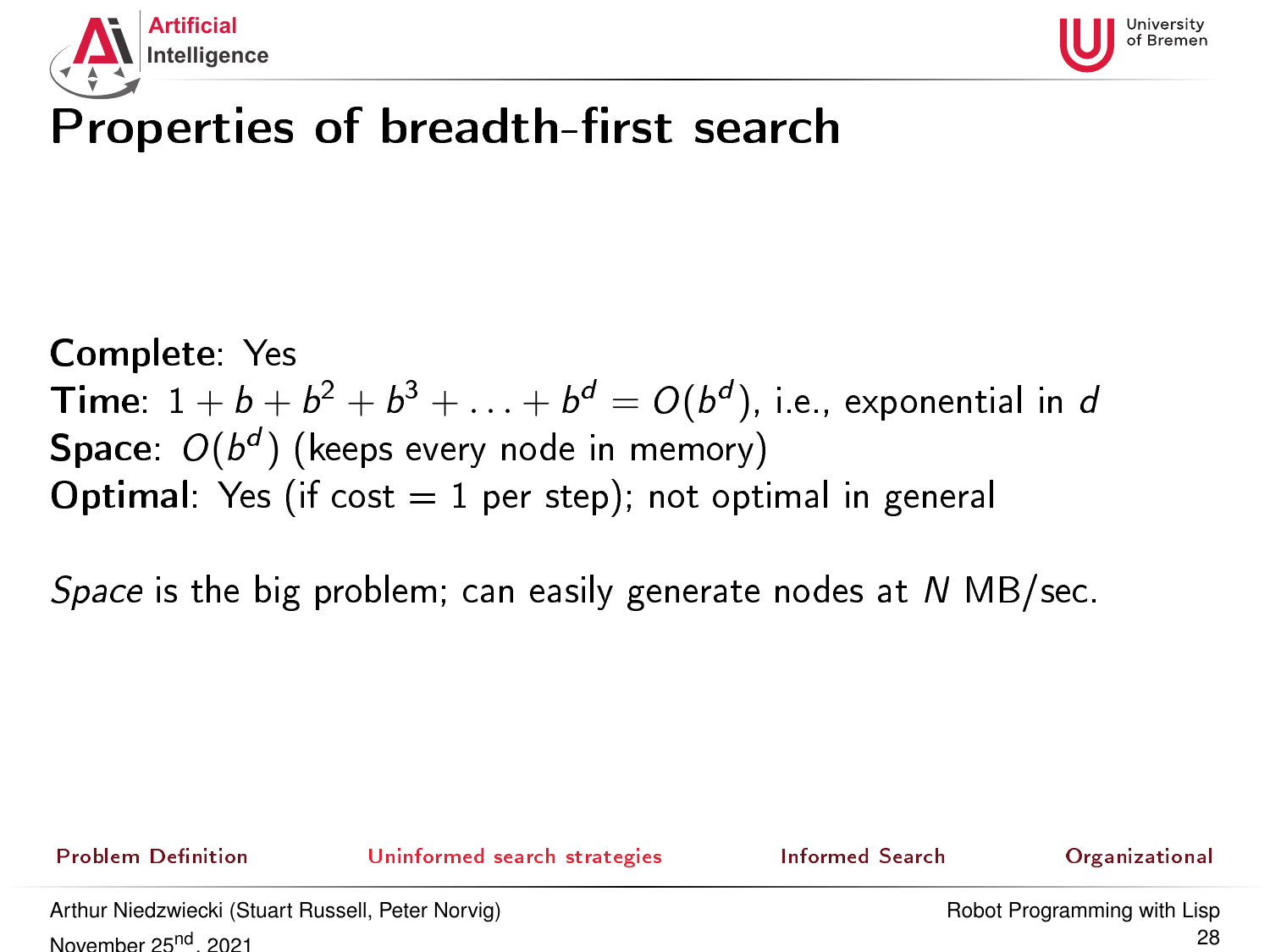# Properties of breadth-first search

**Complete**: Yes
**Time**: $1 + b + b^2 + b^3 + \ldots + b^d = O(b^d)$, i.e., exponential in $d$
**Space**: $O(b^d)$ (keeps every node in memory)
**Optimal**: Yes (if cost = 1 per step); not optimal in general

*Space* is the big problem; can easily generate nodes at $N$ MB/sec.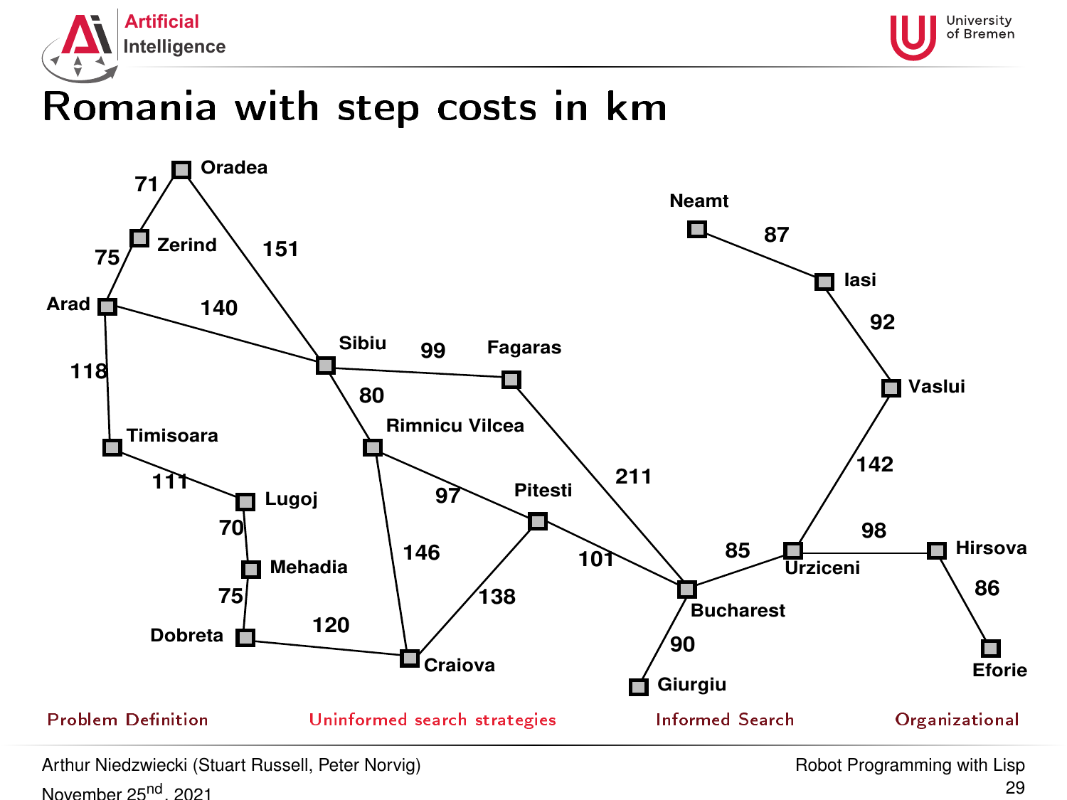# Romania with step costs in km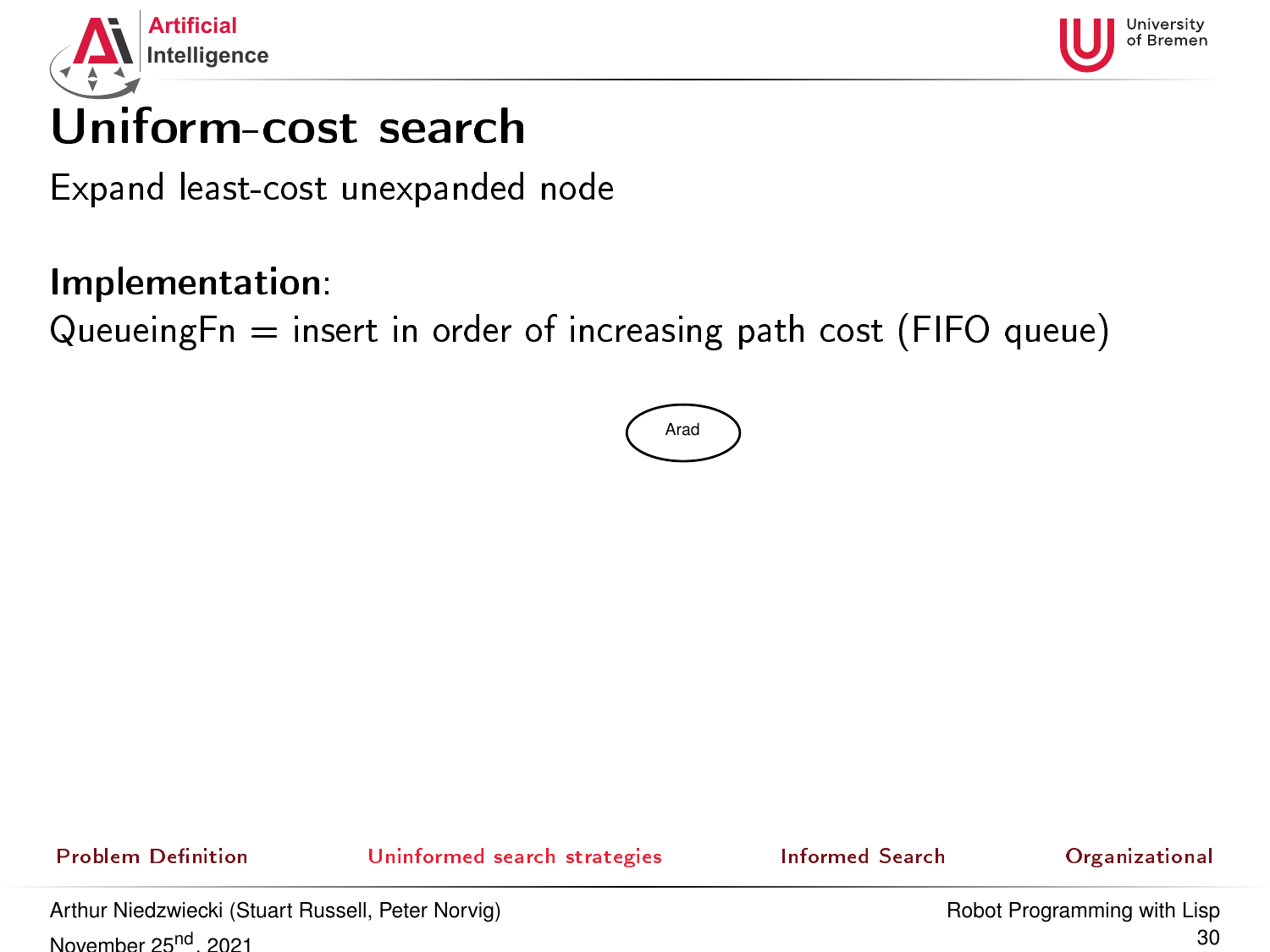# Uniform-cost search

Expand least-cost unexpanded node

**Implementation**:
QueueingFn = insert in order of increasing path cost (FIFO queue)

Arad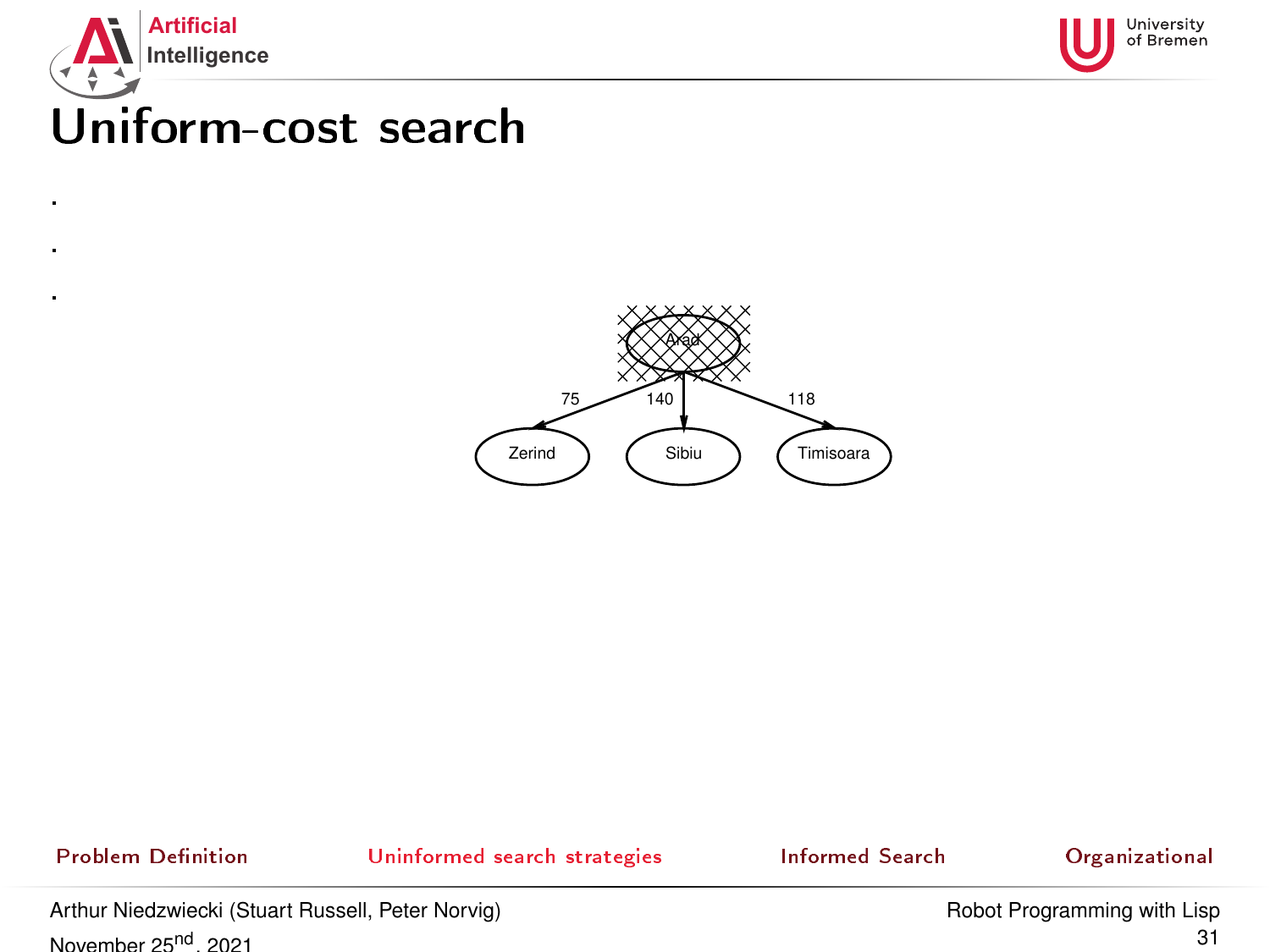# Uniform-cost search

- 
- 
- 

Arad

75 140 118

Zerind Sibiu Timisoara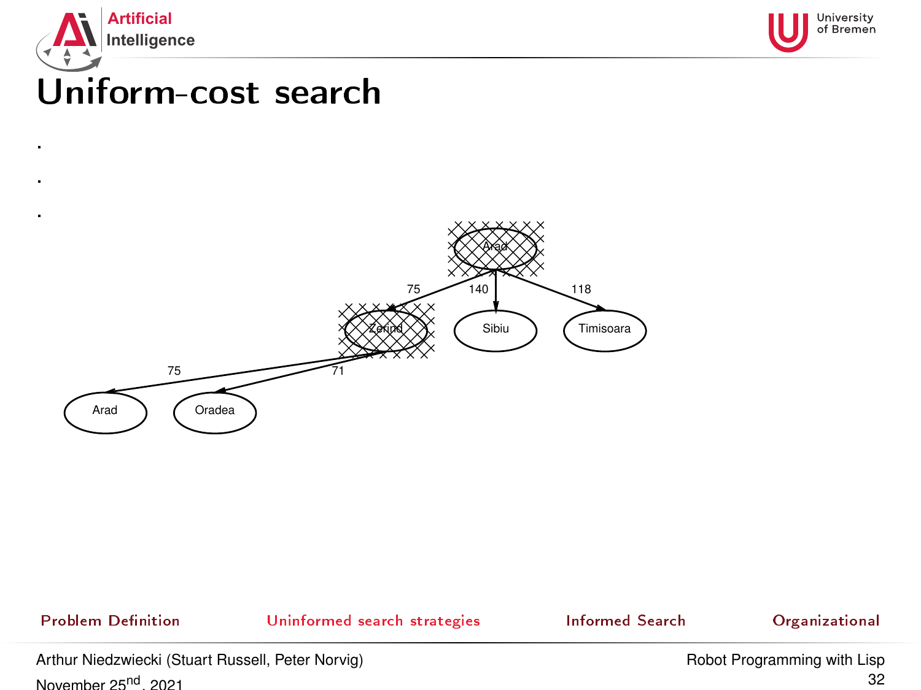# Uniform-cost search

- 
- 
-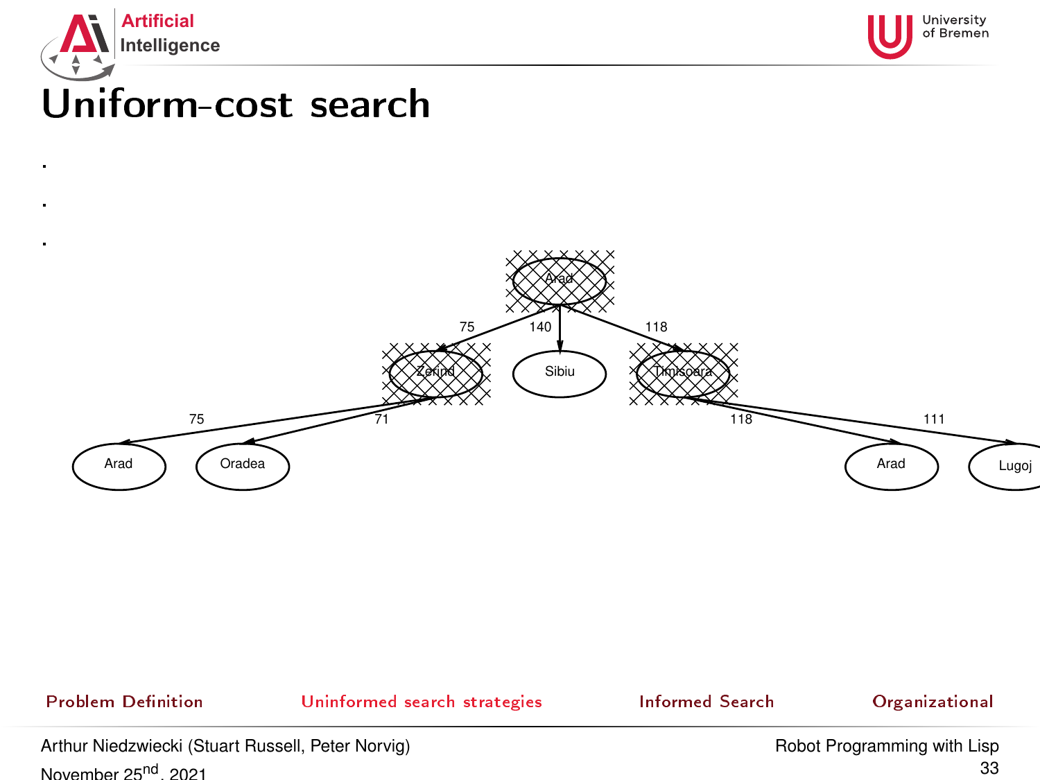# Uniform-cost search

-
-
-

Arad
75 140 118
Zerind Sibiu Timisoara
75 71 118 111
Arad Oradea Arad Lugoj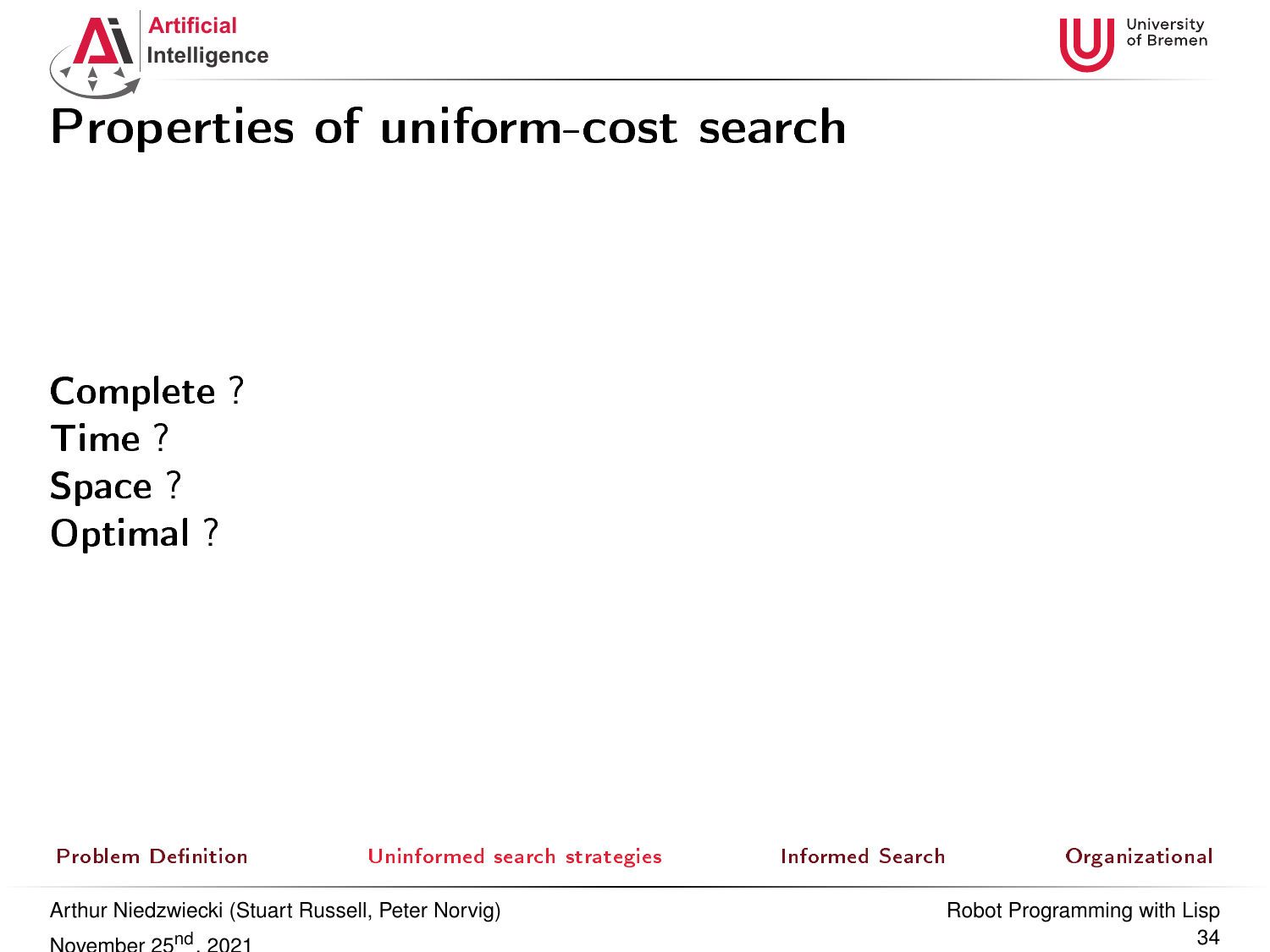# Properties of uniform-cost search

**Complete** ?

**Time** ?

**Space** ?

**Optimal** ?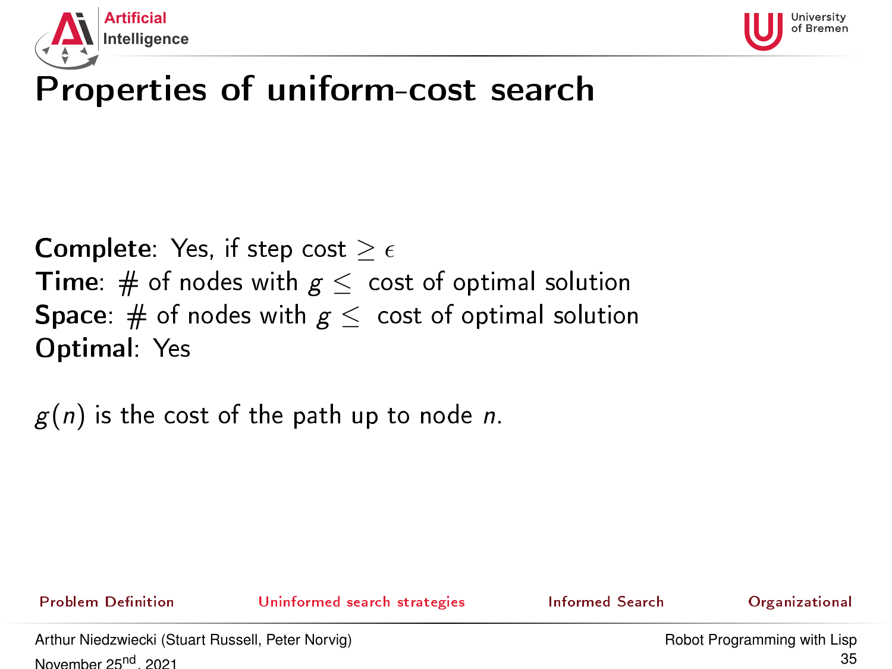# Properties of uniform-cost search

**Complete**: Yes, if step cost $\geq \epsilon$
**Time**: # of nodes with $g \leq$ cost of optimal solution
**Space**: # of nodes with $g \leq$ cost of optimal solution
**Optimal**: Yes

$g(n)$ is the cost of the path up to node $n$.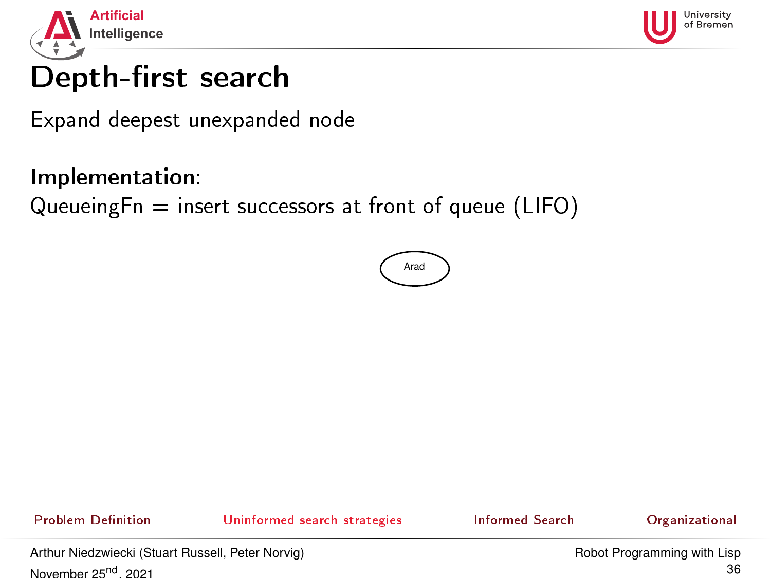# Depth-first search

Expand deepest unexpanded node

**Implementation**:
QueueingFn = insert successors at front of queue (LIFO)

Arad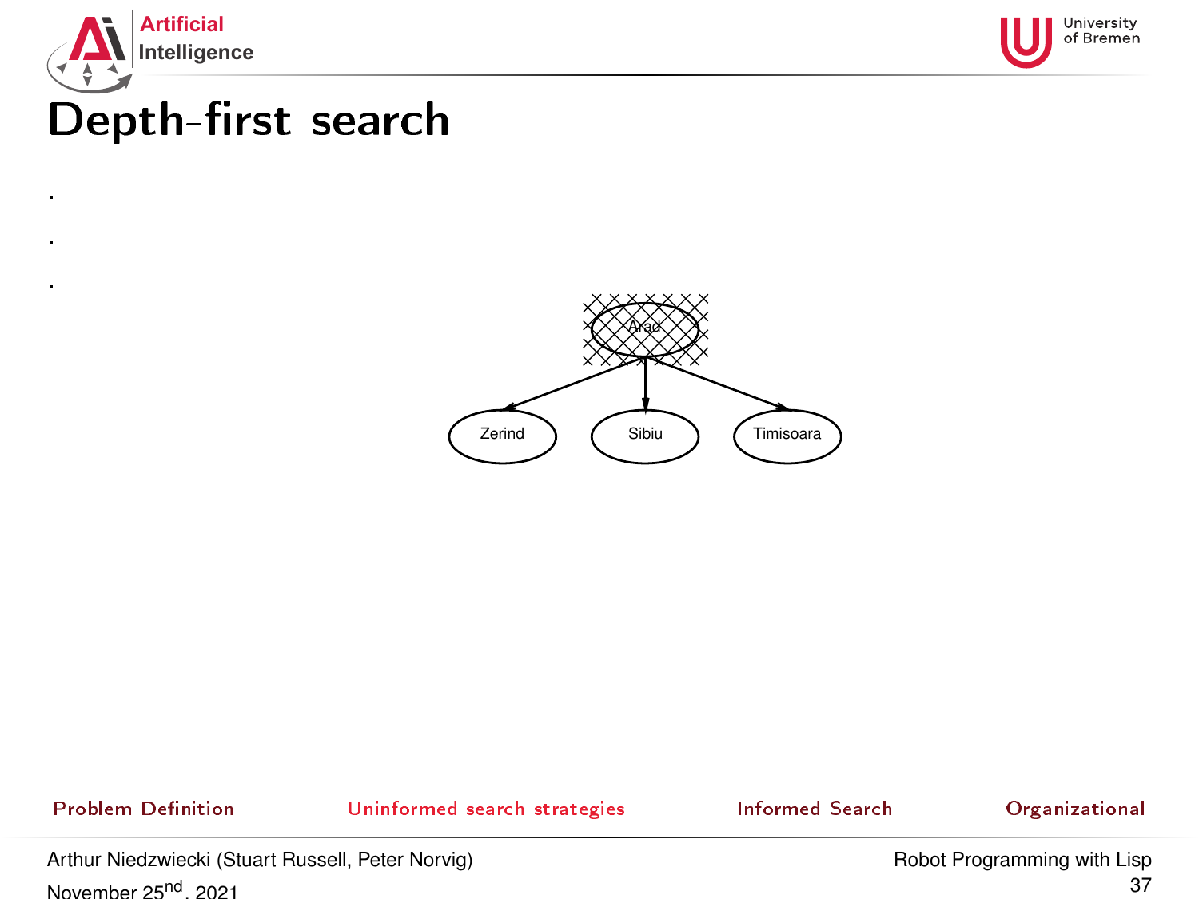# Depth-first search

Arad

Zerind Sibiu Timisoara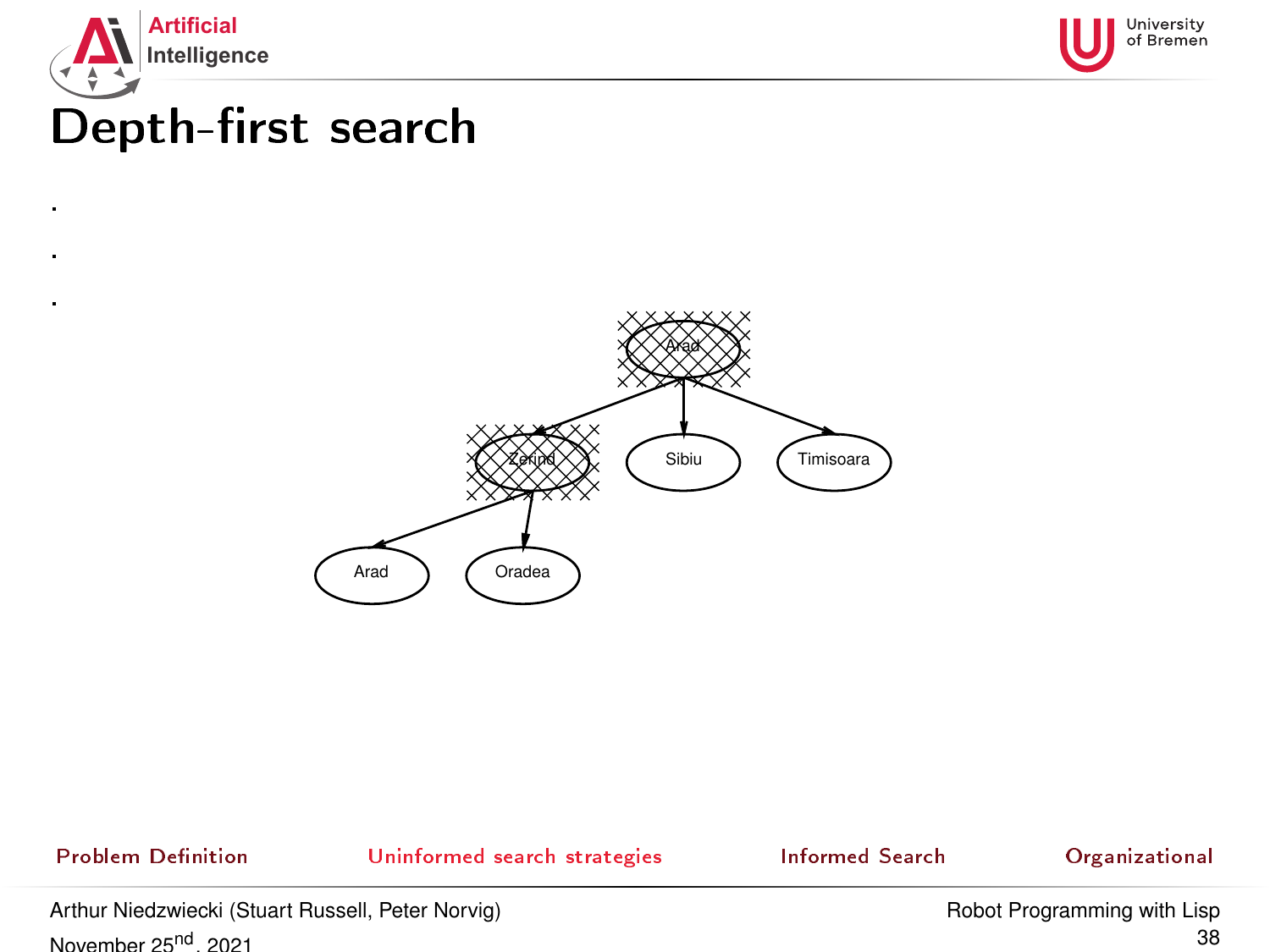# Depth-first search

- 
- 
-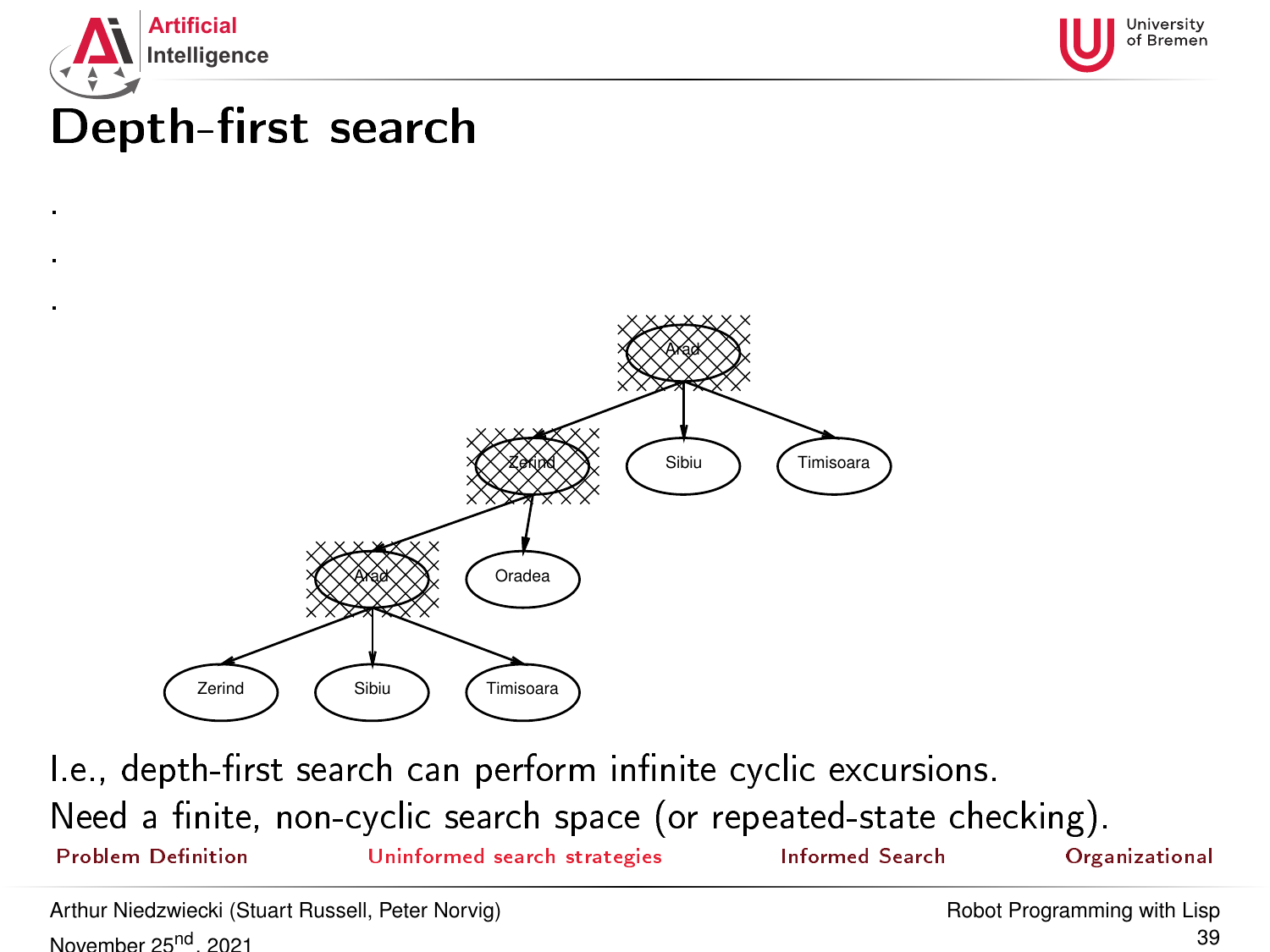# Depth-first search

.

.

.

I.e., depth-first search can perform infinite cyclic excursions.
Need a finite, non-cyclic search space (or repeated-state checking).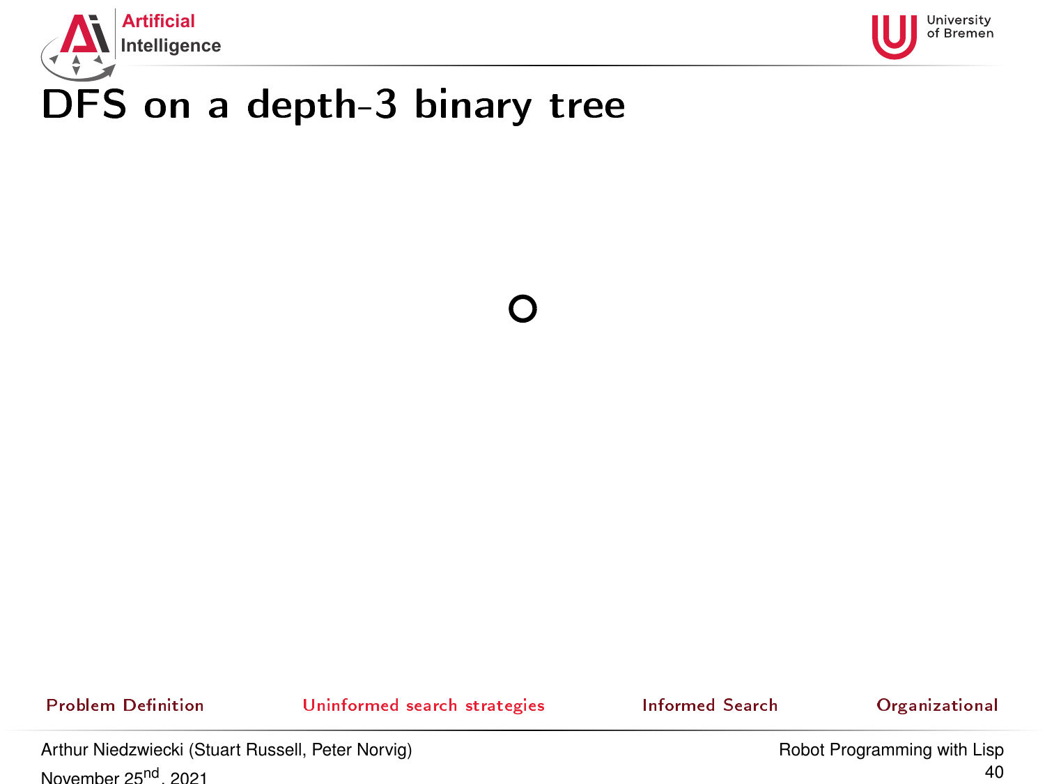# DFS on a depth-3 binary tree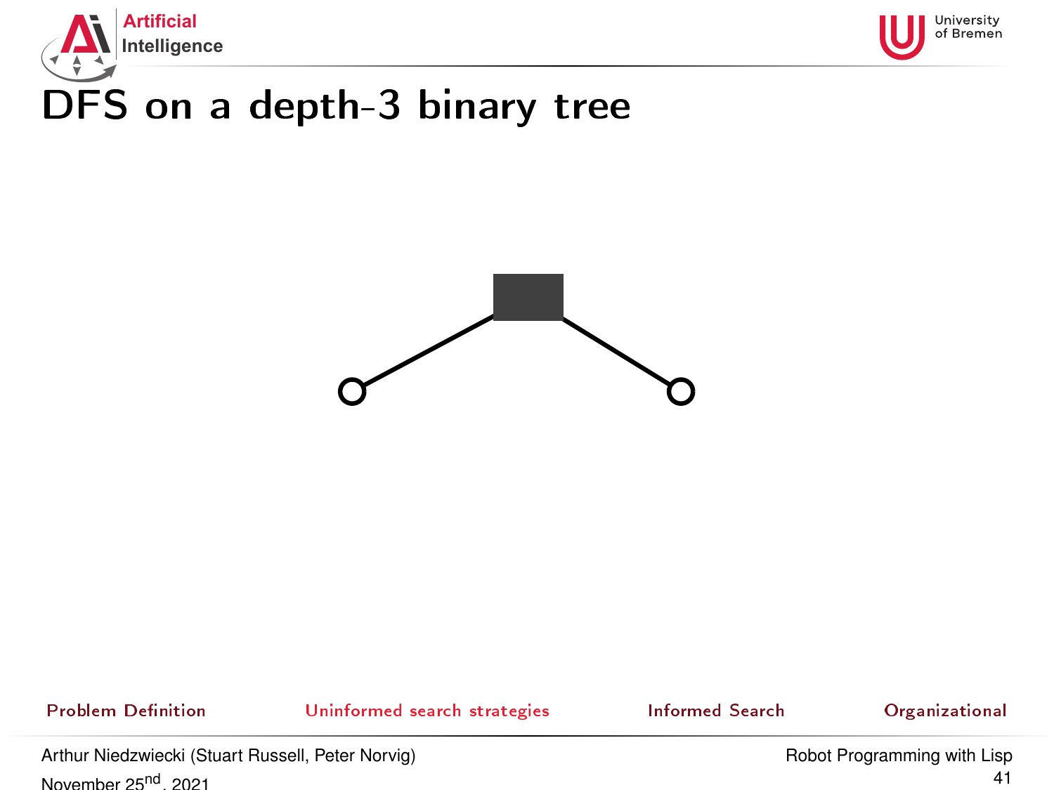# DFS on a depth-3 binary tree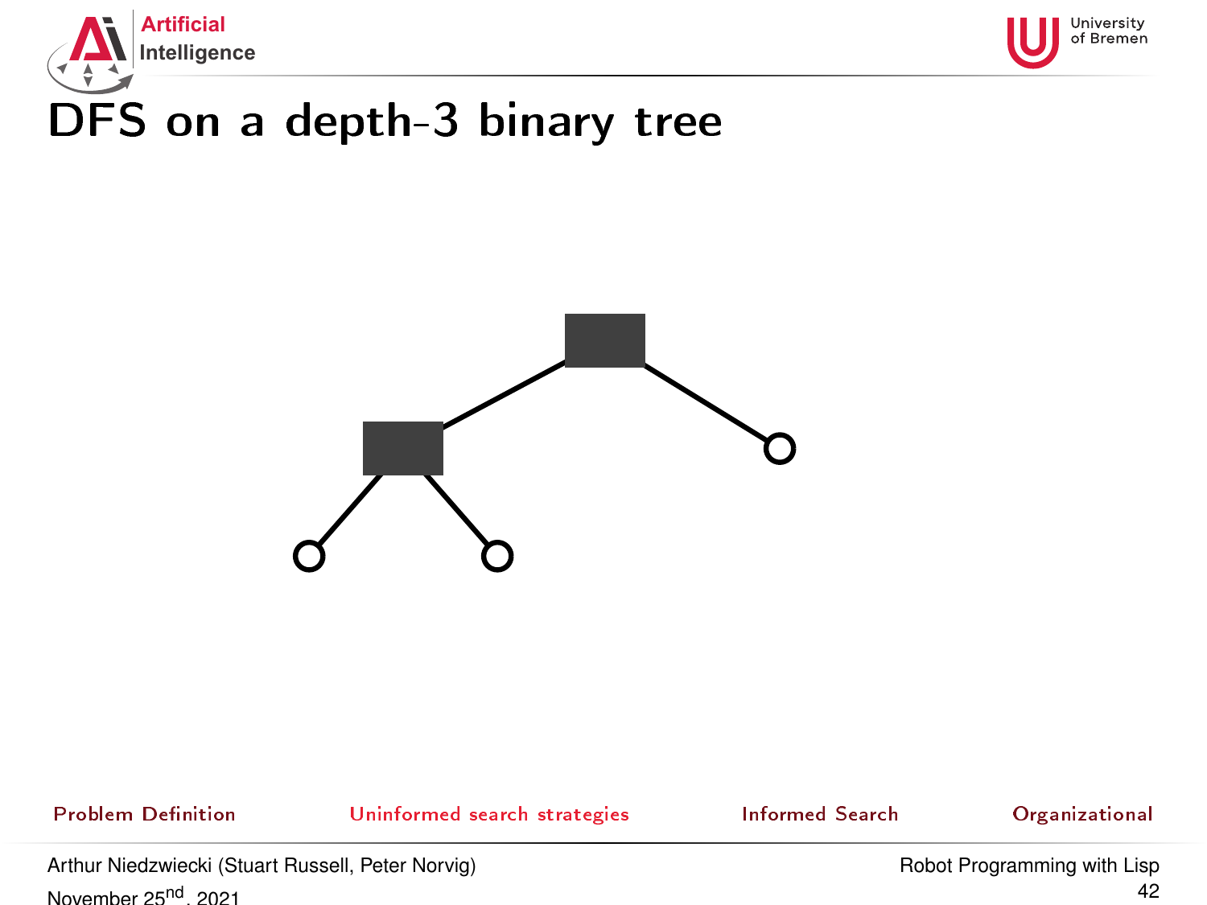# DFS on a depth-3 binary tree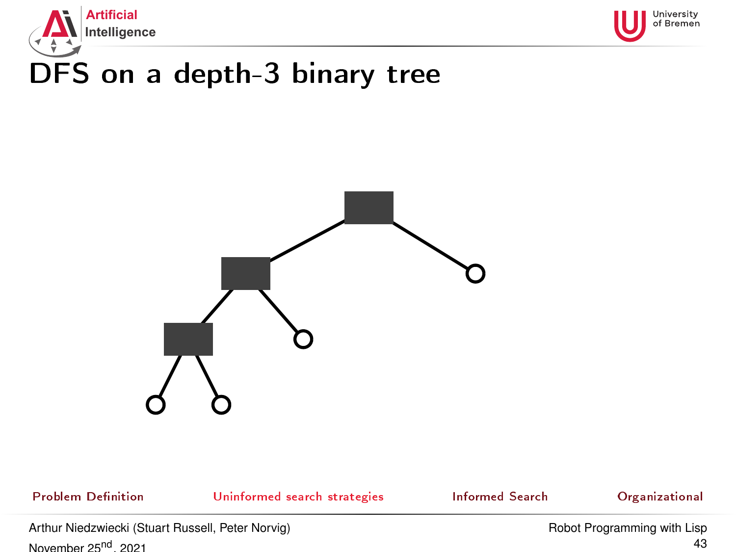# DFS on a depth-3 binary tree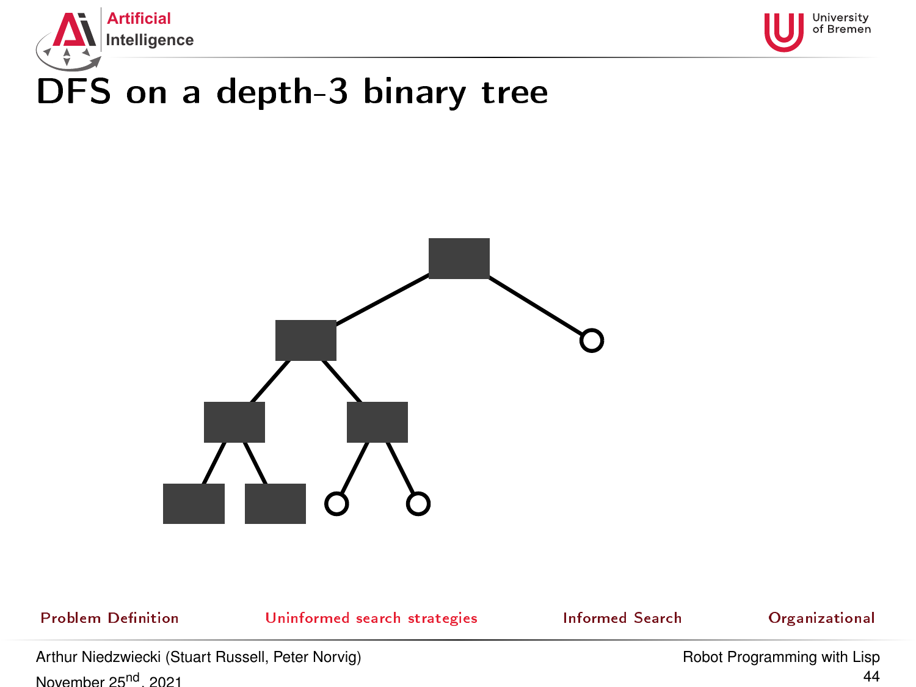# DFS on a depth-3 binary tree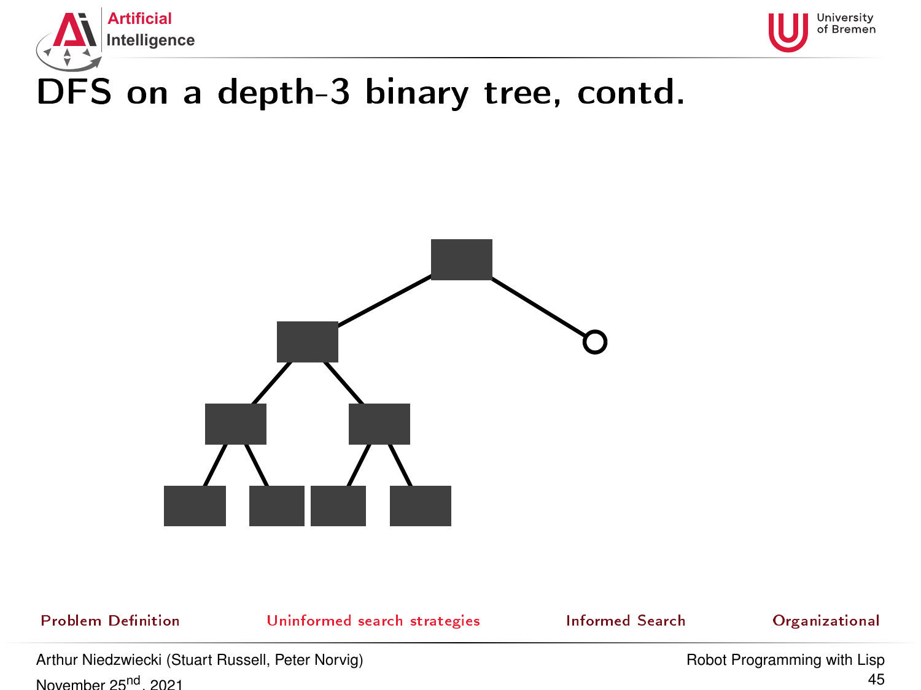# DFS on a depth-3 binary tree, contd.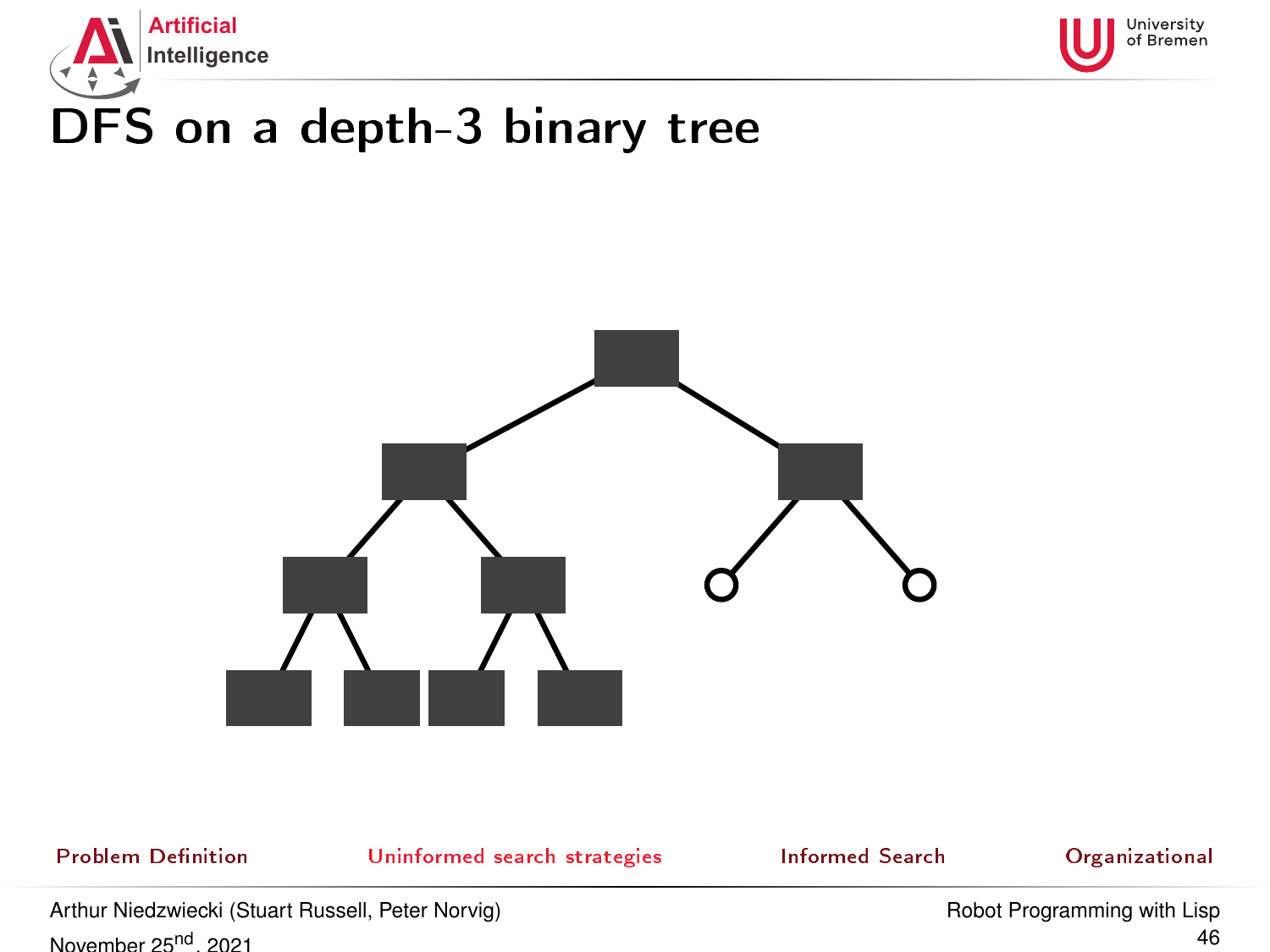# DFS on a depth-3 binary tree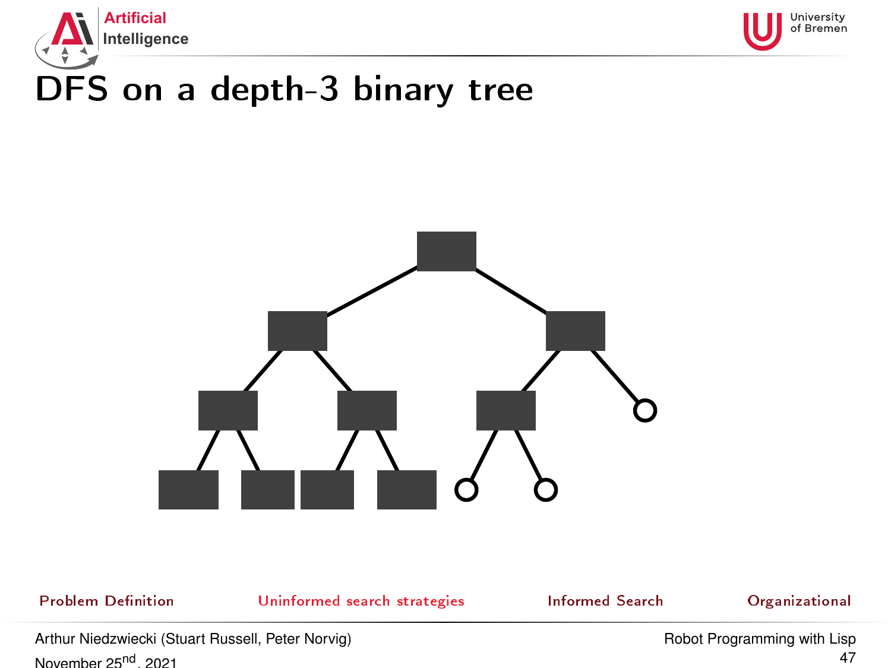# DFS on a depth-3 binary tree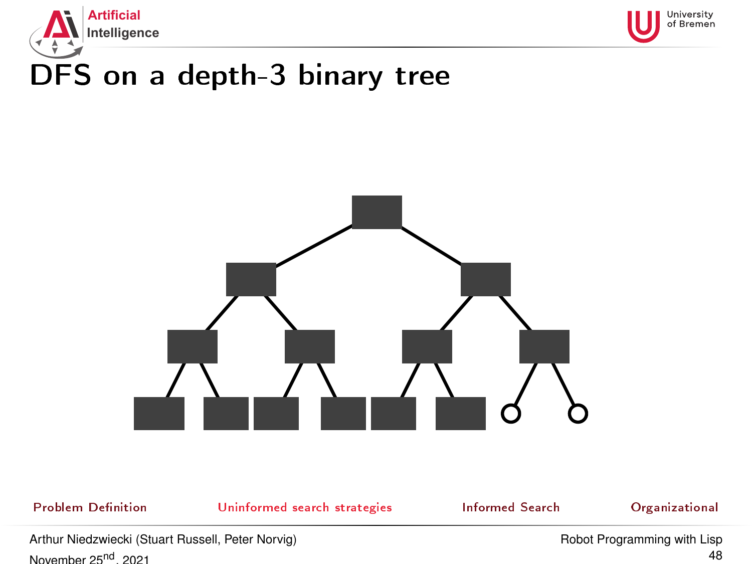# DFS on a depth-3 binary tree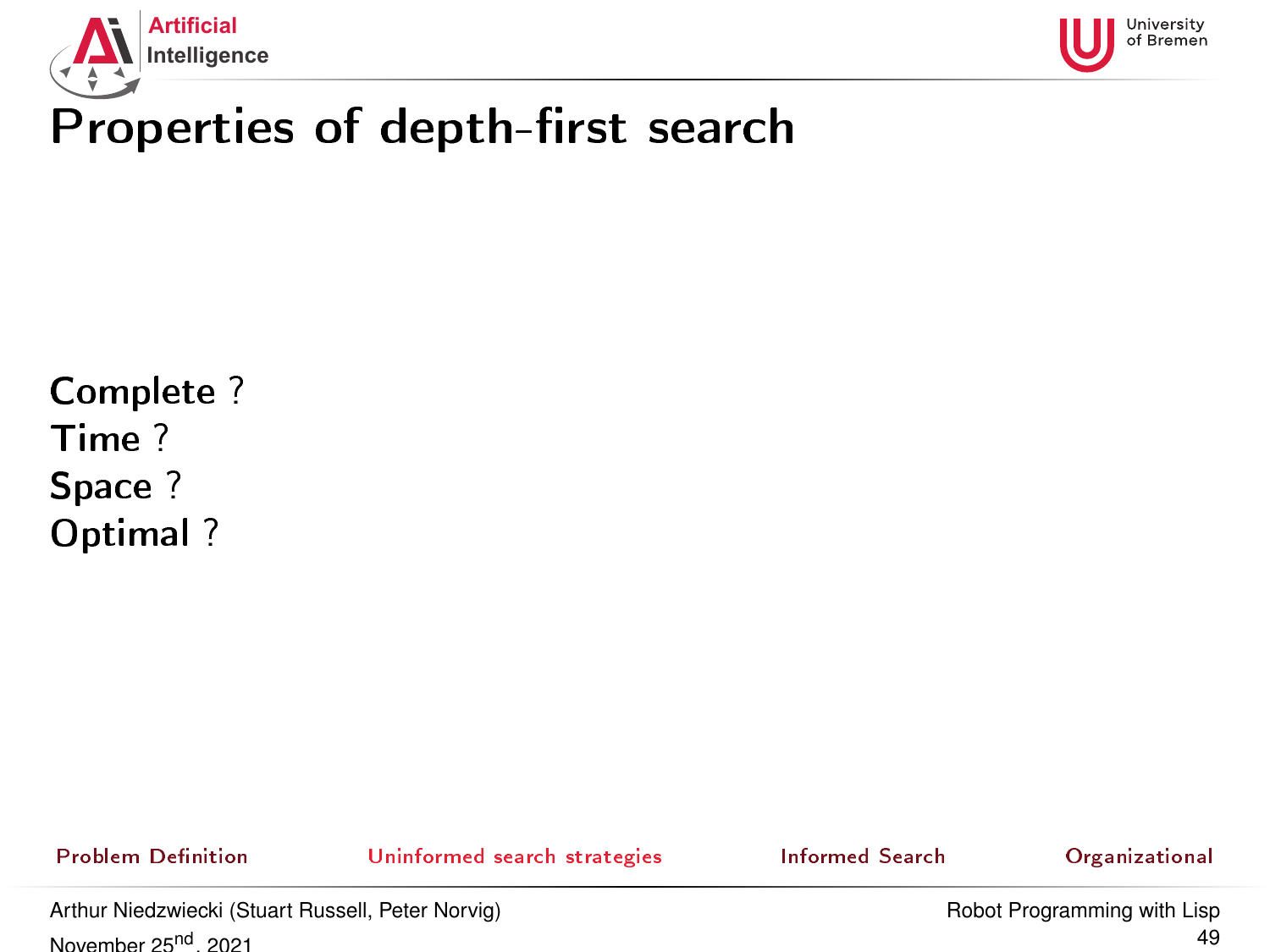# Properties of depth-first search

**Complete** ?
**Time** ?
**Space** ?
**Optimal** ?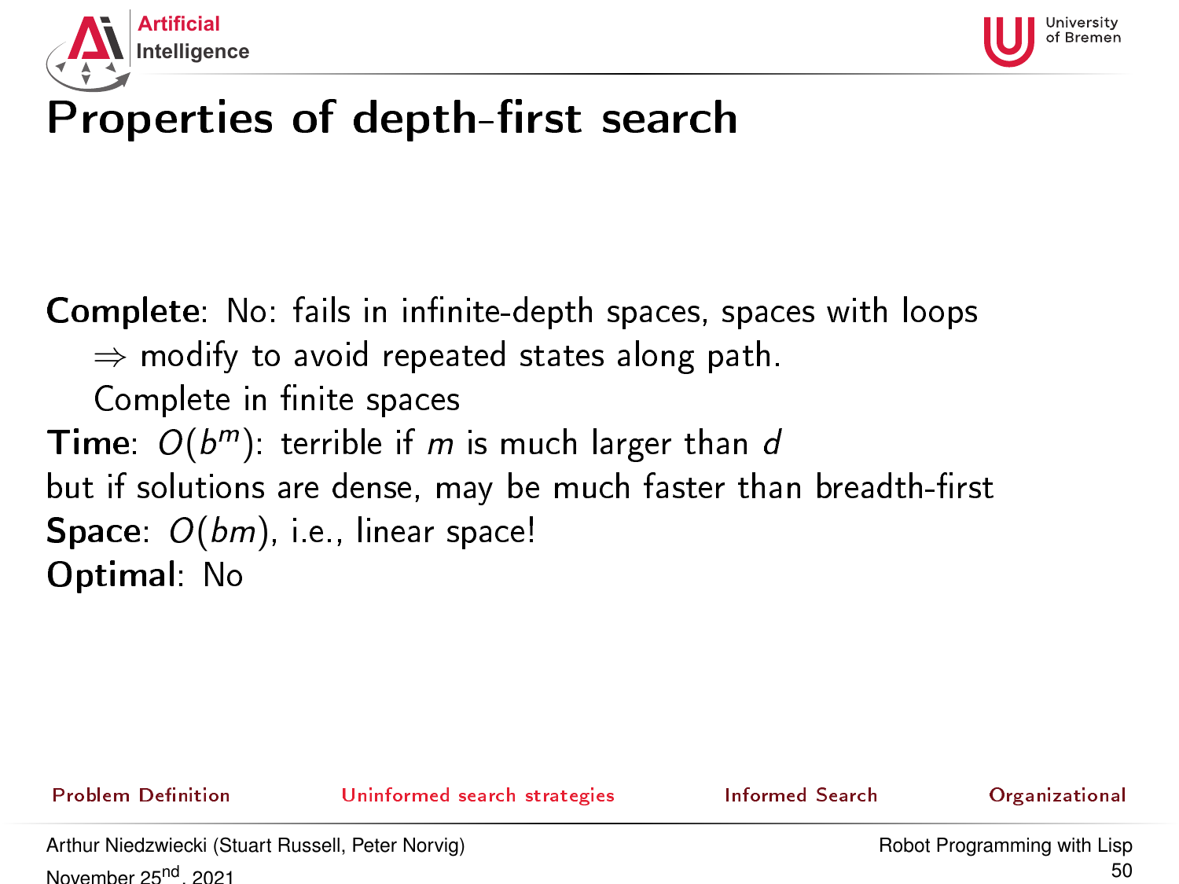# Properties of depth-first search

**Complete**: No: fails in infinite-depth spaces, spaces with loops

$\Rightarrow$ modify to avoid repeated states along path.

Complete in finite spaces

**Time**: $O(b^m)$: terrible if $m$ is much larger than $d$

but if solutions are dense, may be much faster than breadth-first

**Space**: $O(bm)$, i.e., linear space!

**Optimal**: No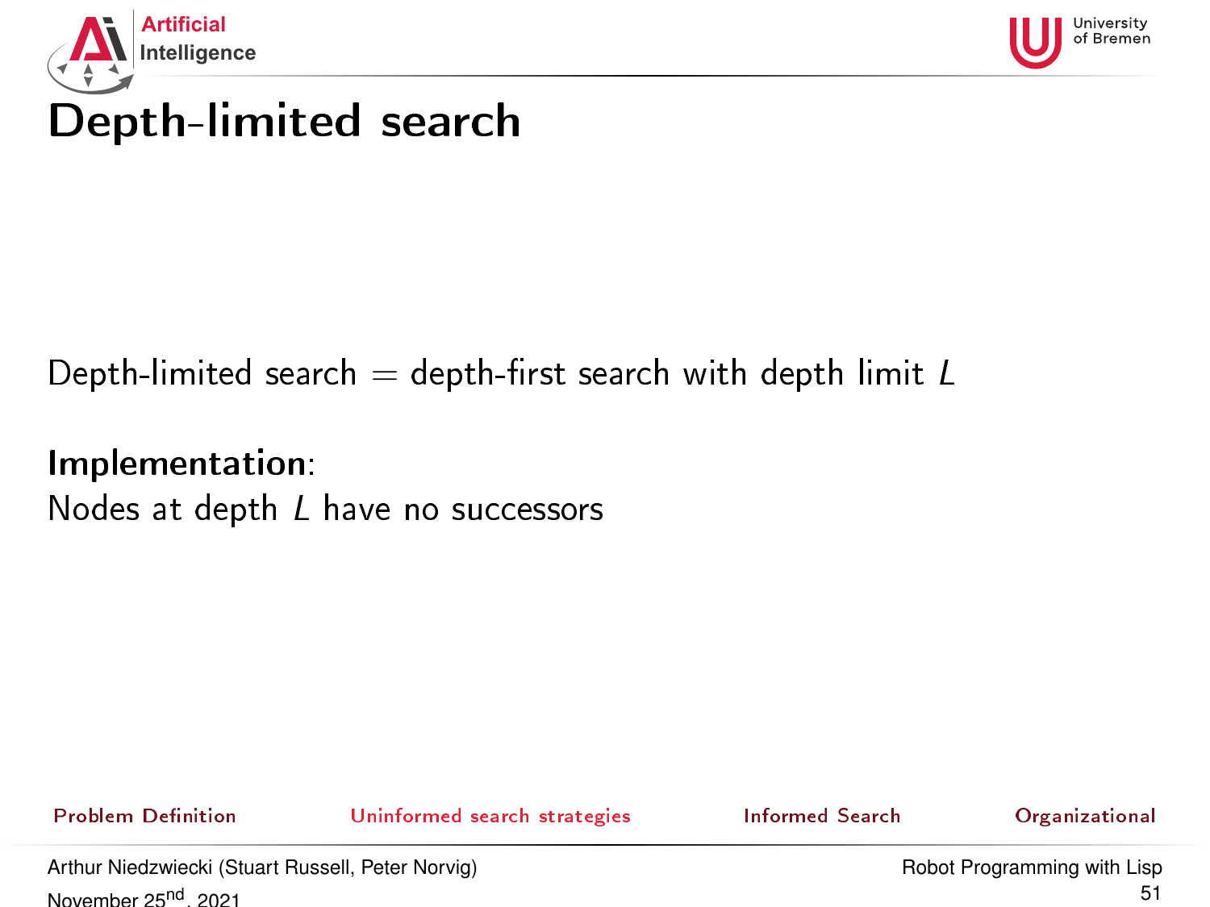# Depth-limited search

Depth-limited search = depth-first search with depth limit $L$

**Implementation**:
Nodes at depth $L$ have no successors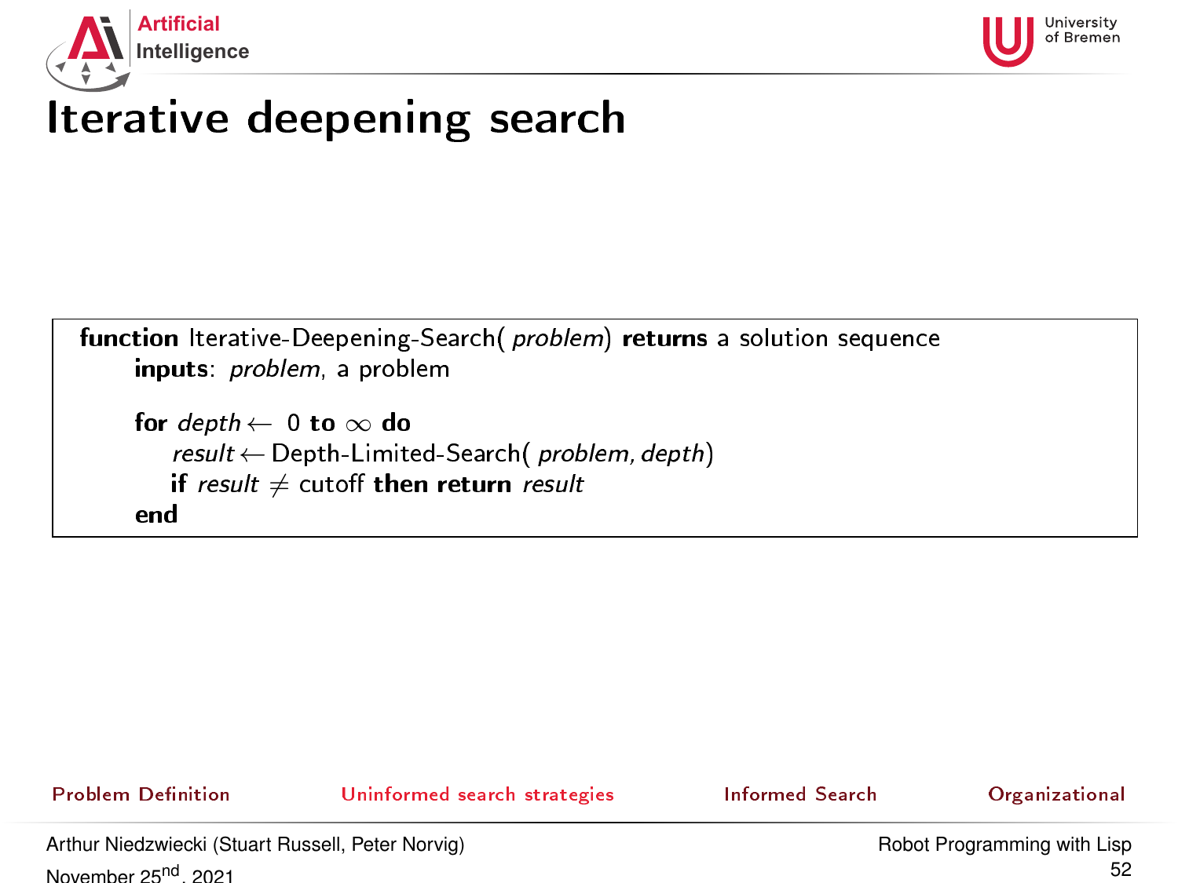# Iterative deepening search

```
function Iterative-Deepening-Search( problem) returns a solution sequence
    inputs: problem, a problem

    for depth ← 0 to ∞ do
        result ← Depth-Limited-Search( problem, depth)
        if result ≠ cutoff then return result
    end
```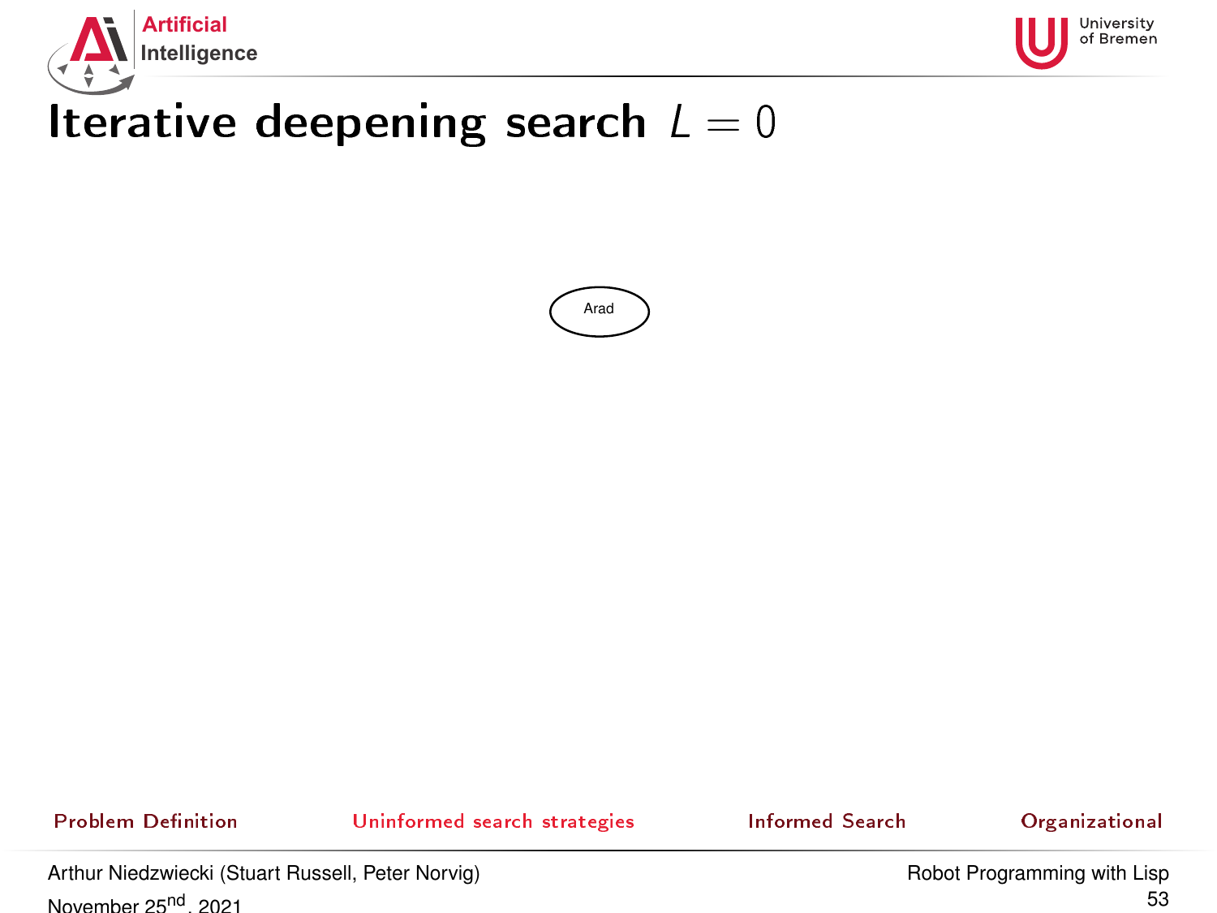# Iterative deepening search $L = 0$

Arad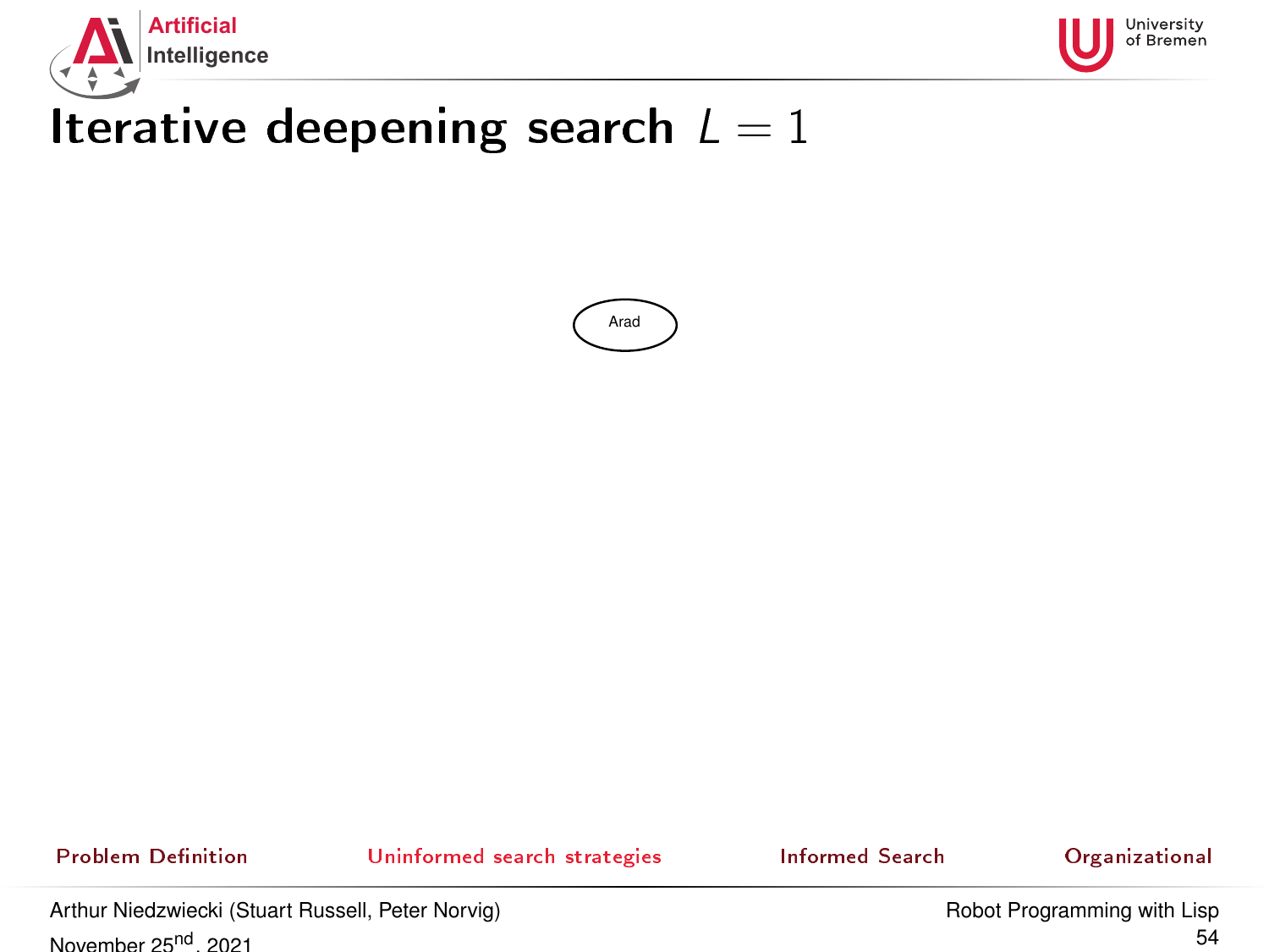# Iterative deepening search $L = 1$

Arad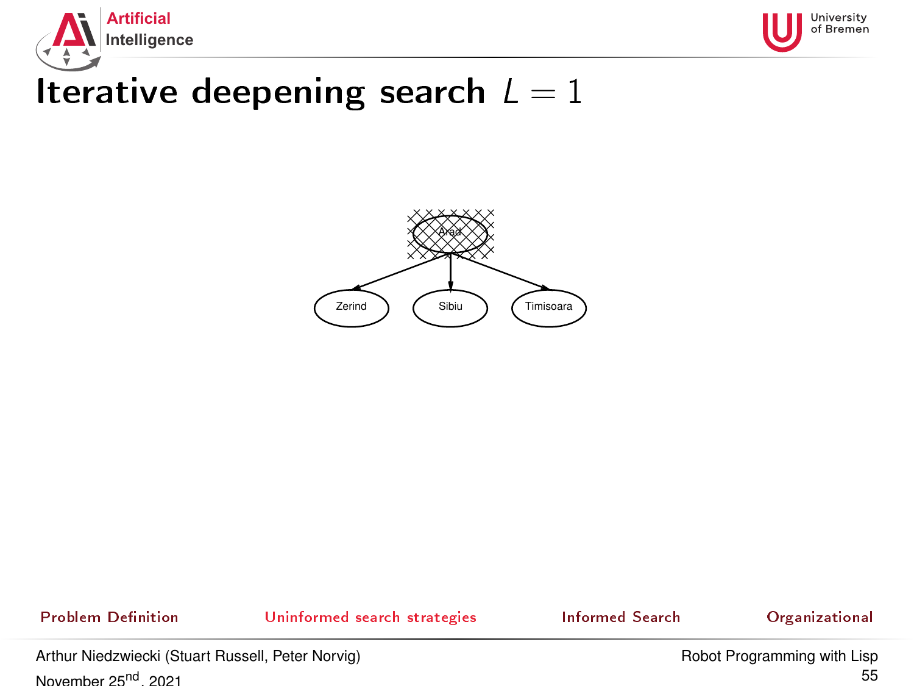# Iterative deepening search $L = 1$

Arad

Zerind Sibiu Timisoara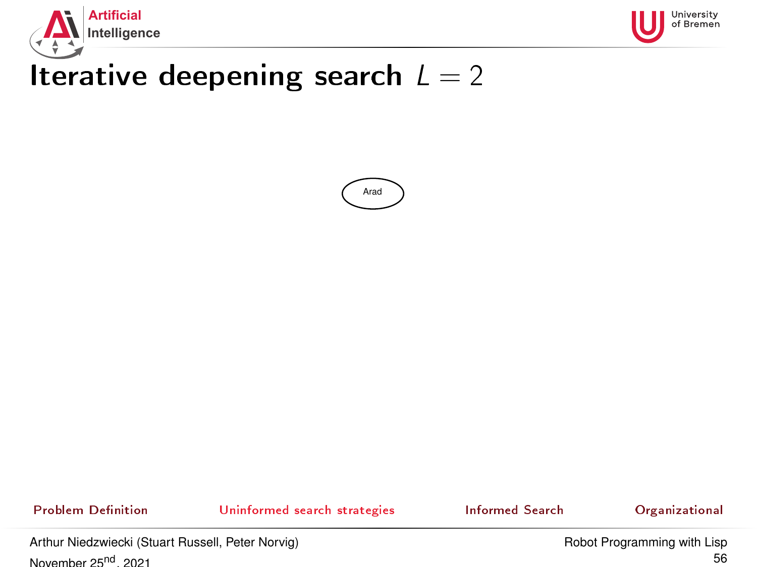# Iterative deepening search $L = 2$

Arad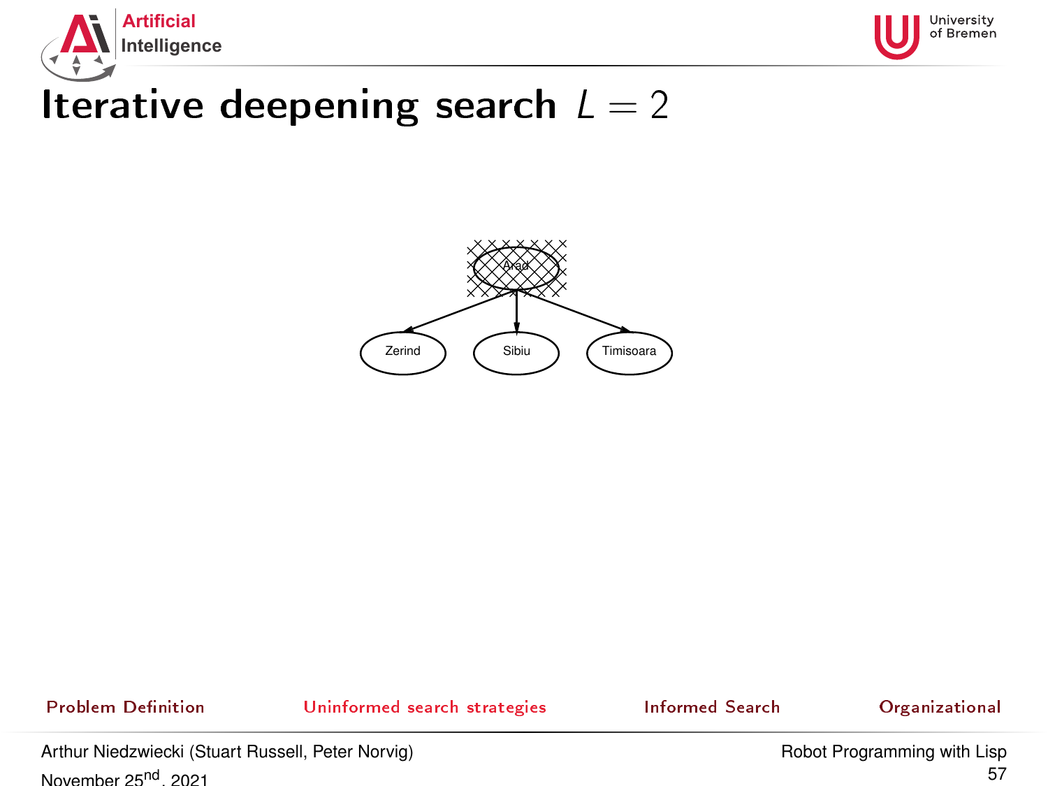# Iterative deepening search $L = 2$

Arad

Zerind | Sibiu | Timisoara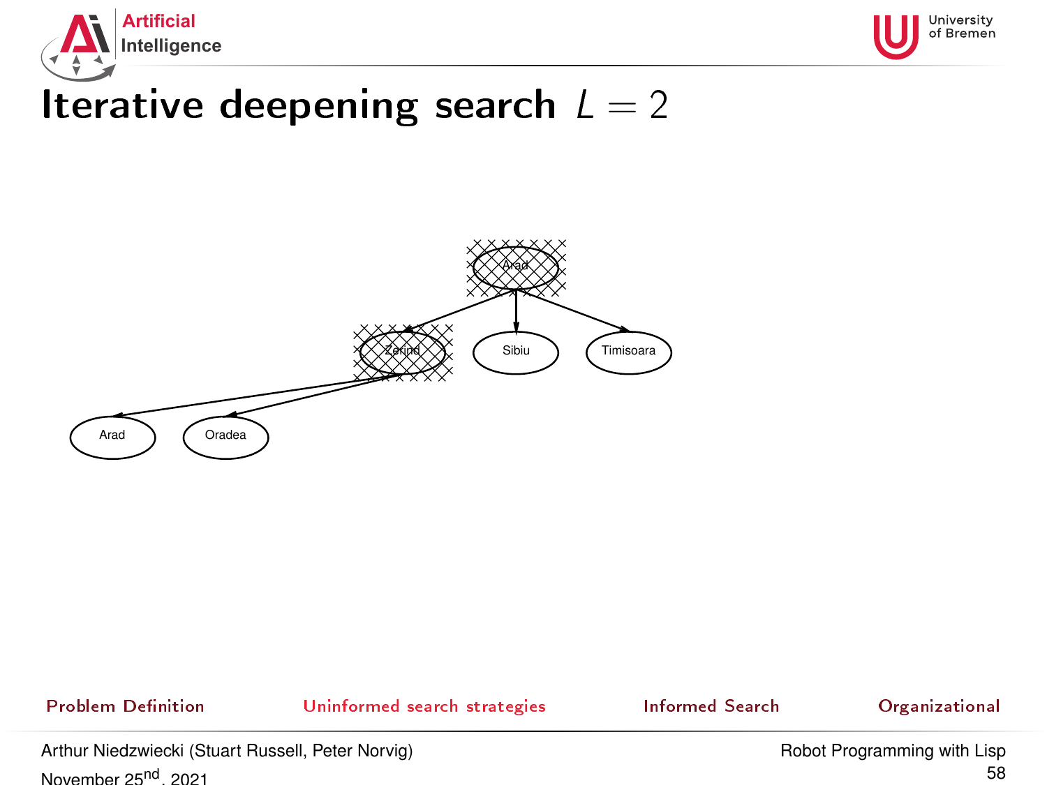# Iterative deepening search $L = 2$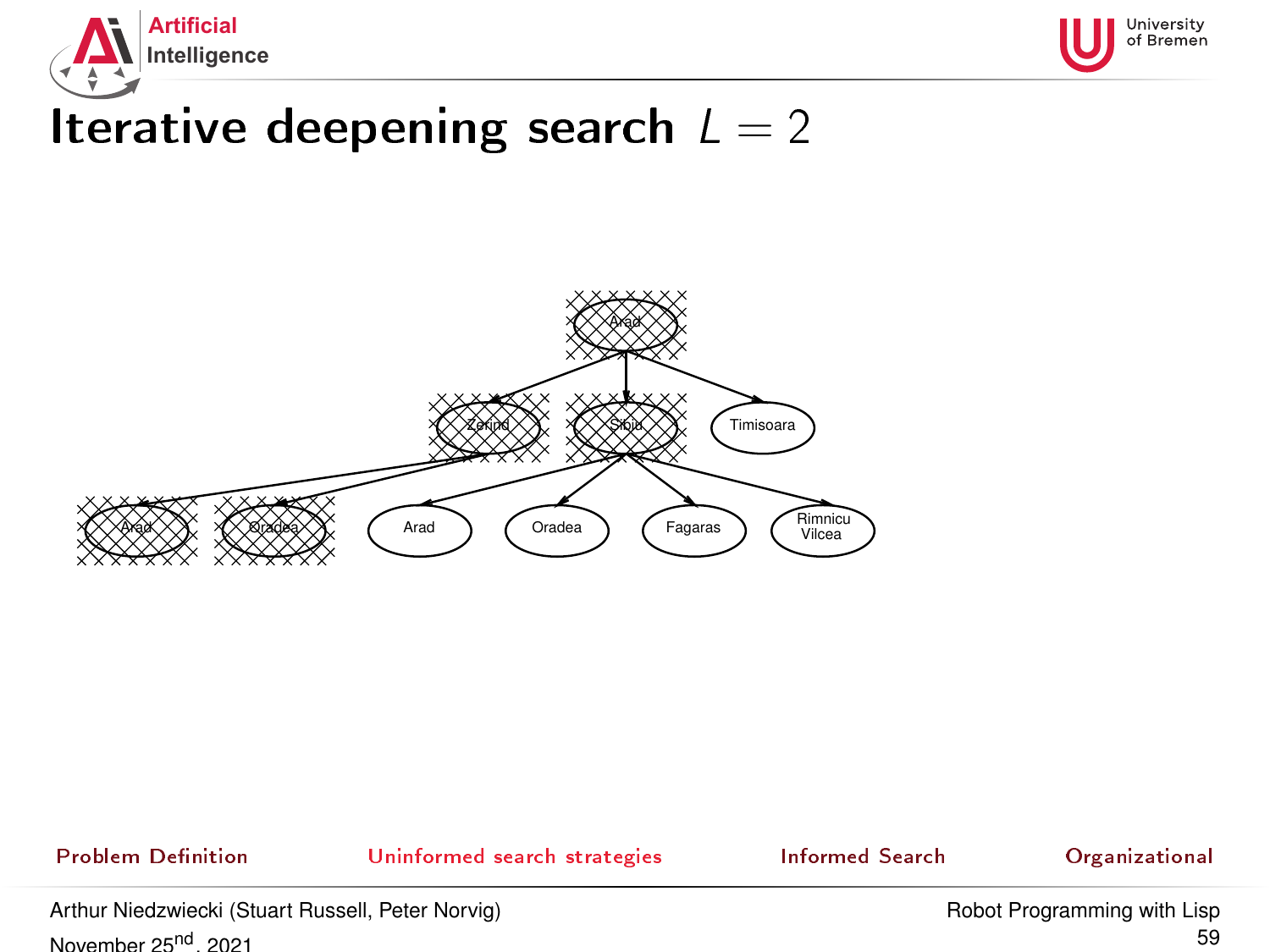# Iterative deepening search $L = 2$

Arad

Zerind Sibiu Timisoara

Arad Oradea Arad Oradea Fagaras Rimnicu Vilcea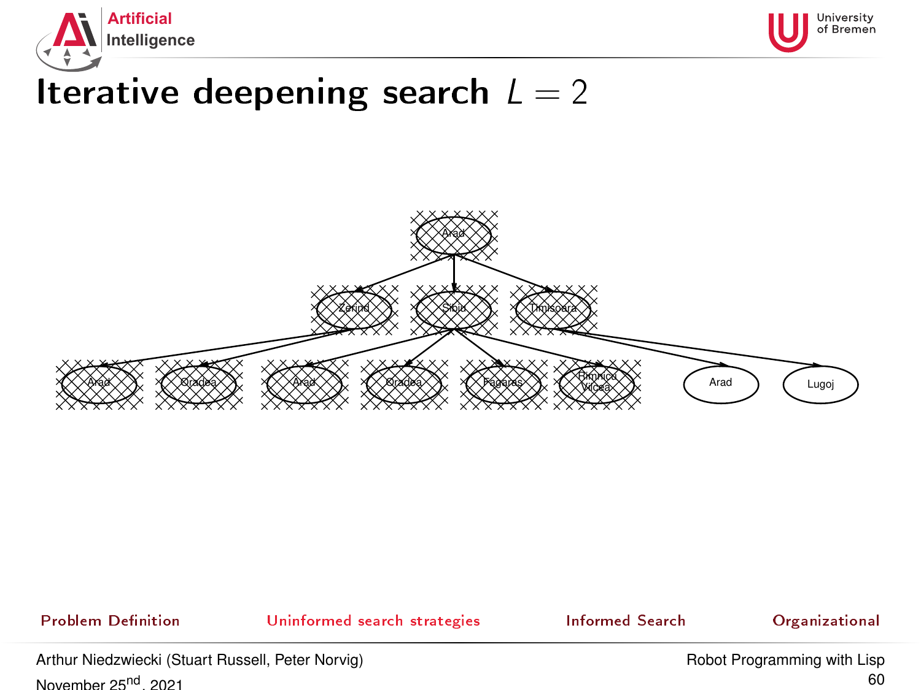# Iterative deepening search $L = 2$

Arad

Zerind Sibiu Timisoara

Arad Oradea Arad Oradea Fagaras Rimnicu Vilcea Arad Lugoj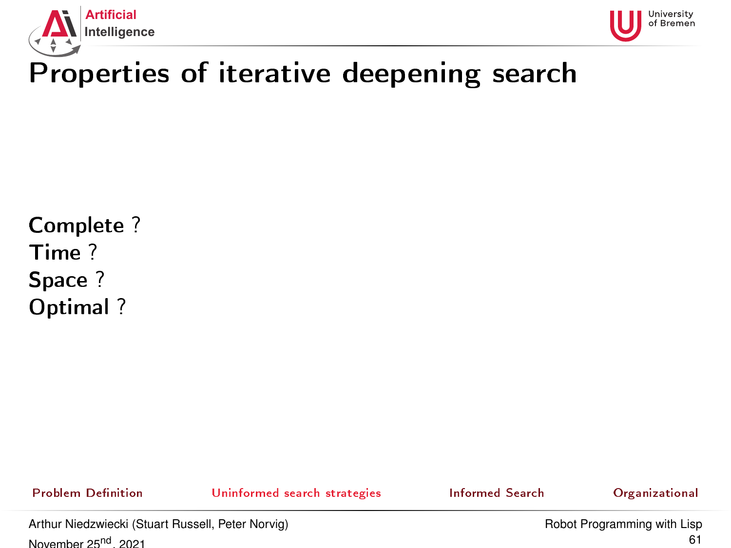# Properties of iterative deepening search

Complete ?
Time ?
Space ?
Optimal ?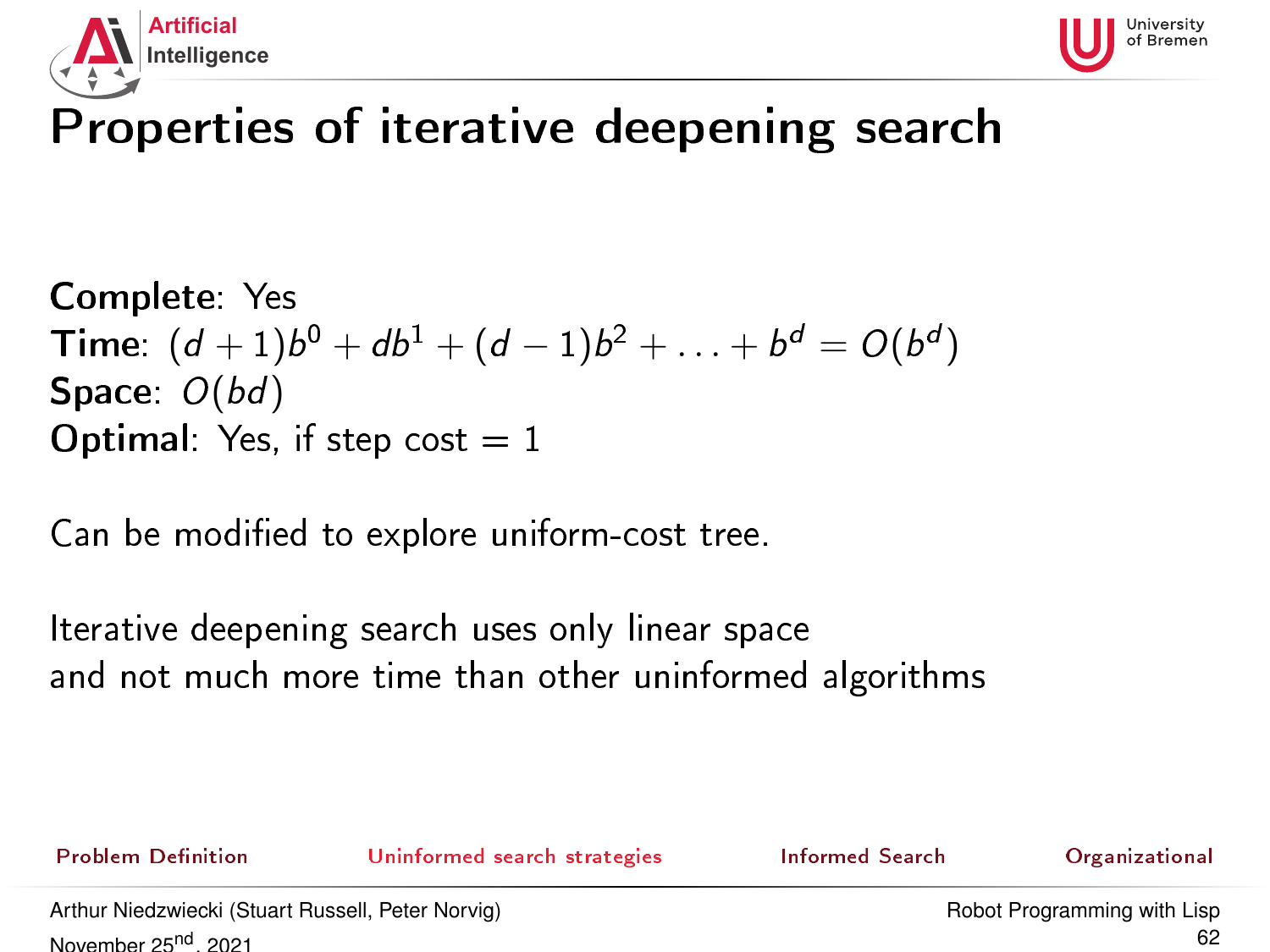# Properties of iterative deepening search

**Complete**: Yes
**Time**: $(d+1)b^0 + db^1 + (d-1)b^2 + \ldots + b^d = O(b^d)$
**Space**: $O(bd)$
**Optimal**: Yes, if step cost = 1

Can be modified to explore uniform-cost tree.

Iterative deepening search uses only linear space
and not much more time than other uninformed algorithms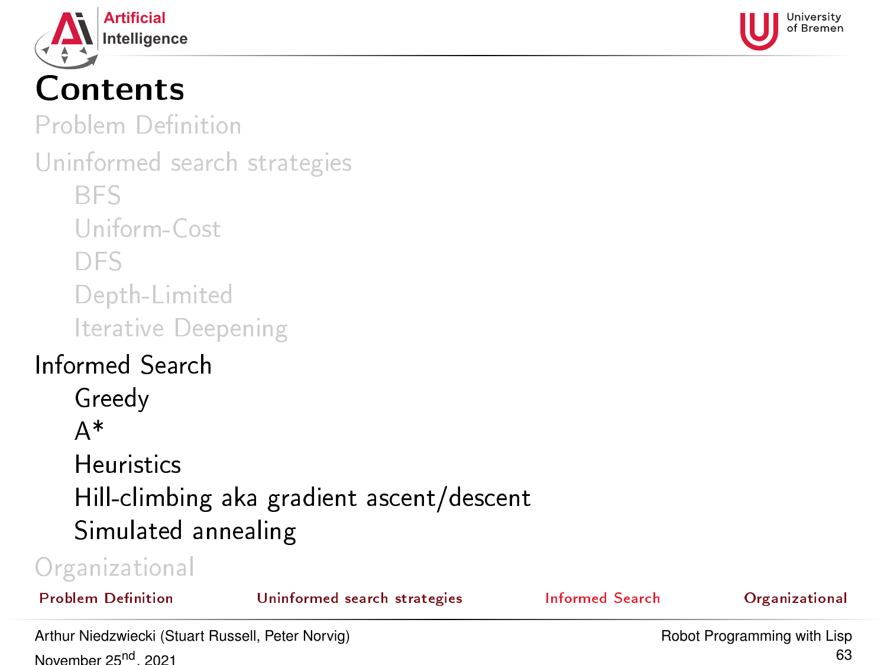# Contents

Problem Definition

Uninformed search strategies

- BFS
- Uniform-Cost
- DFS
- Depth-Limited
- Iterative Deepening

Informed Search

- Greedy
- A*
- Heuristics
- Hill-climbing aka gradient ascent/descent
- Simulated annealing

Organizational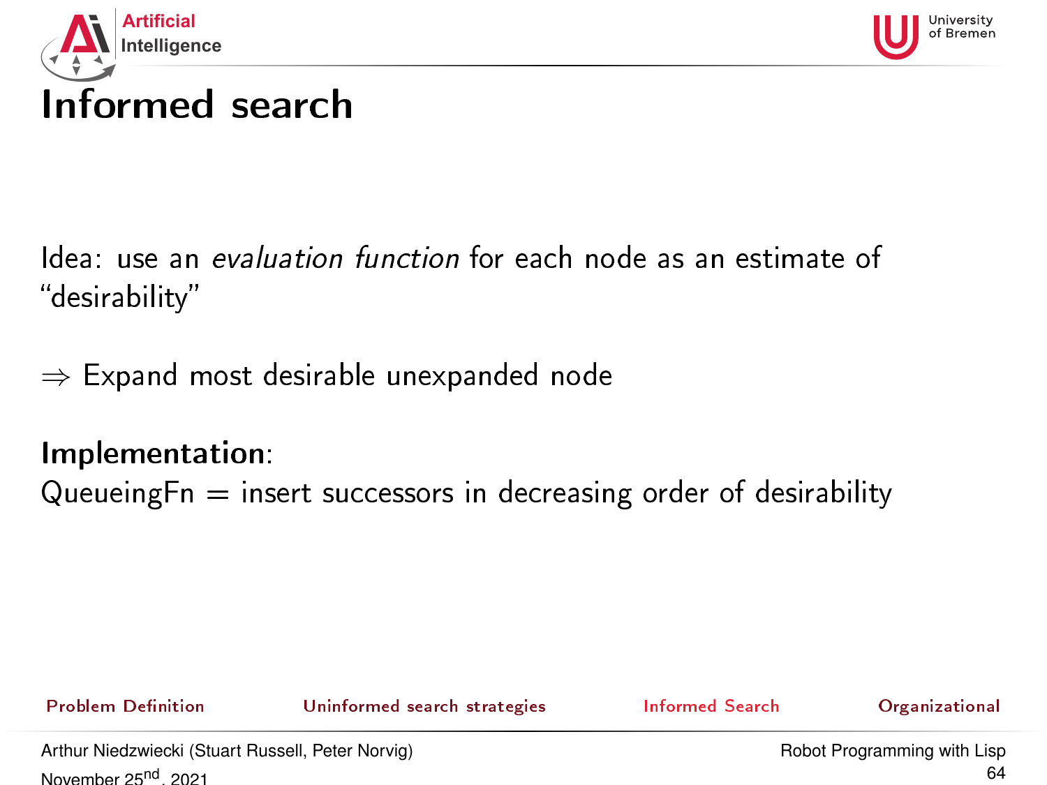# Informed search

Idea: use an *evaluation function* for each node as an estimate of "desirability"

$\Rightarrow$ Expand most desirable unexpanded node

**Implementation**:
QueueingFn = insert successors in decreasing order of desirability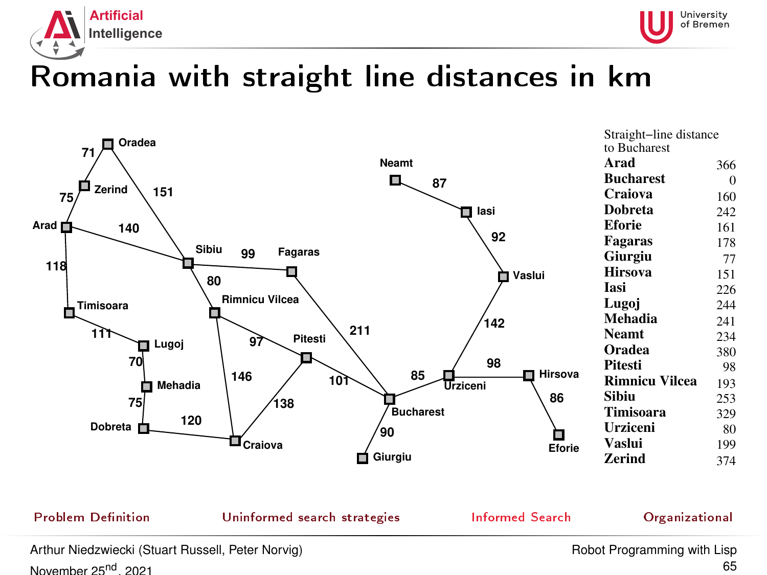# Romania with straight line distances in km

Straight–line distance to Bucharest

| City | Distance |
|---|---|
| **Arad** | 366 |
| **Bucharest** | 0 |
| **Craiova** | 160 |
| **Dobreta** | 242 |
| **Eforie** | 161 |
| **Fagaras** | 178 |
| **Giurgiu** | 77 |
| **Hirsova** | 151 |
| **Iasi** | 226 |
| **Lugoj** | 244 |
| **Mehadia** | 241 |
| **Neamt** | 234 |
| **Oradea** | 380 |
| **Pitesti** | 98 |
| **Rimnicu Vilcea** | 193 |
| **Sibiu** | 253 |
| **Timisoara** | 329 |
| **Urziceni** | 80 |
| **Vaslui** | 199 |
| **Zerind** | 374 |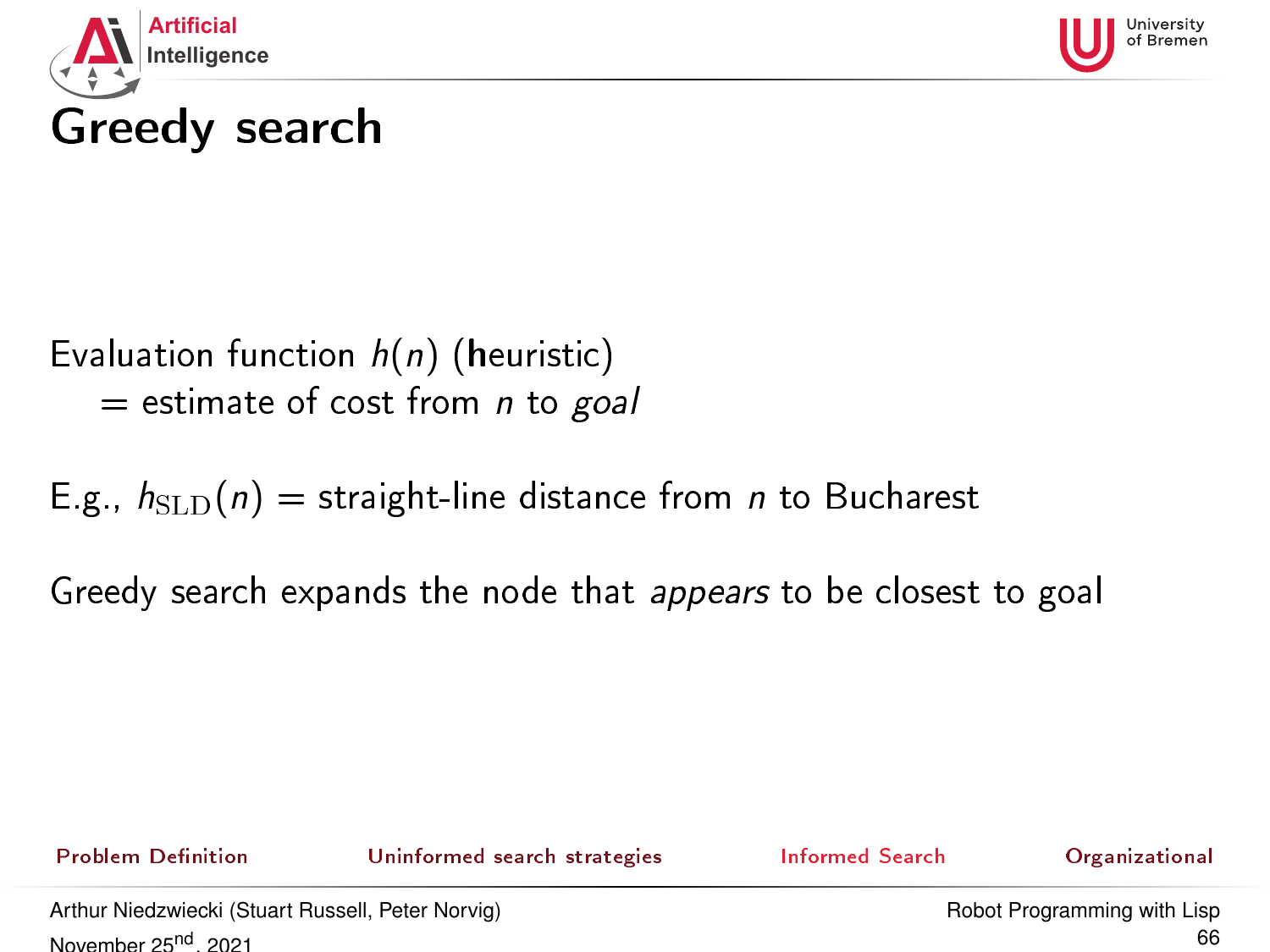# Greedy search

Evaluation function $h(n)$ (**h**euristic)
  = estimate of cost from $n$ to *goal*

E.g., $h_{\mathrm{SLD}}(n)$ = straight-line distance from $n$ to Bucharest

Greedy search expands the node that *appears* to be closest to goal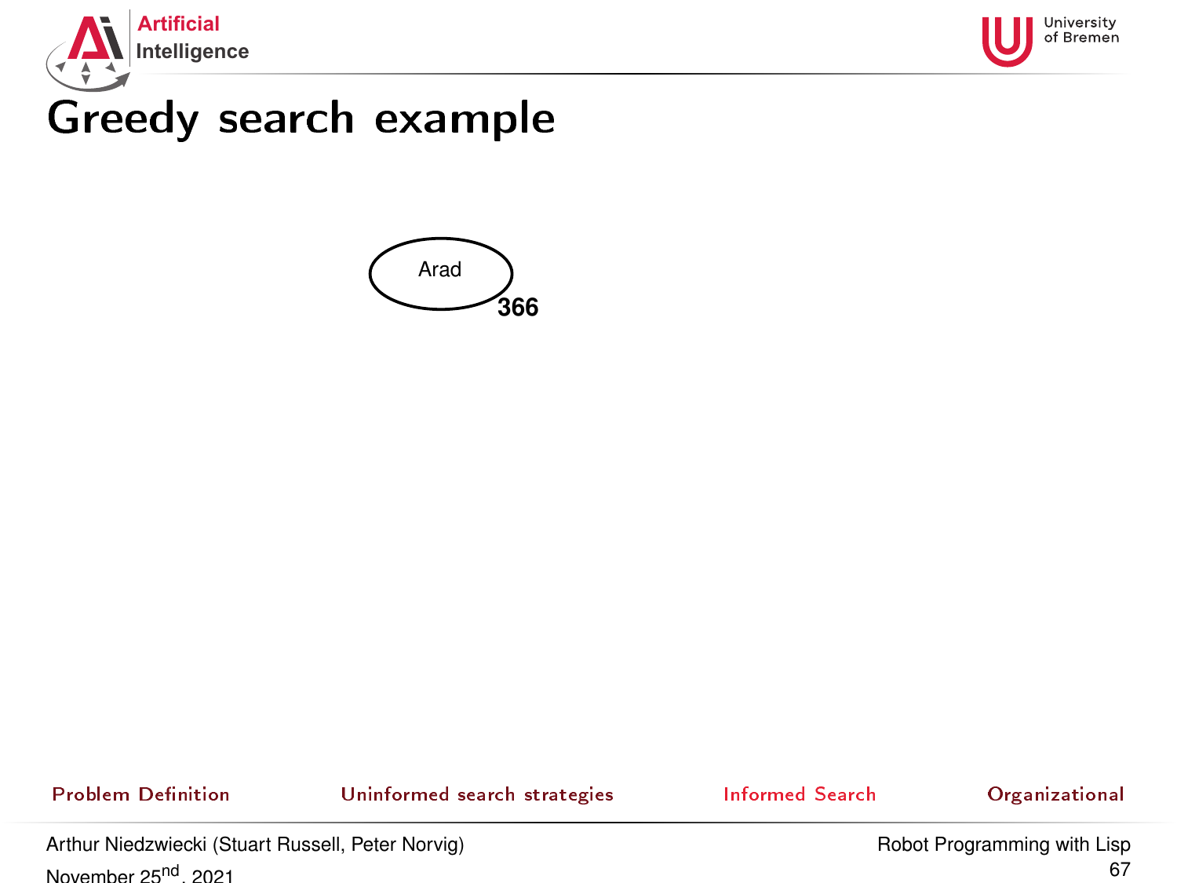# Greedy search example

Arad

366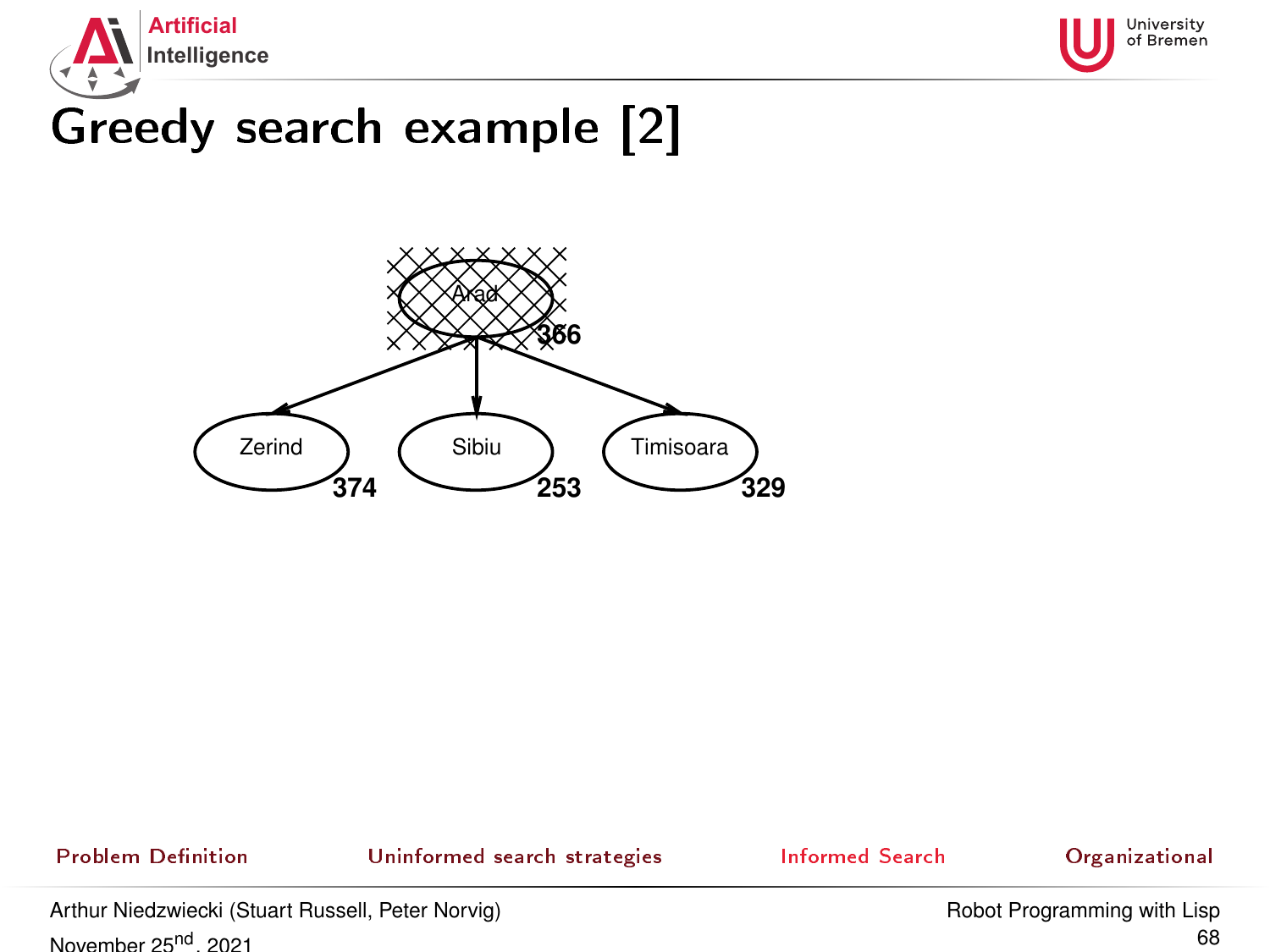# Greedy search example [2]

Arad
366

Zerind
374

Sibiu
253

Timisoara
329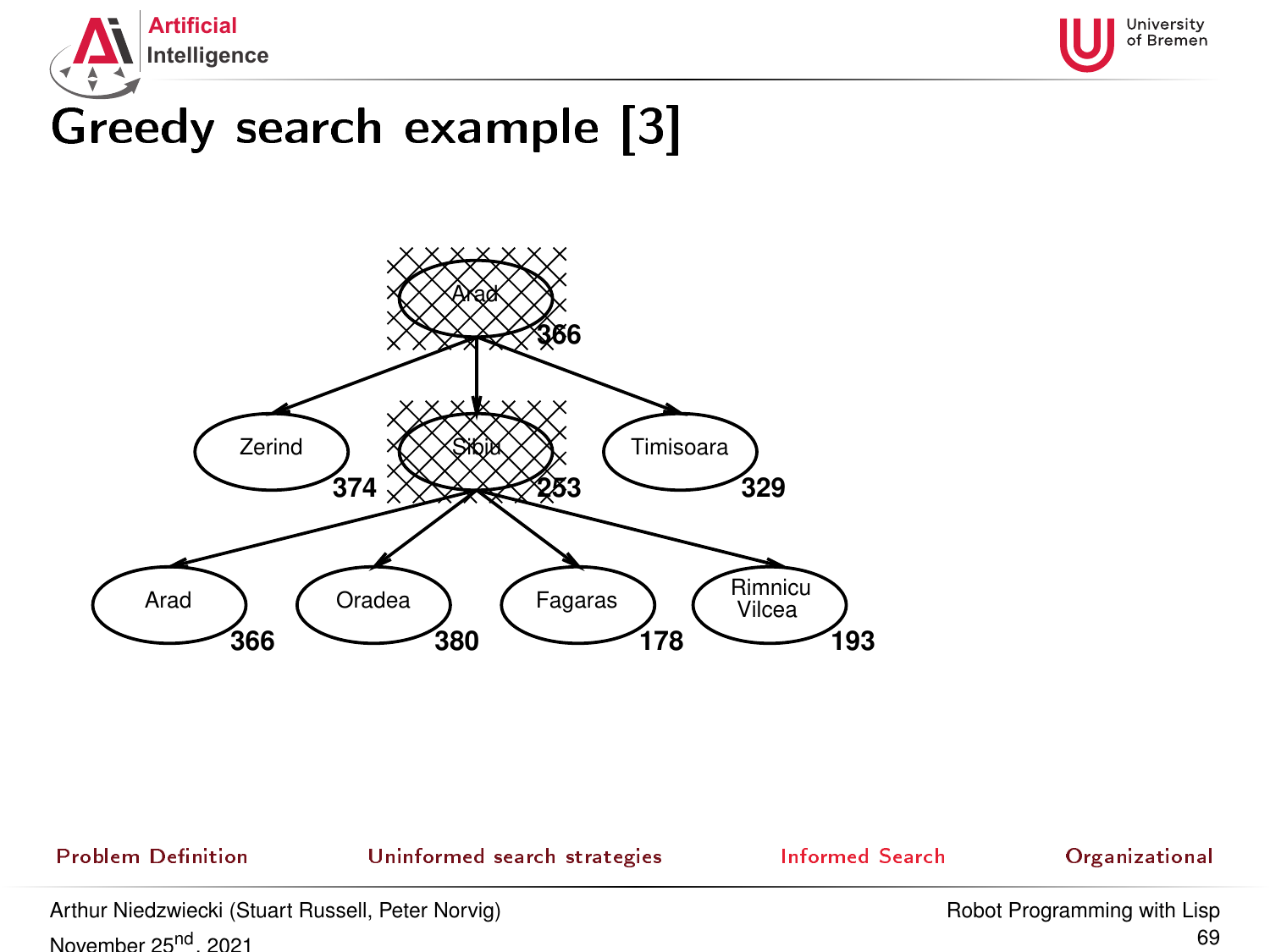# Greedy search example [3]

Arad 366

Zerind 374

Sibiu 253

Timisoara 329

Arad 366

Oradea 380

Fagaras 178

Rimnicu Vilcea 193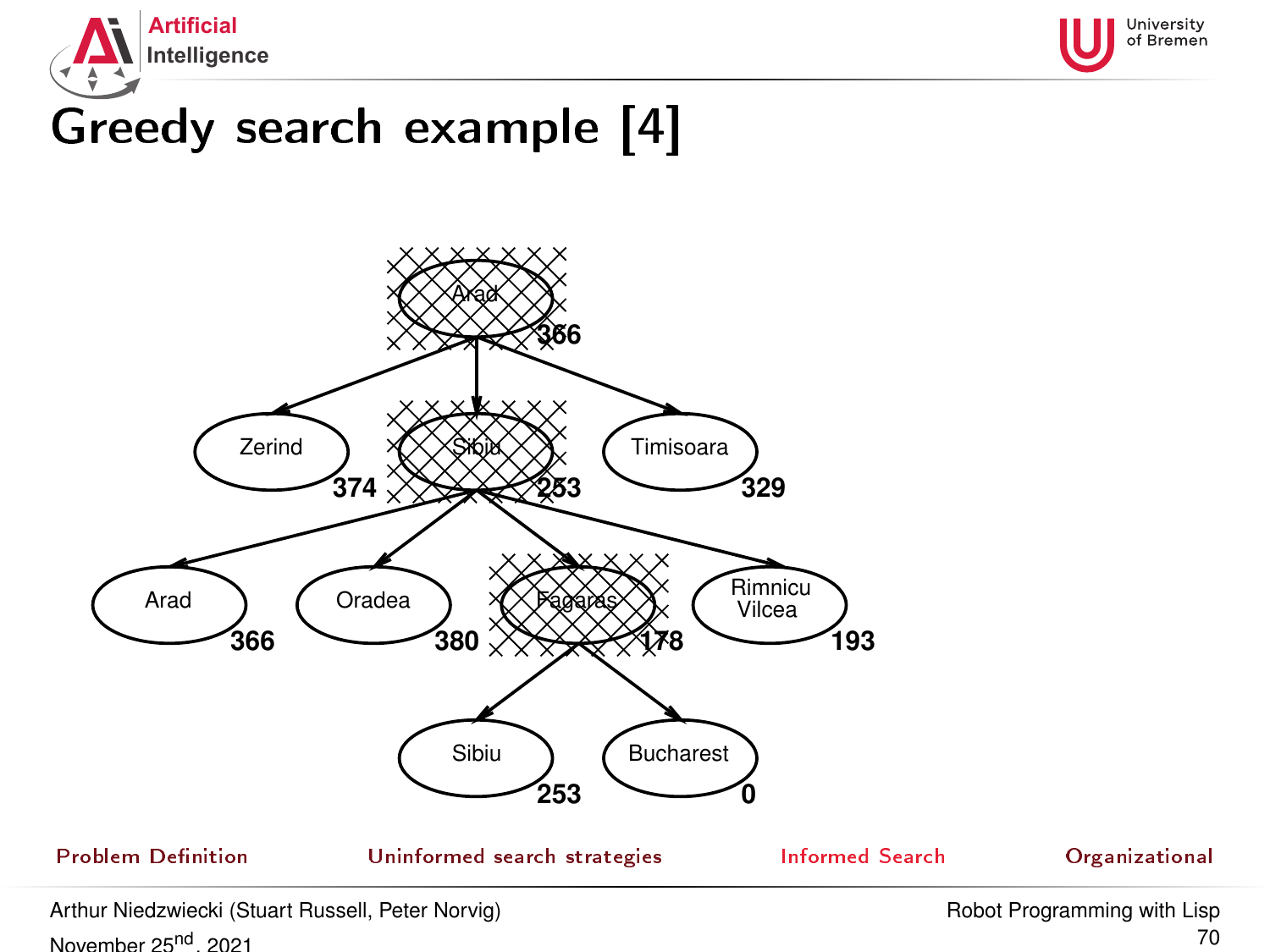# Greedy search example [4]

Arad 366

Zerind 374 | Sibiu 253 | Timisoara 329

Arad 366 | Oradea 380 | Fagaras 178 | Rimnicu Vilcea 193

Sibiu 253 | Bucharest 0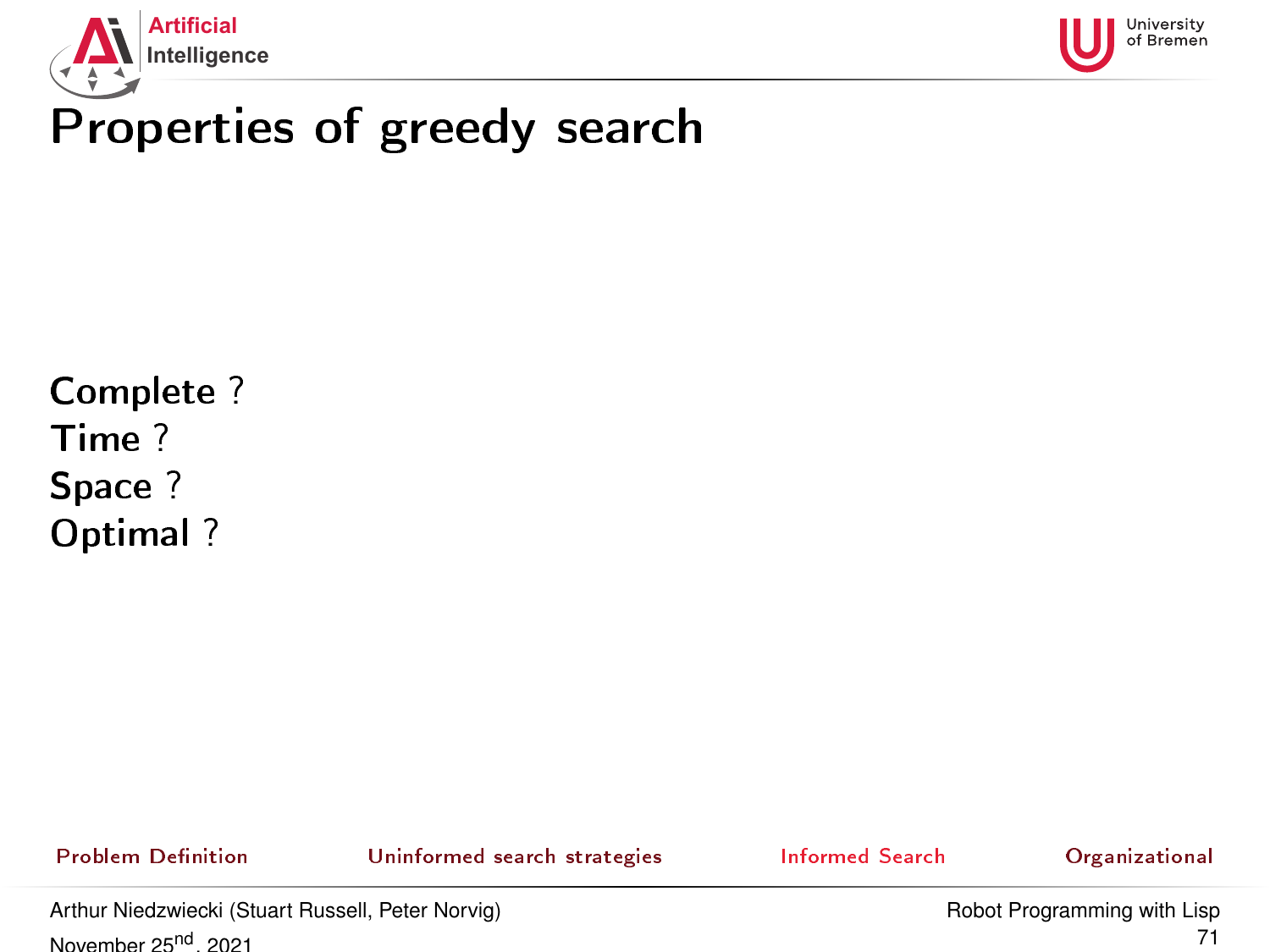# Properties of greedy search

Complete ?
Time ?
Space ?
Optimal ?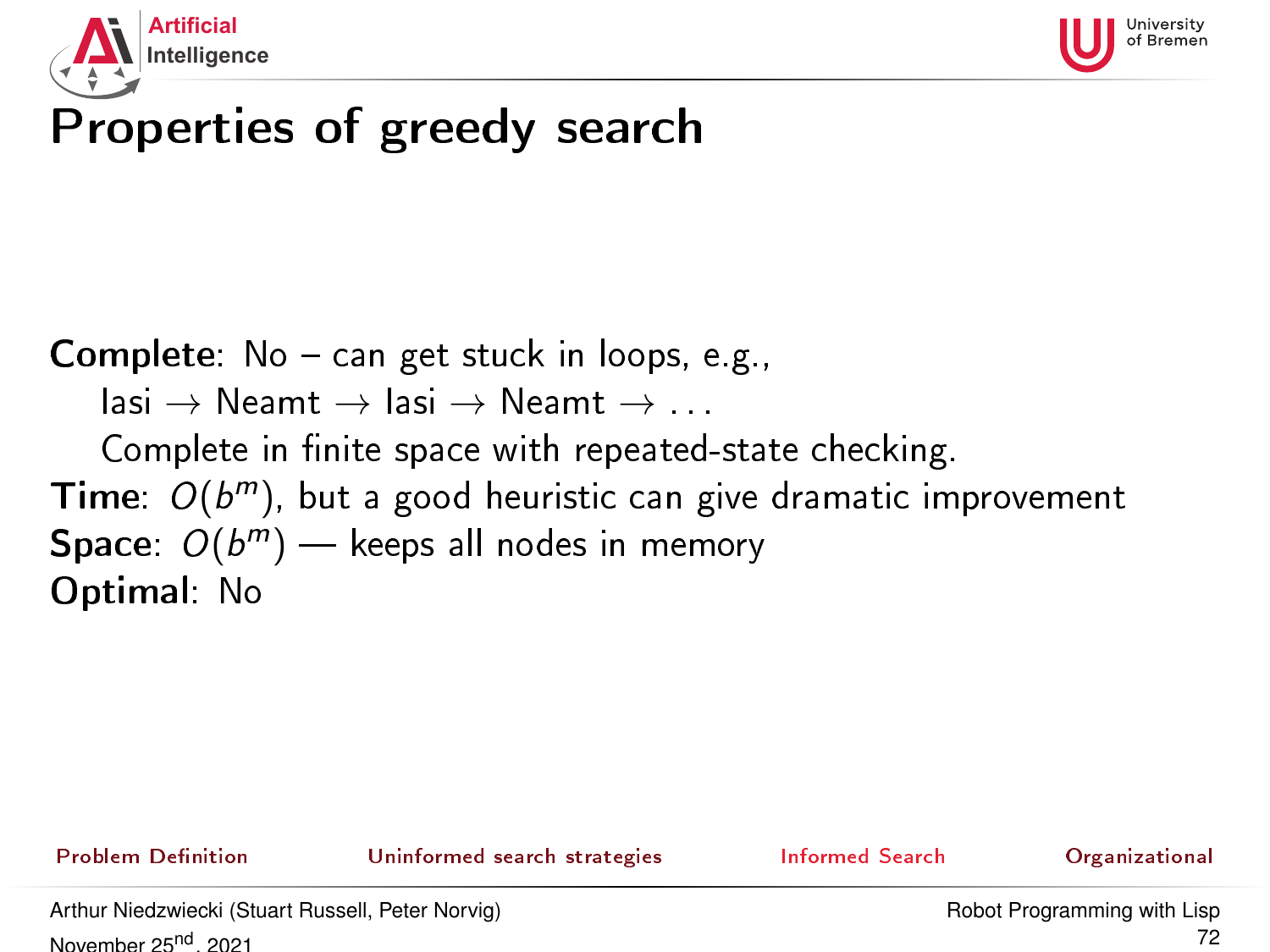# Properties of greedy search

**Complete**: No – can get stuck in loops, e.g.,

Iasi $\rightarrow$ Neamt $\rightarrow$ Iasi $\rightarrow$ Neamt $\rightarrow \ldots$

Complete in finite space with repeated-state checking.

**Time**: $O(b^m)$, but a good heuristic can give dramatic improvement

**Space**: $O(b^m)$ — keeps all nodes in memory

**Optimal**: No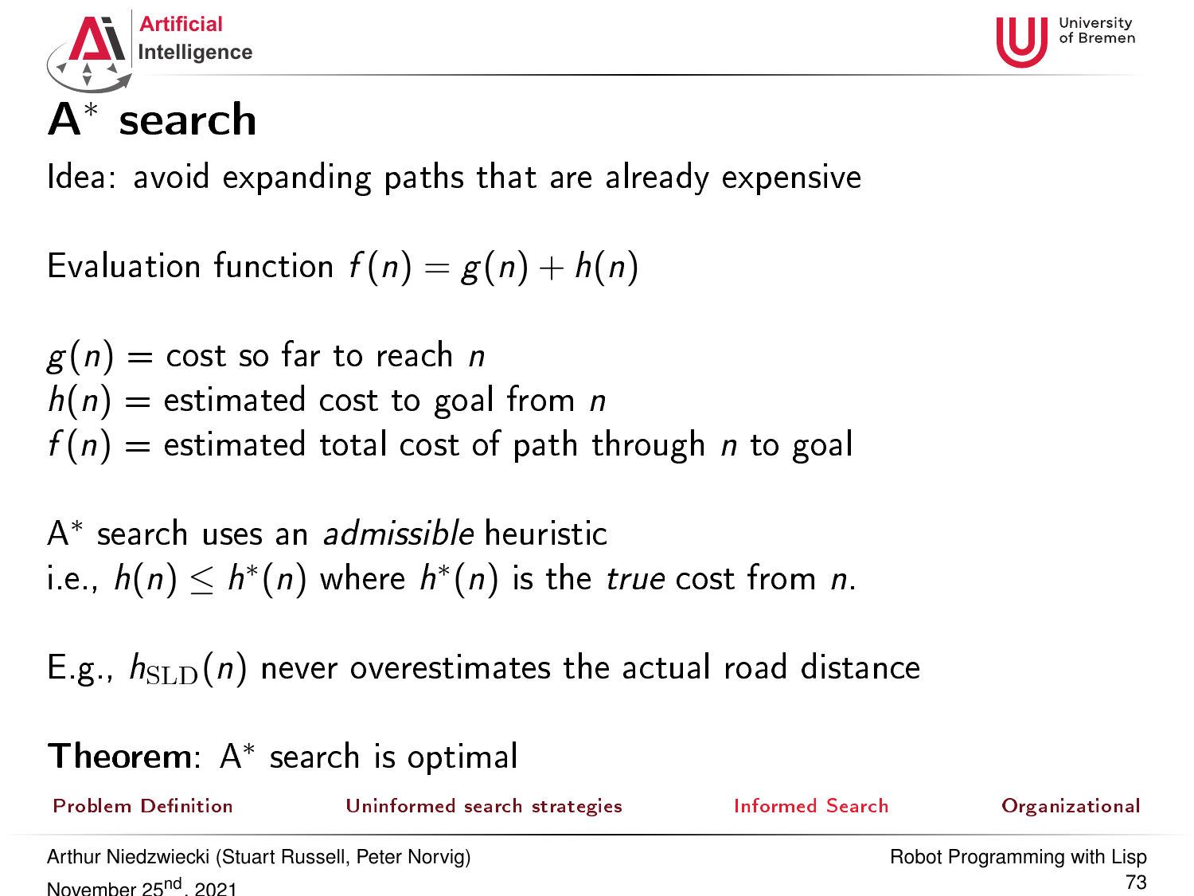# A* search

Idea: avoid expanding paths that are already expensive

Evaluation function $f(n) = g(n) + h(n)$

$g(n)$ = cost so far to reach $n$
$h(n)$ = estimated cost to goal from $n$
$f(n)$ = estimated total cost of path through $n$ to goal

A* search uses an *admissible* heuristic
i.e., $h(n) \leq h^*(n)$ where $h^*(n)$ is the *true* cost from $n$.

E.g., $h_{\mathrm{SLD}}(n)$ never overestimates the actual road distance

**Theorem**: A* search is optimal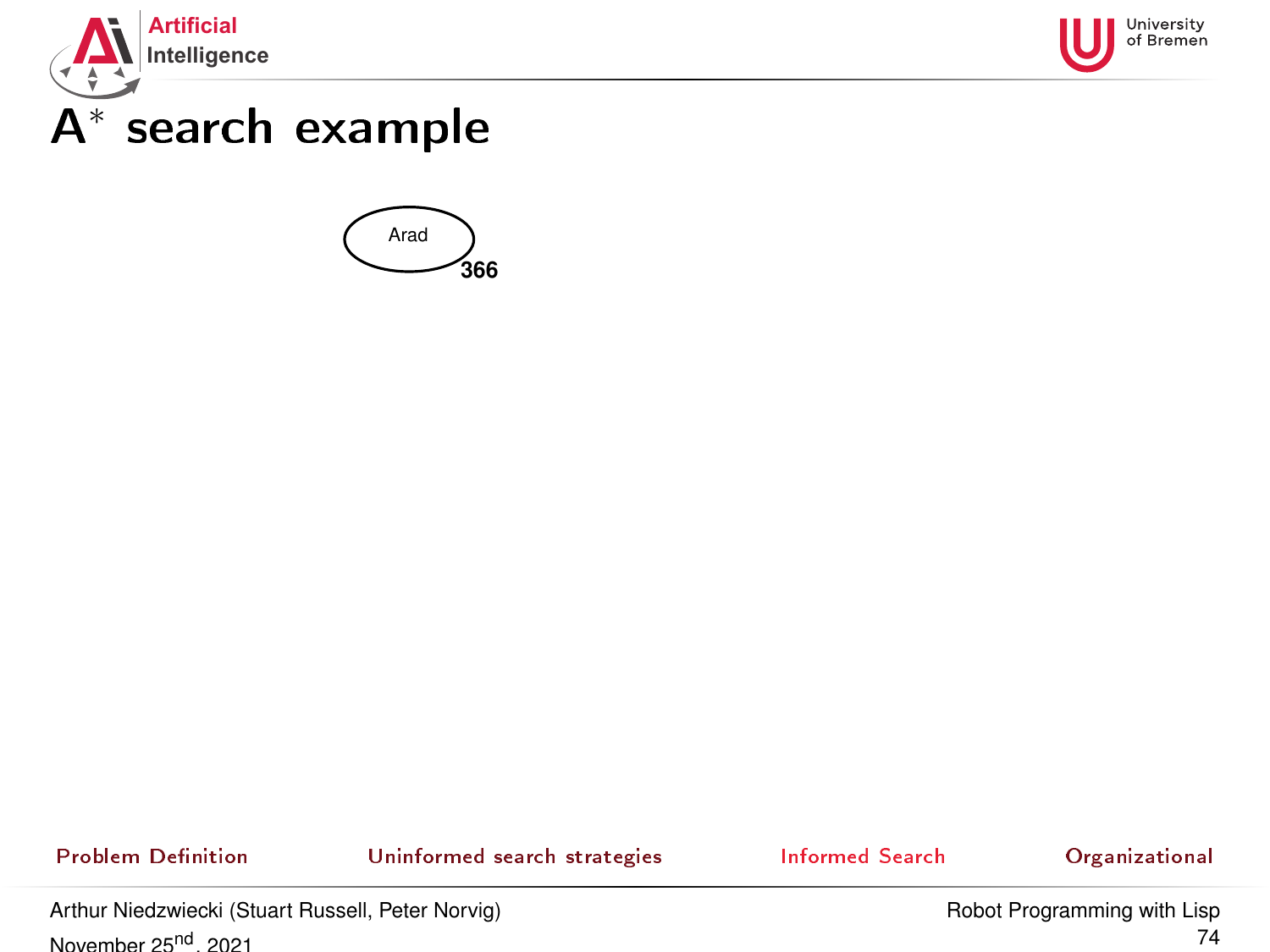# $A^*$ search example

Arad

**366**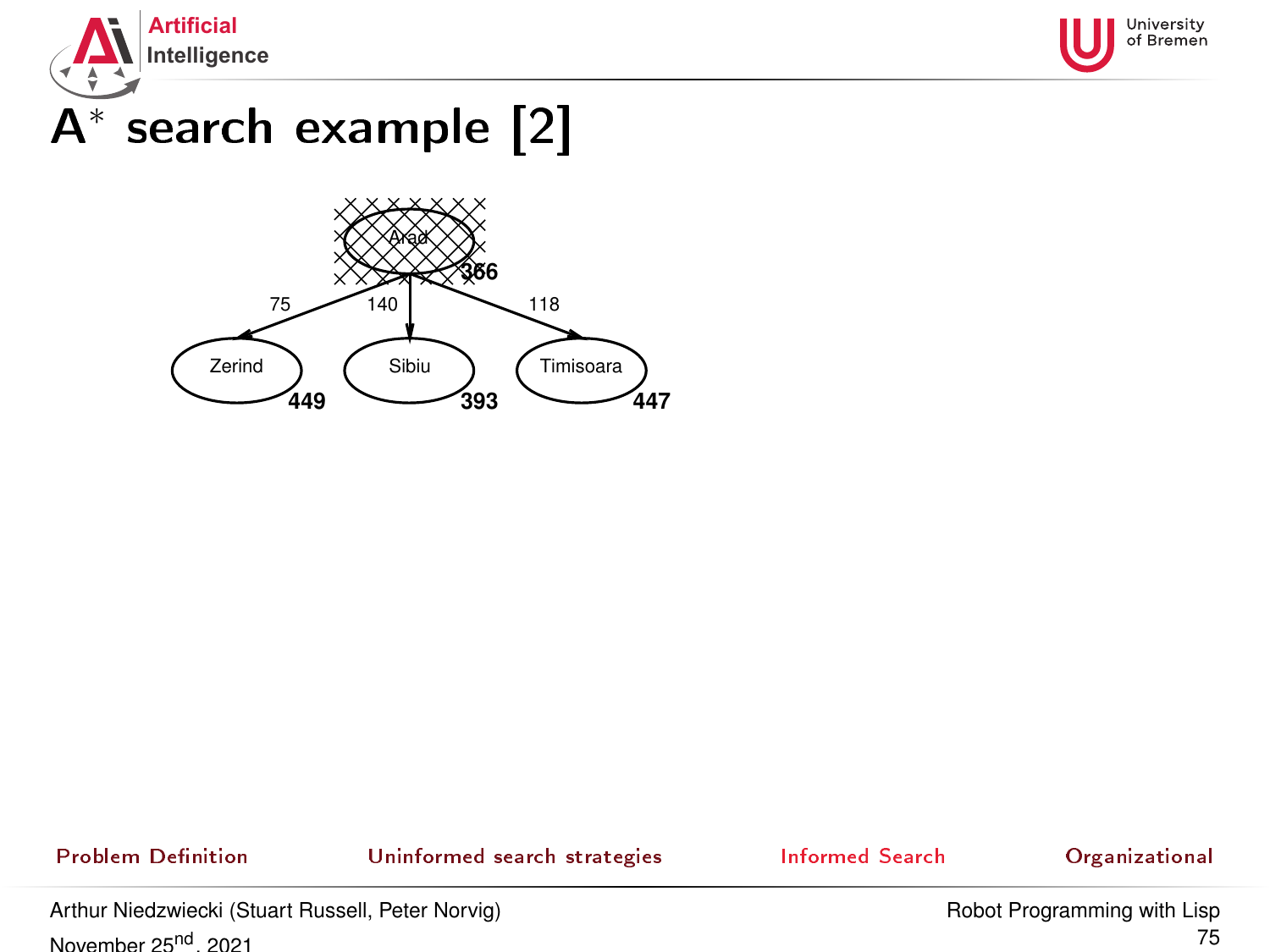# A* search example [2]

Arad 366

75 — Zerind 449

140 — Sibiu 393

118 — Timisoara 447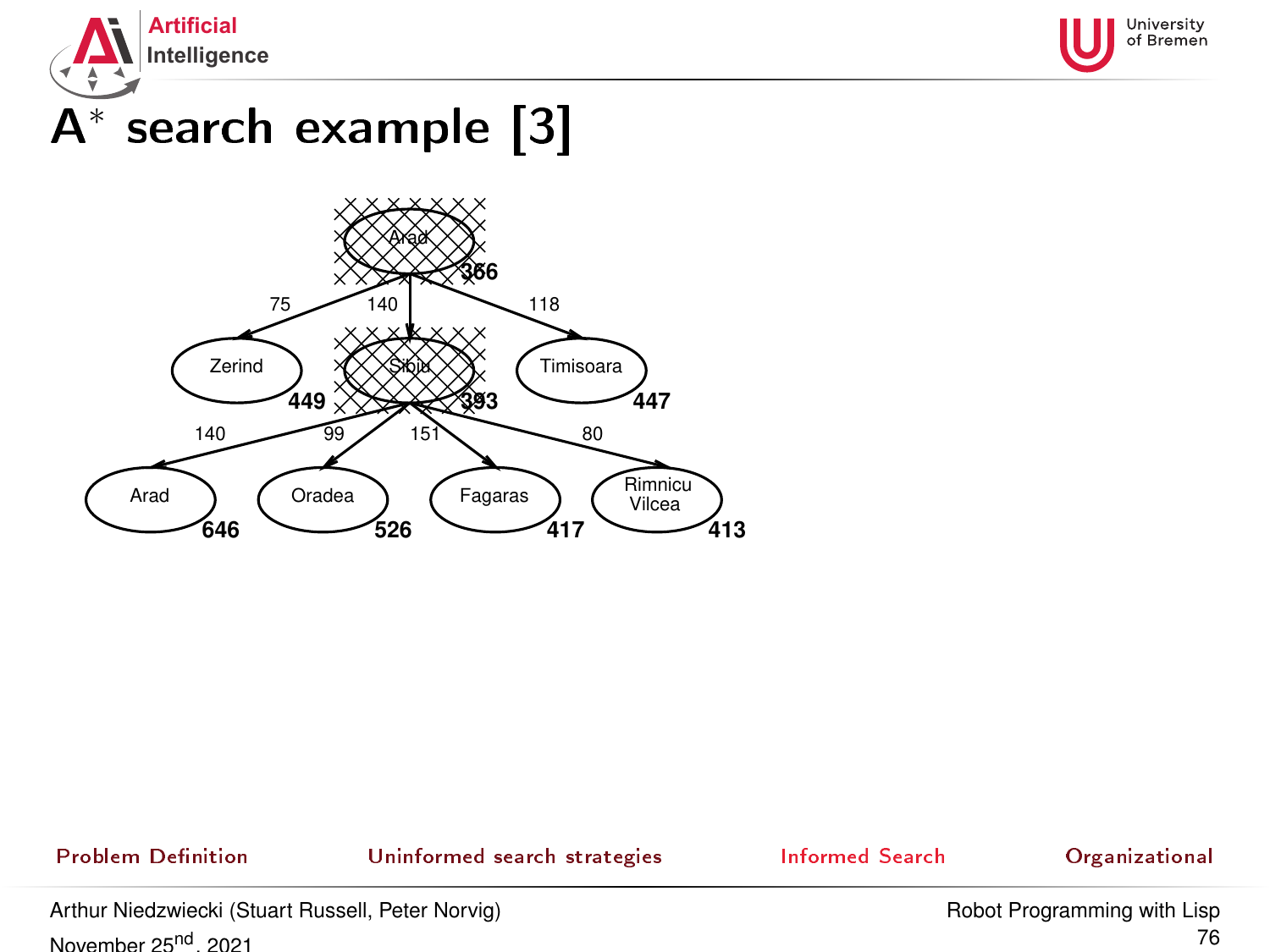# A* search example [3]

Arad 366

- 75 → Zerind 449
- 140 → Sibiu 393
  - 140 → Arad 646
  - 99 → Oradea 526
  - 151 → Fagaras 417
  - 80 → Rimnicu Vilcea 413
- 118 → Timisoara 447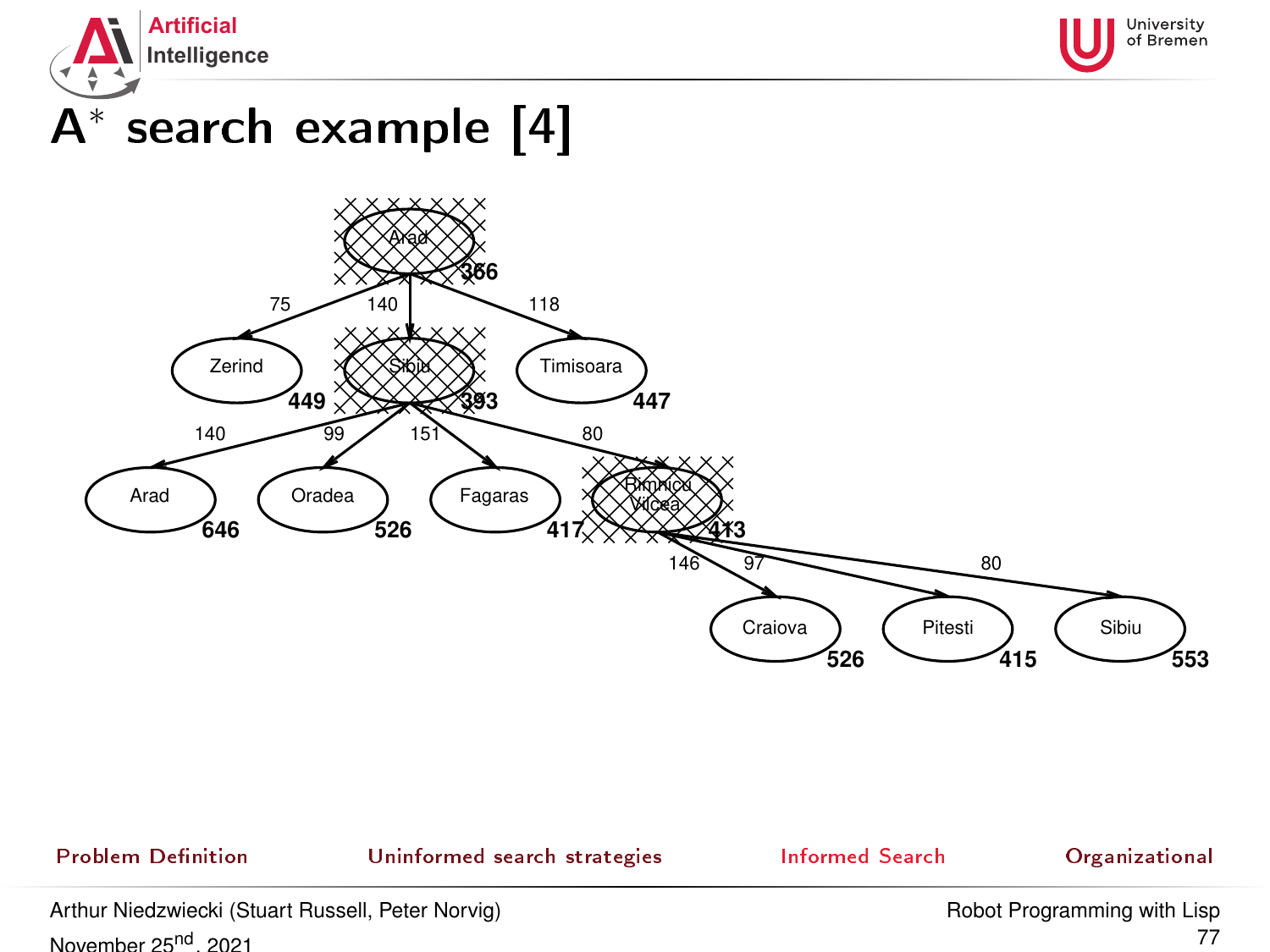# A* search example [4]

Arad 366

- 75 → Zerind 449
- 140 → Sibiu 393
  - 140 → Arad 646
  - 99 → Oradea 526
  - 151 → Fagaras 417
  - 80 → Rimnicu Vilcea 413
    - 146 → Craiova 526
    - 97 → Pitesti 415
    - 80 → Sibiu 553
- 118 → Timisoara 447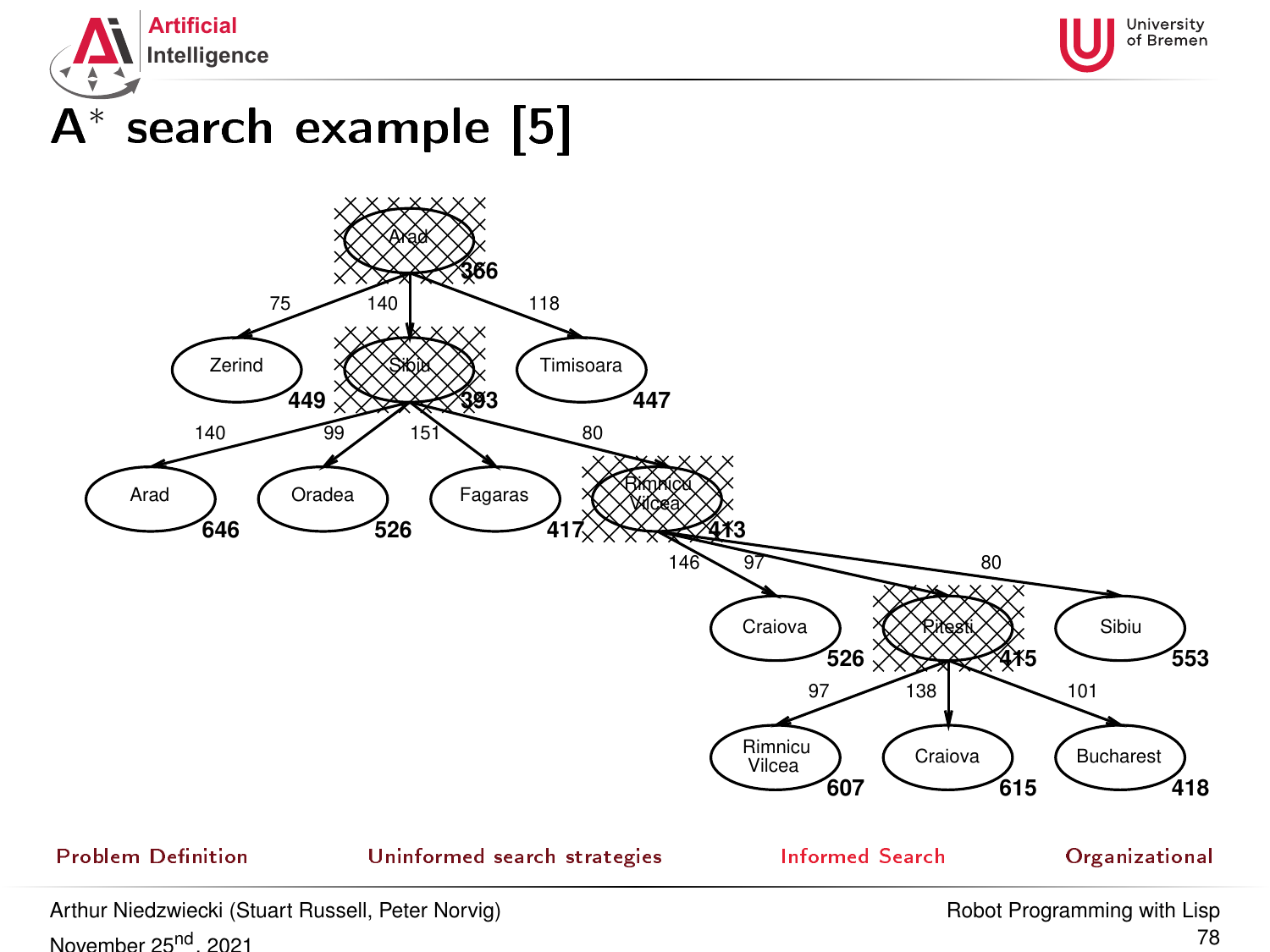# A* search example [5]

Arad 366

- 75 → Zerind 449
- 140 → Sibiu 393
  - 140 → Arad 646
  - 99 → Oradea 526
  - 151 → Fagaras 417
  - 80 → Rimnicu Vilcea 413
    - 146 → Craiova 526
    - 97 → Pitesti 415
      - 97 → Rimnicu Vilcea 607
      - 138 → Craiova 615
      - 101 → Bucharest 418
    - 80 → Sibiu 553
- 118 → Timisoara 447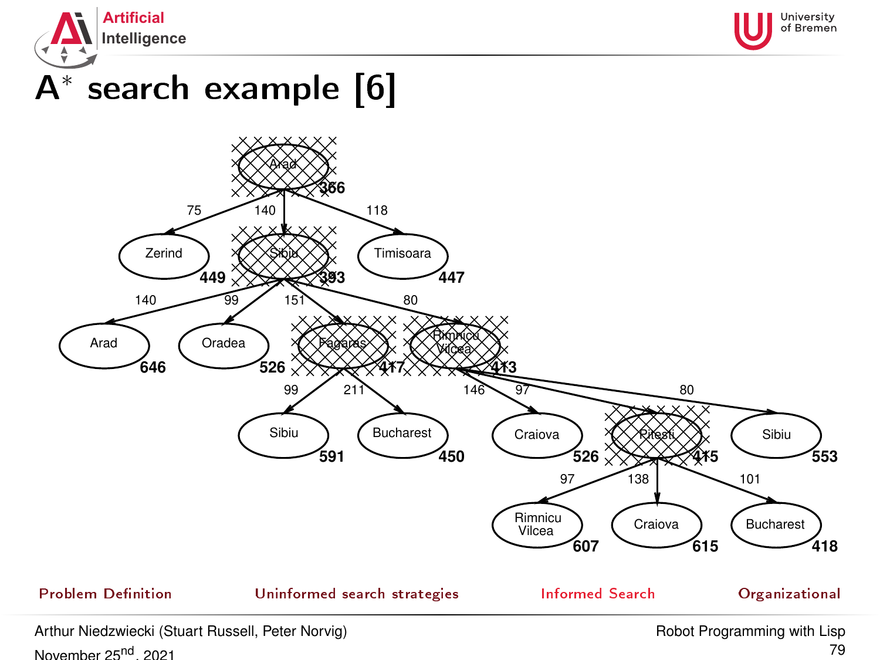# A* search example [6]

- Arad 366
  - 75 → Zerind 449
  - 140 → Sibiu 393
    - 140 → Arad 646
    - 99 → Oradea 526
    - 151 → Fagaras 417
      - 99 → Sibiu 591
      - 211 → Bucharest 450
    - 80 → Rimnicu Vilcea 413
      - 146 → Craiova 526
      - 97 → Pitesti 415
        - 97 → Rimnicu Vilcea 607
        - 138 → Craiova 615
        - 101 → Bucharest 418
      - 80 → Sibiu 553
  - 118 → Timisoara 447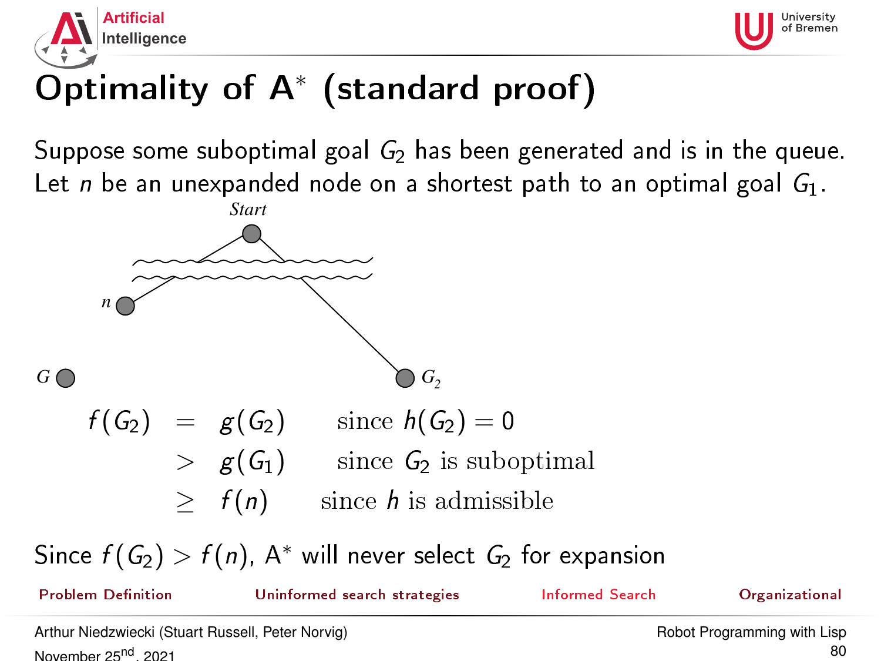# Optimality of A* (standard proof)

Suppose some suboptimal goal $G_2$ has been generated and is in the queue. Let $n$ be an unexpanded node on a shortest path to an optimal goal $G_1$.

$$
\begin{aligned}
f(G_2) &= g(G_2) && \text{since } h(G_2) = 0 \\
&> g(G_1) && \text{since } G_2 \text{ is suboptimal} \\
&\geq f(n) && \text{since } h \text{ is admissible}
\end{aligned}
$$

Since $f(G_2) > f(n)$, A* will never select $G_2$ for expansion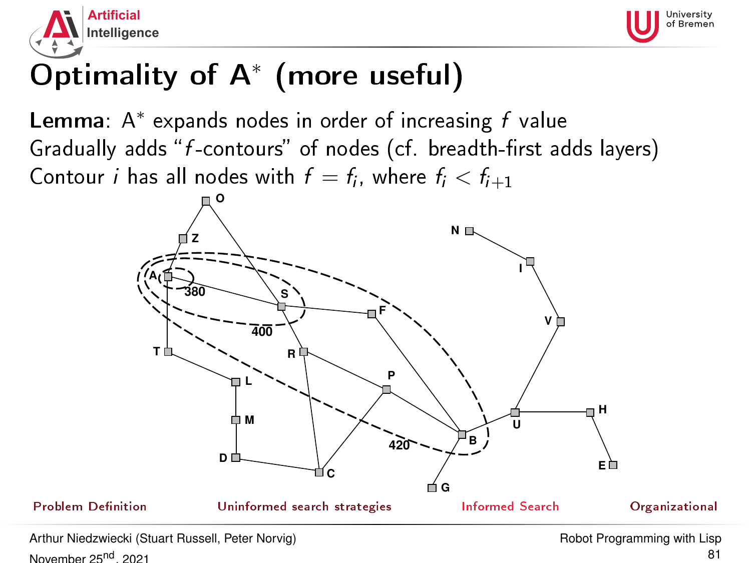# Optimality of A* (more useful)

**Lemma**: A* expands nodes in order of increasing $f$ value

Gradually adds "$f$-contours" of nodes (cf. breadth-first adds layers)

Contour $i$ has all nodes with $f = f_i$, where $f_i < f_{i+1}$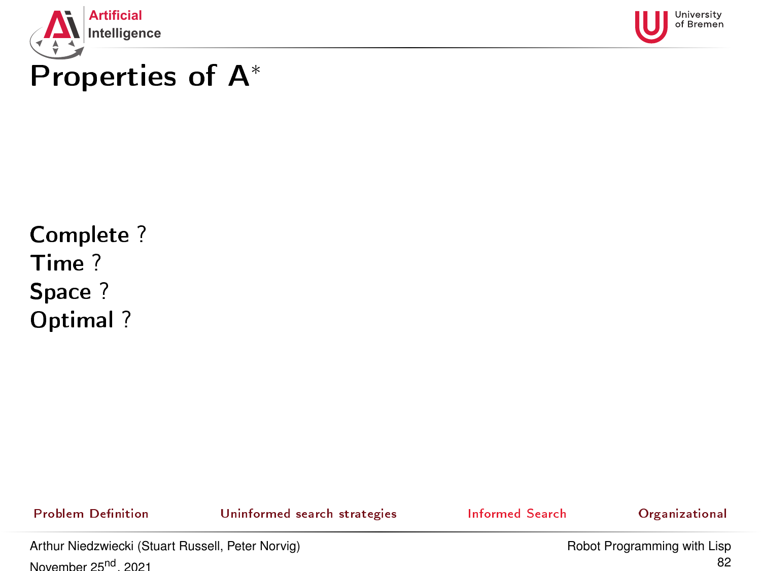# Properties of $A^*$

Complete ?
Time ?
Space ?
Optimal ?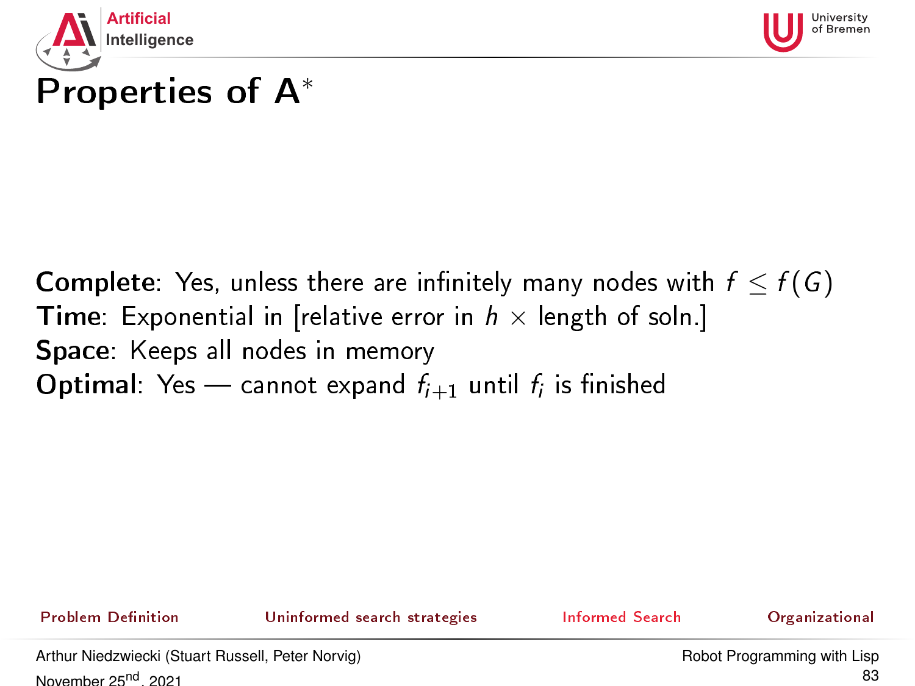# Properties of A$^*$

**Complete**: Yes, unless there are infinitely many nodes with $f \leq f(G)$
**Time**: Exponential in [relative error in $h \times$ length of soln.]
**Space**: Keeps all nodes in memory
**Optimal**: Yes — cannot expand $f_{i+1}$ until $f_i$ is finished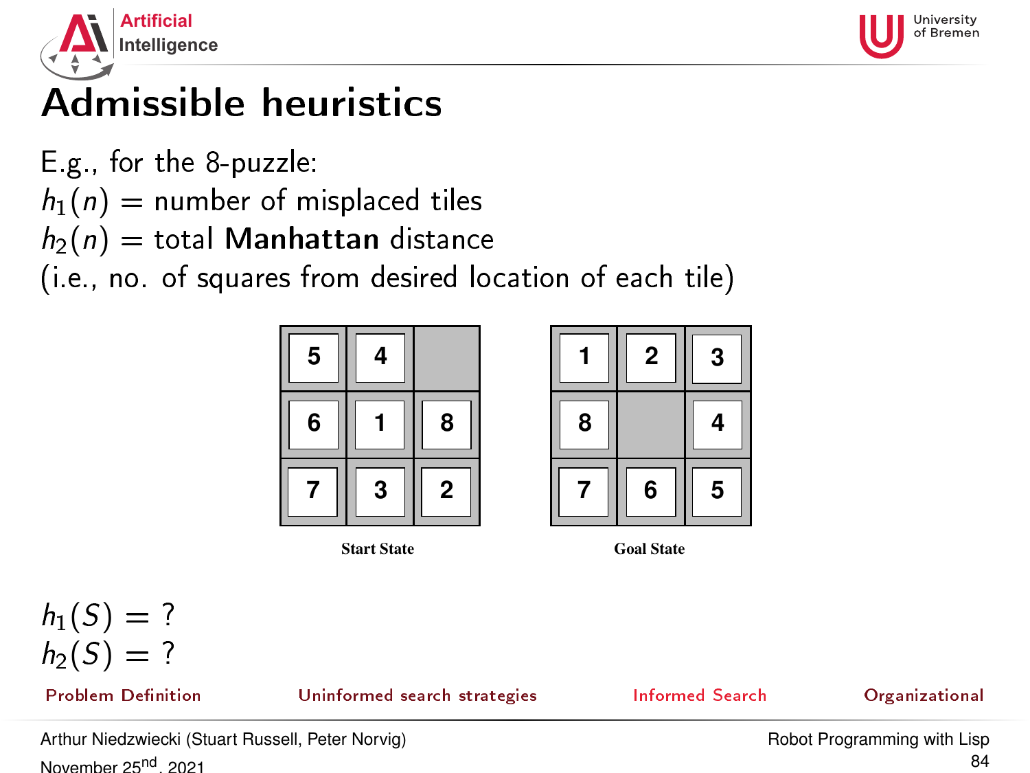# Admissible heuristics

E.g., for the 8-puzzle:

$h_1(n)$ = number of misplaced tiles

$h_2(n)$ = total **Manhattan** distance

(i.e., no. of squares from desired location of each tile)

| 5 | 4 |   |
|---|---|---|
| 6 | 1 | 8 |
| 7 | 3 | 2 |

**Start State**

| 1 | 2 | 3 |
|---|---|---|
| 8 |   | 4 |
| 7 | 6 | 5 |

**Goal State**

$h_1(S) = ?$

$h_2(S) = ?$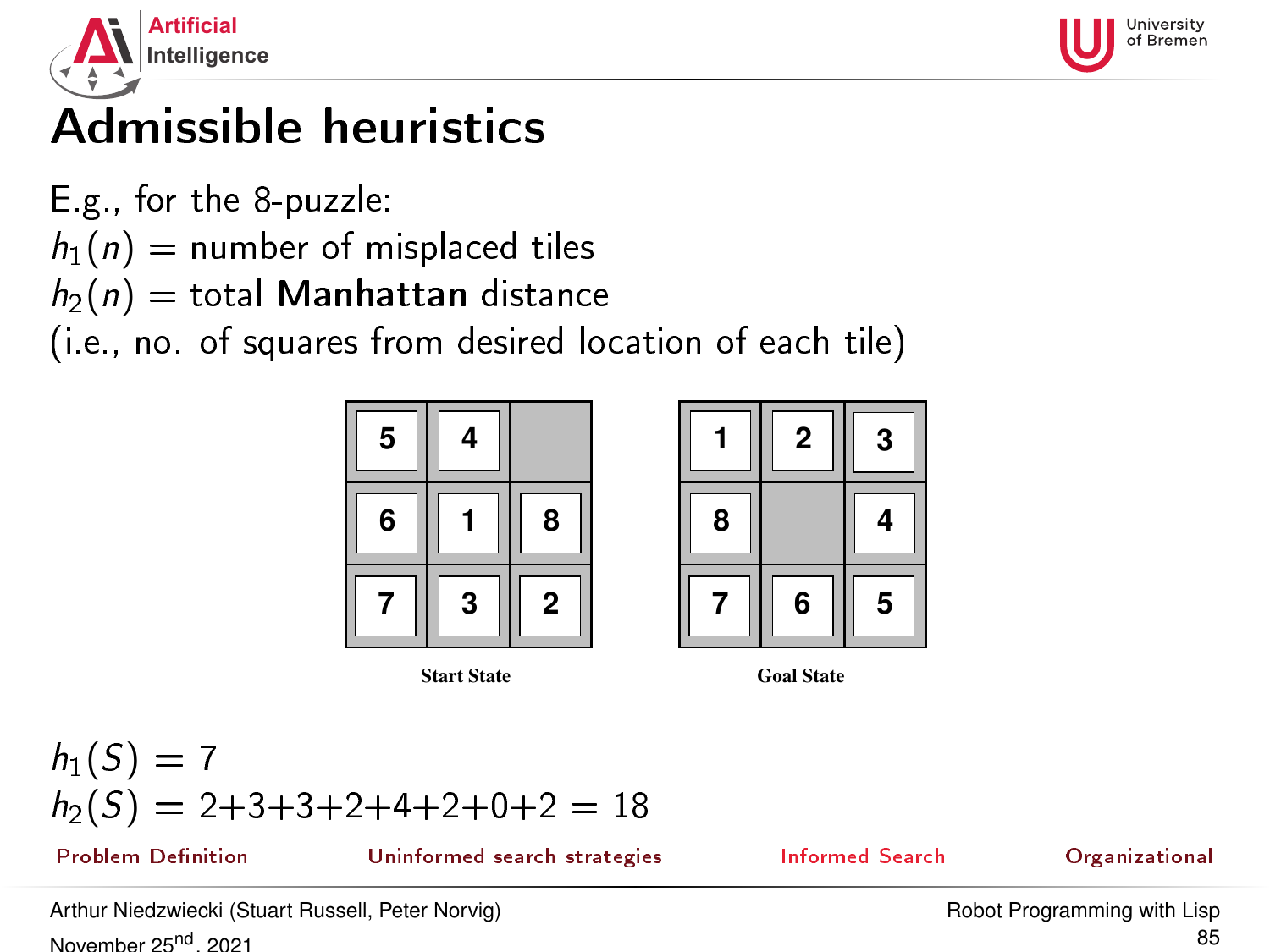# Admissible heuristics

E.g., for the 8-puzzle:

$h_1(n)$ = number of misplaced tiles

$h_2(n)$ = total **Manhattan** distance

(i.e., no. of squares from desired location of each tile)

| 5 | 4 |   |
|---|---|---|
| 6 | 1 | 8 |
| 7 | 3 | 2 |

**Start State**

| 1 | 2 | 3 |
|---|---|---|
| 8 |   | 4 |
| 7 | 6 | 5 |

**Goal State**

$h_1(S) = 7$

$h_2(S) = 2+3+3+2+4+2+0+2 = 18$

Problem Definition    Uninformed search strategies    Informed Search    Organizational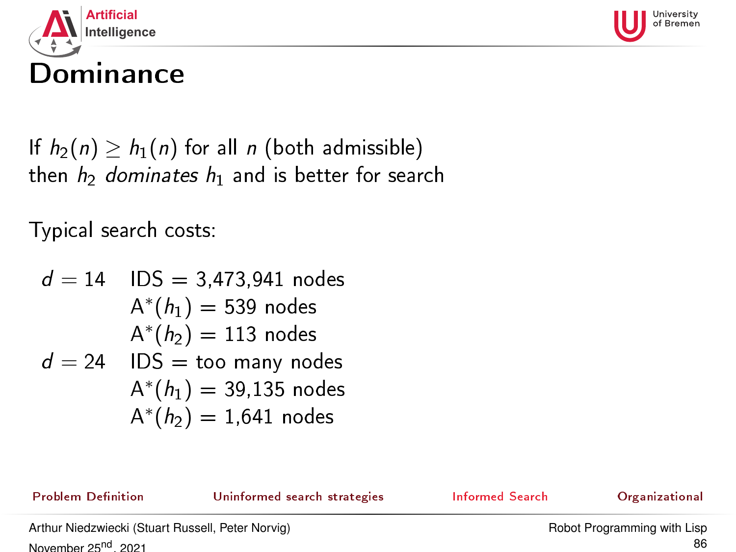# Dominance

If $h_2(n) \geq h_1(n)$ for all $n$ (both admissible)
then $h_2$ *dominates* $h_1$ and is better for search

Typical search costs:

$d = 14$ IDS = 3,473,941 nodes
$A^*(h_1)$ = 539 nodes
$A^*(h_2)$ = 113 nodes

$d = 24$ IDS = too many nodes
$A^*(h_1)$ = 39,135 nodes
$A^*(h_2)$ = 1,641 nodes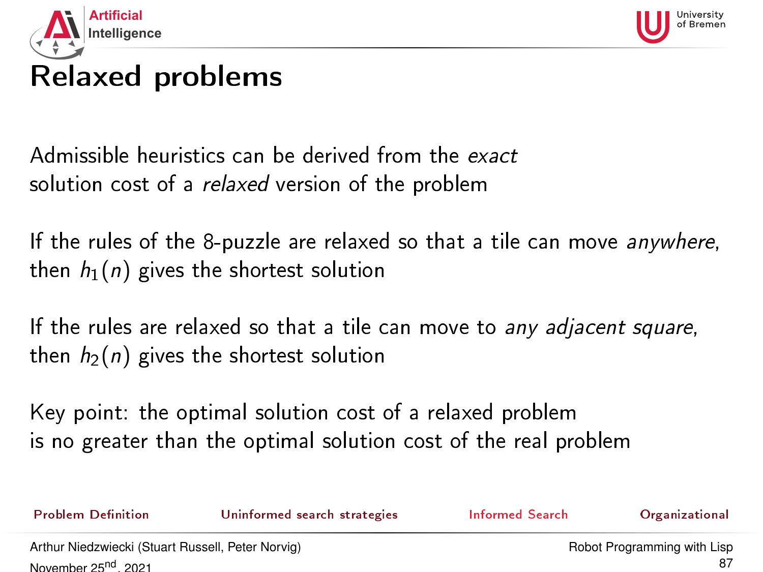# Relaxed problems

Admissible heuristics can be derived from the *exact* solution cost of a *relaxed* version of the problem

If the rules of the 8-puzzle are relaxed so that a tile can move *anywhere*, then $h_1(n)$ gives the shortest solution

If the rules are relaxed so that a tile can move to *any adjacent square*, then $h_2(n)$ gives the shortest solution

Key point: the optimal solution cost of a relaxed problem is no greater than the optimal solution cost of the real problem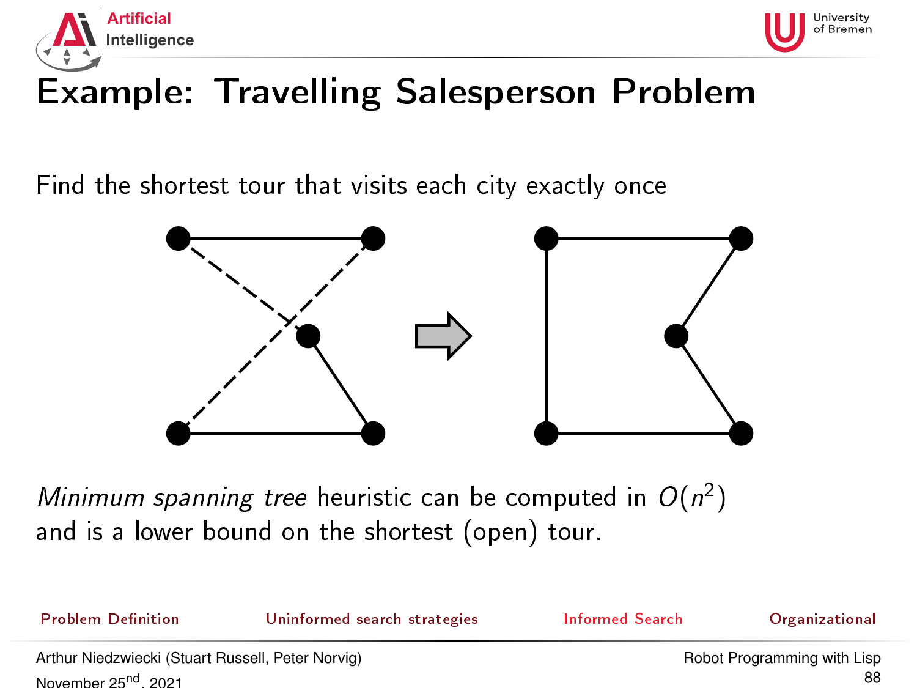# Example: Travelling Salesperson Problem

Find the shortest tour that visits each city exactly once

*Minimum spanning tree* heuristic can be computed in $O(n^2)$ and is a lower bound on the shortest (open) tour.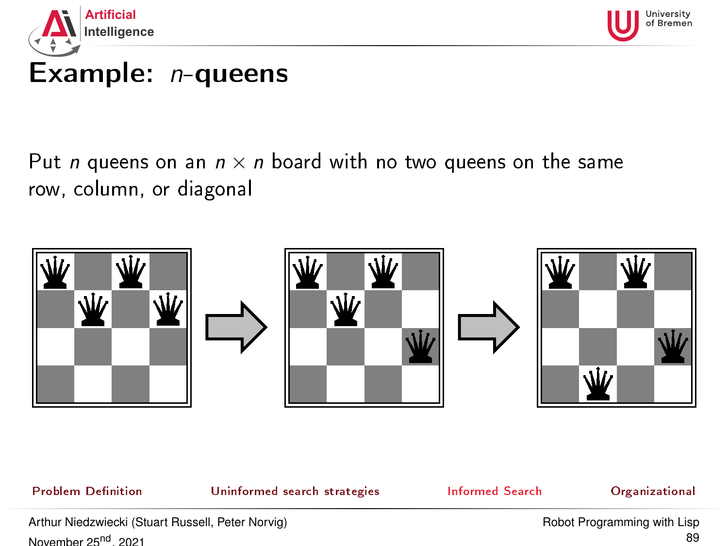# Example: $n$-queens

Put $n$ queens on an $n \times n$ board with no two queens on the same row, column, or diagonal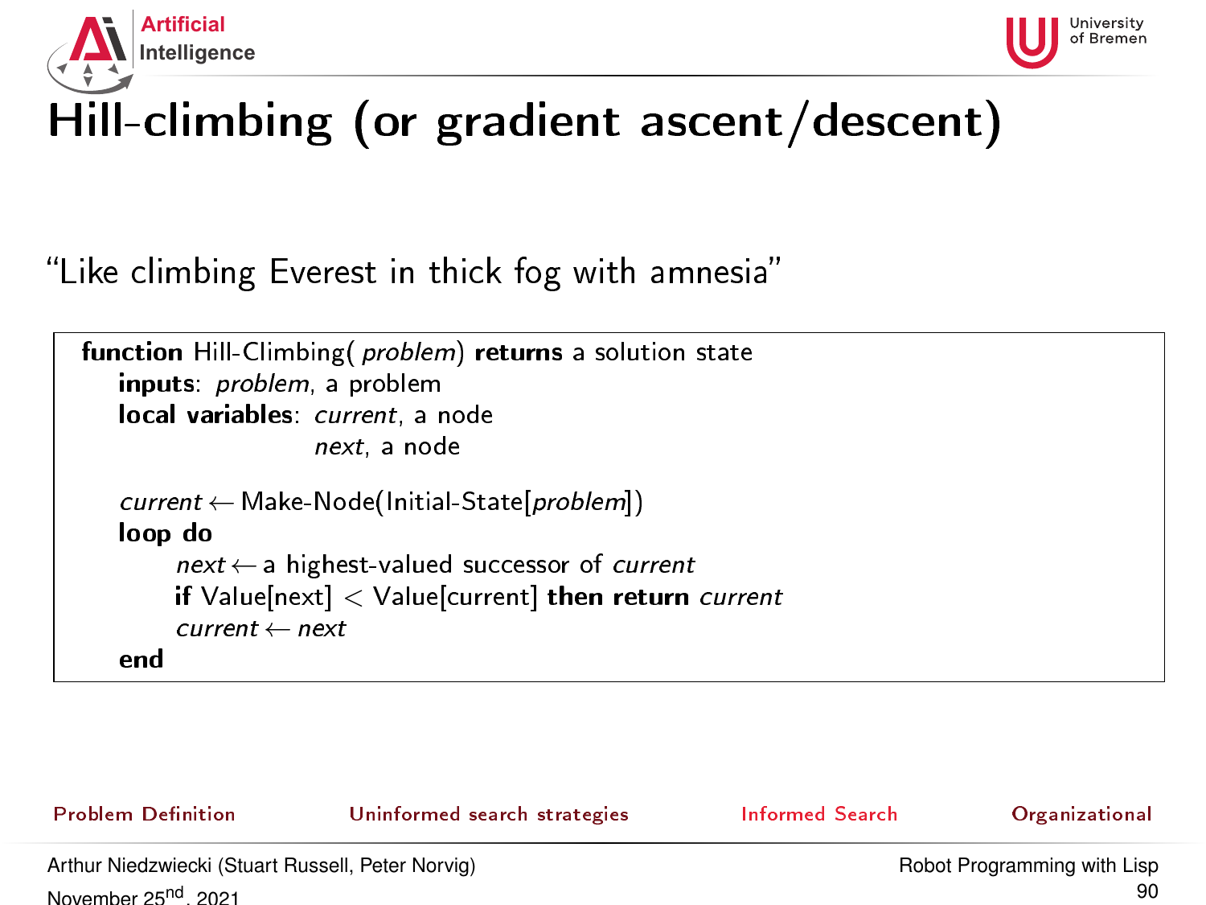# Hill-climbing (or gradient ascent/descent)

"Like climbing Everest in thick fog with amnesia"

```
function Hill-Climbing( problem) returns a solution state
    inputs: problem, a problem
    local variables: current, a node
                     next, a node

    current ← Make-Node(Initial-State[problem])
    loop do
        next ← a highest-valued successor of current
        if Value[next] < Value[current] then return current
        current ← next
    end
```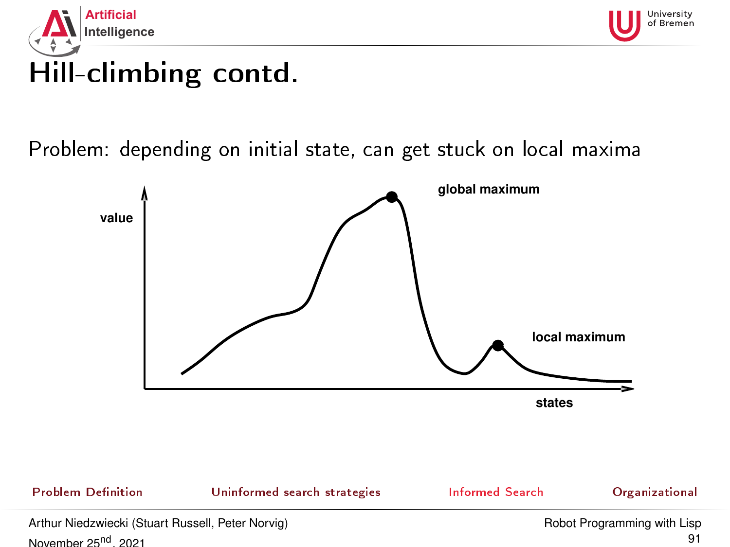# Hill-climbing contd.

Problem: depending on initial state, can get stuck on local maxima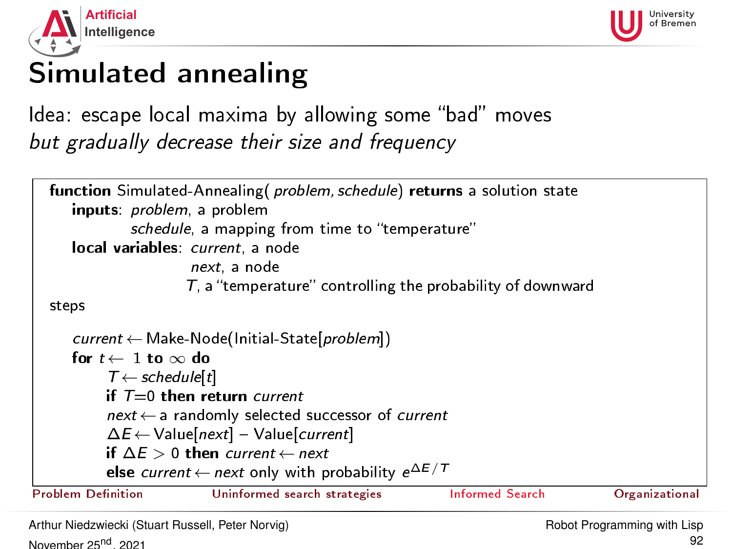# Simulated annealing

Idea: escape local maxima by allowing some "bad" moves
*but gradually decrease their size and frequency*

```
function Simulated-Annealing( problem, schedule) returns a solution state
    inputs: problem, a problem
            schedule, a mapping from time to "temperature"
    local variables: current, a node
                     next, a node
                     T, a "temperature" controlling the probability of downward
steps

    current ← Make-Node(Initial-State[problem])
    for t ← 1 to ∞ do
        T ← schedule[t]
        if T=0 then return current
        next ← a randomly selected successor of current
        ΔE ← Value[next] − Value[current]
        if ΔE > 0 then current ← next
        else current ← next only with probability e^(ΔE/T)
```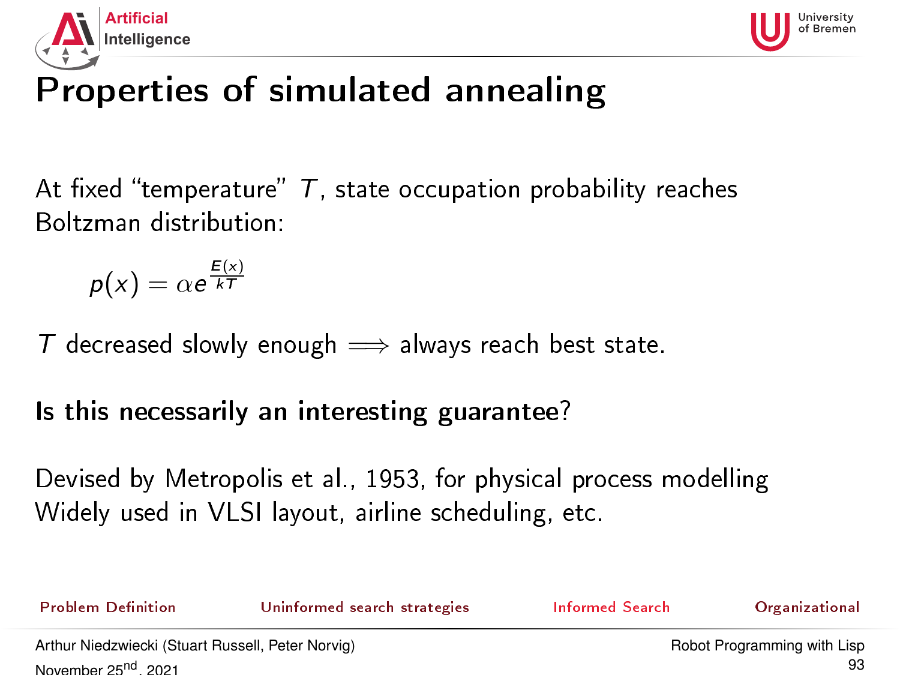# Properties of simulated annealing

At fixed "temperature" $T$, state occupation probability reaches Boltzman distribution:

$$p(x) = \alpha e^{\frac{E(x)}{kT}}$$

$T$ decreased slowly enough $\Longrightarrow$ always reach best state.

**Is this necessarily an interesting guarantee?**

Devised by Metropolis et al., 1953, for physical process modelling
Widely used in VLSI layout, airline scheduling, etc.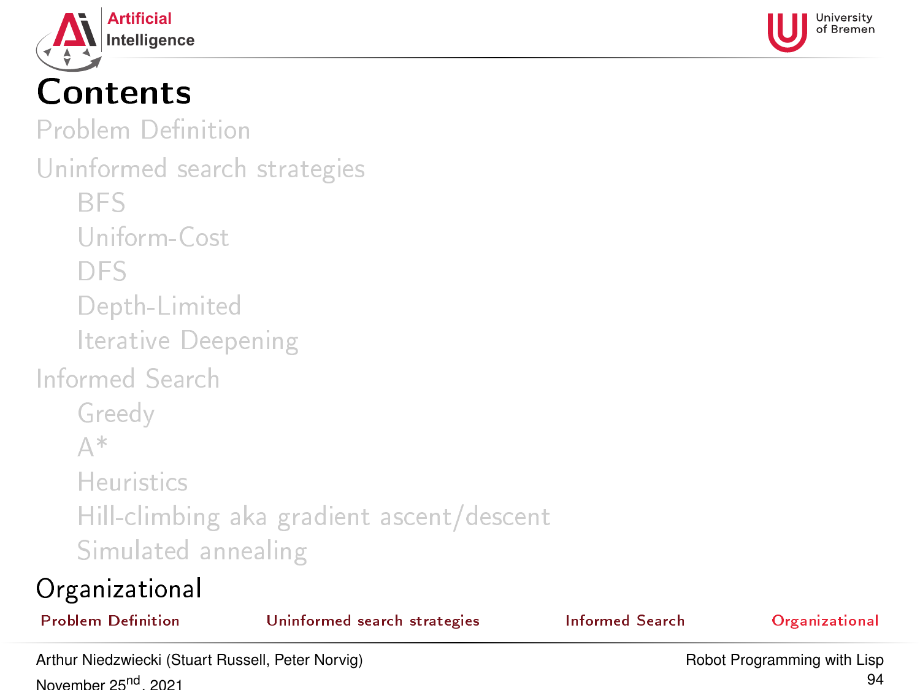# Contents

Problem Definition

Uninformed search strategies

- BFS
- Uniform-Cost
- DFS
- Depth-Limited
- Iterative Deepening

Informed Search

- Greedy
- A*
- Heuristics
- Hill-climbing aka gradient ascent/descent
- Simulated annealing

Organizational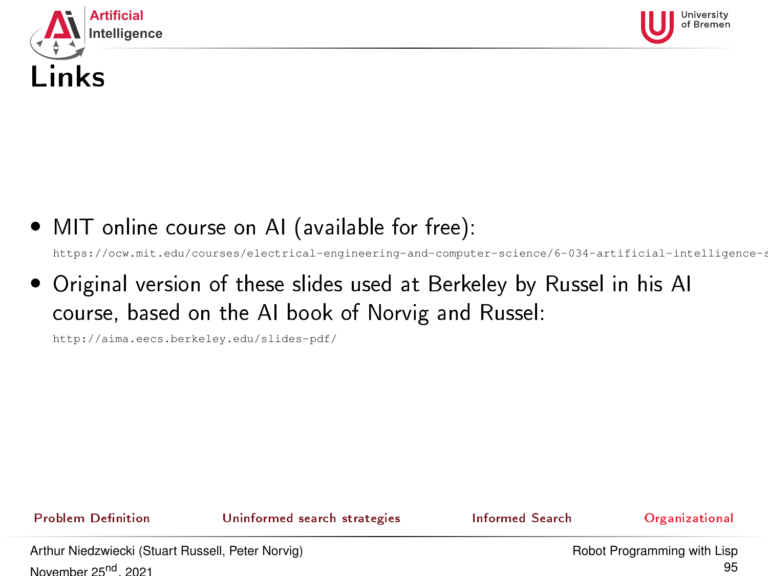# Links

- MIT online course on AI (available for free):
  https://ocw.mit.edu/courses/electrical-engineering-and-computer-science/6-034-artificial-intelligence-s
- Original version of these slides used at Berkeley by Russel in his AI course, based on the AI book of Norvig and Russel:
  http://aima.eecs.berkeley.edu/slides-pdf/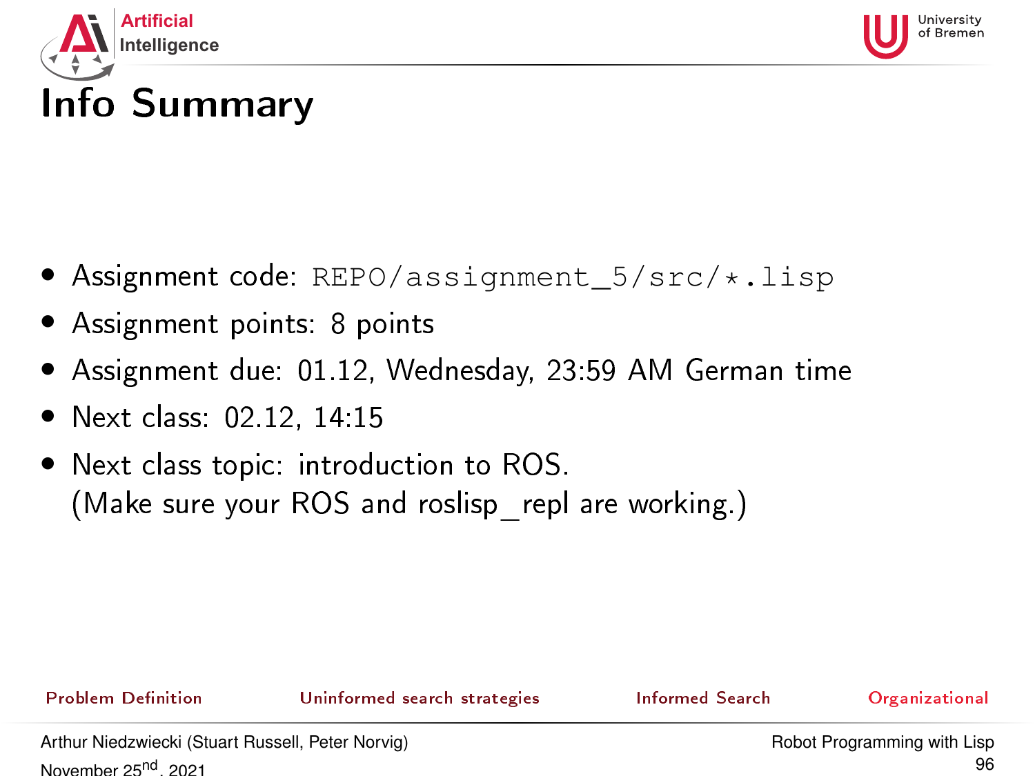# Info Summary

- Assignment code: `REPO/assignment_5/src/*.lisp`
- Assignment points: 8 points
- Assignment due: 01.12, Wednesday, 23:59 AM German time
- Next class: 02.12, 14:15
- Next class topic: introduction to ROS.
  (Make sure your ROS and roslisp_repl are working.)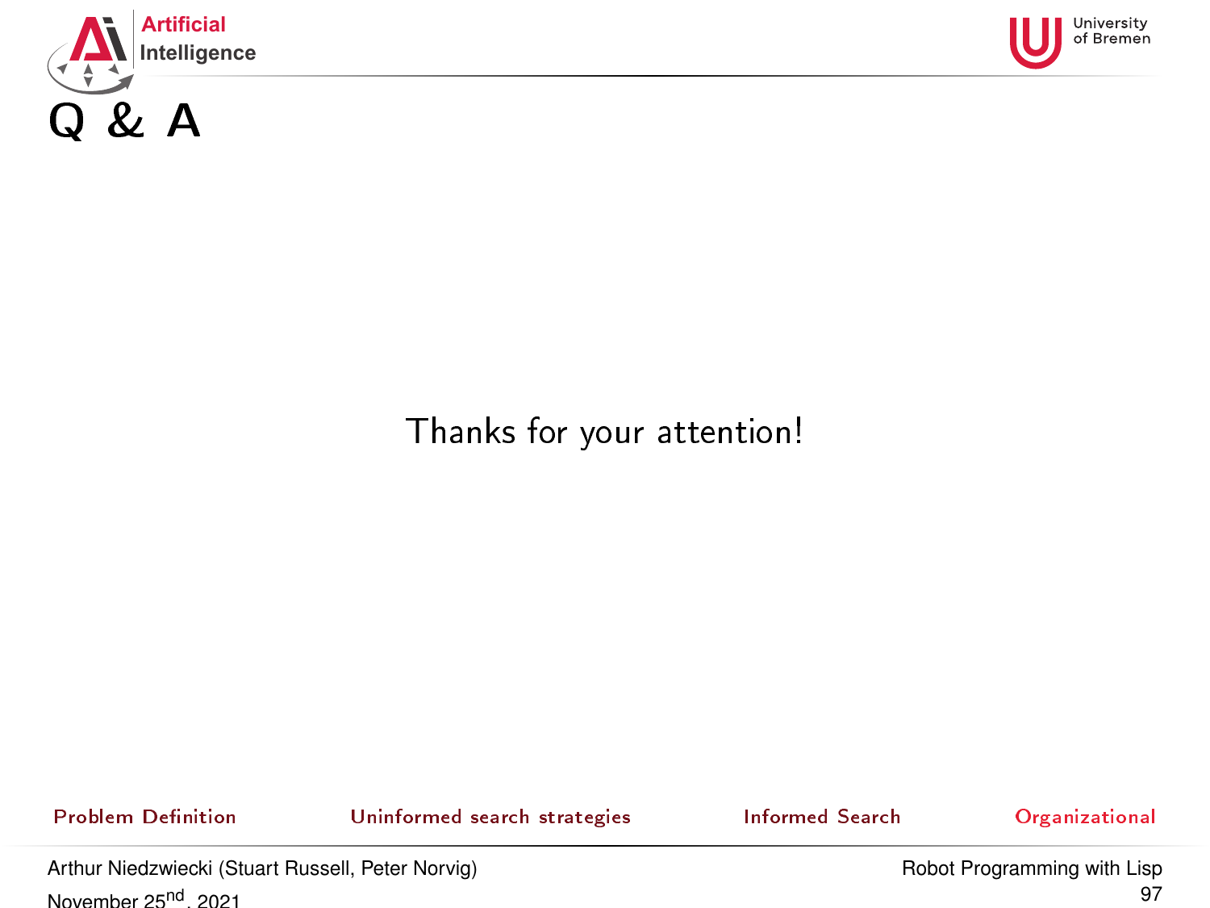# Q & A

Thanks for your attention!